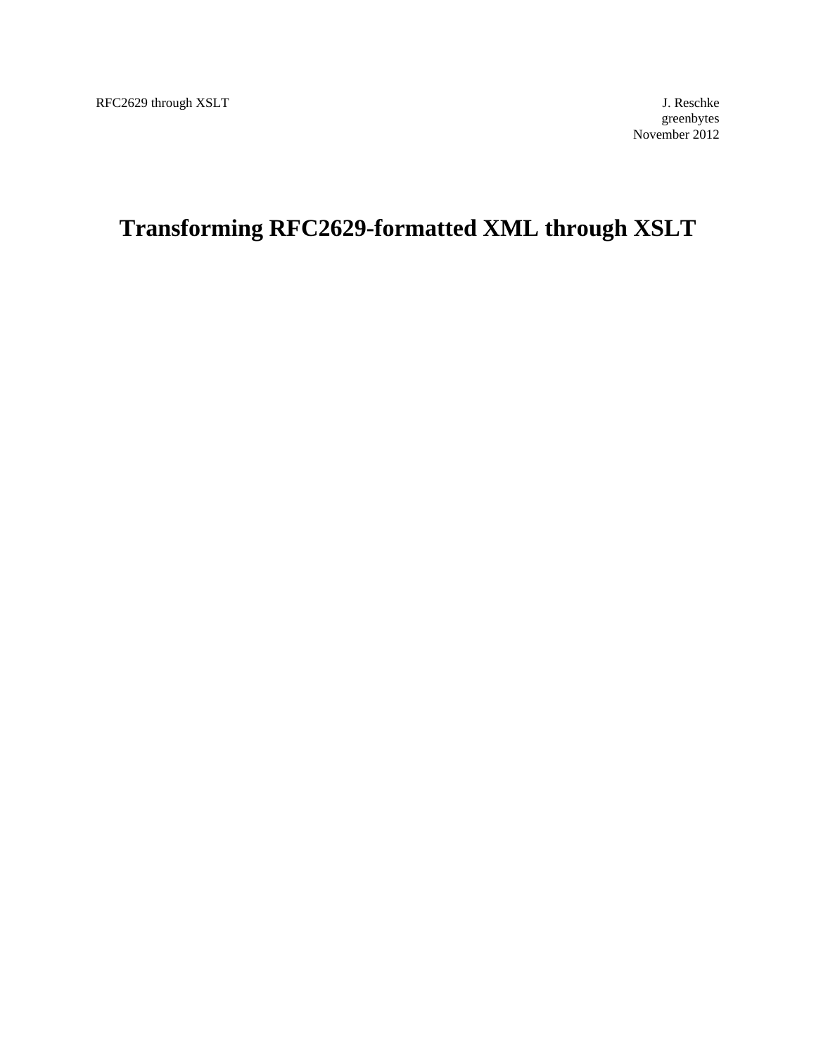RFC2629 through XSLT

J. Reschke
greenbytes
November 2012

# Transforming RFC2629-formatted XML through XSLT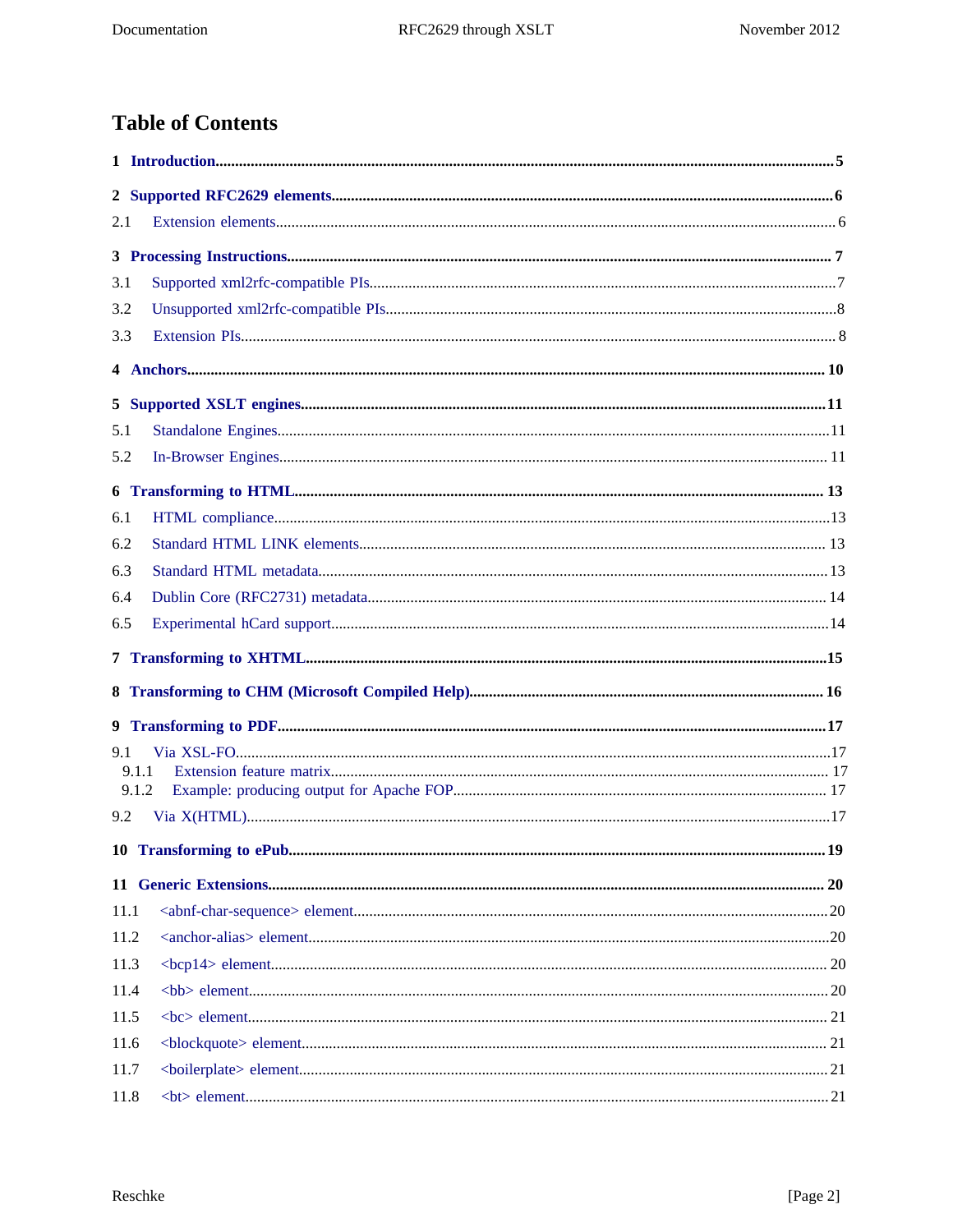# Table of Contents

**1 Introduction** ... 5

**2 Supported RFC2629 elements** ... 6

2.1 Extension elements ... 6

**3 Processing Instructions** ... 7

3.1 Supported xml2rfc-compatible PIs ... 7

3.2 Unsupported xml2rfc-compatible PIs ... 8

3.3 Extension PIs ... 8

**4 Anchors** ... 10

**5 Supported XSLT engines** ... 11

5.1 Standalone Engines ... 11

5.2 In-Browser Engines ... 11

**6 Transforming to HTML** ... 13

6.1 HTML compliance ... 13

6.2 Standard HTML LINK elements ... 13

6.3 Standard HTML metadata ... 13

6.4 Dublin Core (RFC2731) metadata ... 14

6.5 Experimental hCard support ... 14

**7 Transforming to XHTML** ... 15

**8 Transforming to CHM (Microsoft Compiled Help)** ... 16

**9 Transforming to PDF** ... 17

9.1 Via XSL-FO ... 17

9.1.1 Extension feature matrix ... 17

9.1.2 Example: producing output for Apache FOP ... 17

9.2 Via X(HTML) ... 17

**10 Transforming to ePub** ... 19

**11 Generic Extensions** ... 20

11.1 <abnf-char-sequence> element ... 20

11.2 <anchor-alias> element ... 20

11.3 <bcp14> element ... 20

11.4 <bb> element ... 20

11.5 <bc> element ... 21

11.6 <blockquote> element ... 21

11.7 <boilerplate> element ... 21

11.8 <bt> element ... 21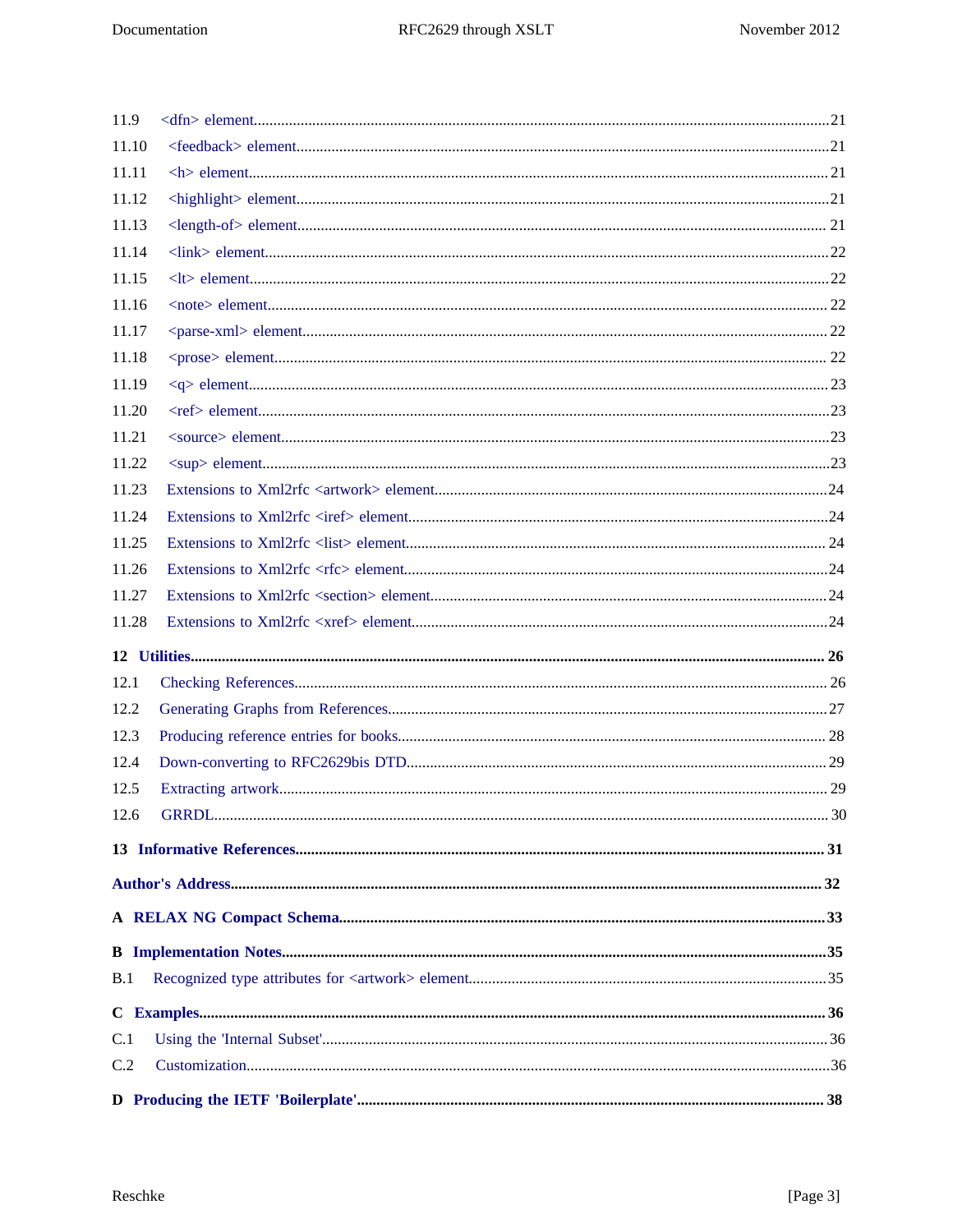11.9 <dfn> element.....21
11.10 <feedback> element.....21
11.11 <h> element.....21
11.12 <highlight> element.....21
11.13 <length-of> element.....21
11.14 <link> element.....22
11.15 <lt> element.....22
11.16 <note> element.....22
11.17 <parse-xml> element.....22
11.18 <prose> element.....22
11.19 <q> element.....23
11.20 <ref> element.....23
11.21 <source> element.....23
11.22 <sup> element.....23
11.23 Extensions to Xml2rfc <artwork> element.....24
11.24 Extensions to Xml2rfc <iref> element.....24
11.25 Extensions to Xml2rfc <list> element.....24
11.26 Extensions to Xml2rfc <rfc> element.....24
11.27 Extensions to Xml2rfc <section> element.....24
11.28 Extensions to Xml2rfc <xref> element.....24

**12 Utilities.....26**

12.1 Checking References.....26
12.2 Generating Graphs from References.....27
12.3 Producing reference entries for books.....28
12.4 Down-converting to RFC2629bis DTD.....29
12.5 Extracting artwork.....29
12.6 GRRDL.....30

**13 Informative References.....31**

**Author's Address.....32**

**A RELAX NG Compact Schema.....33**

**B Implementation Notes.....35**

B.1 Recognized type attributes for <artwork> element.....35

**C Examples.....36**

C.1 Using the 'Internal Subset'.....36
C.2 Customization.....36

**D Producing the IETF 'Boilerplate'.....38**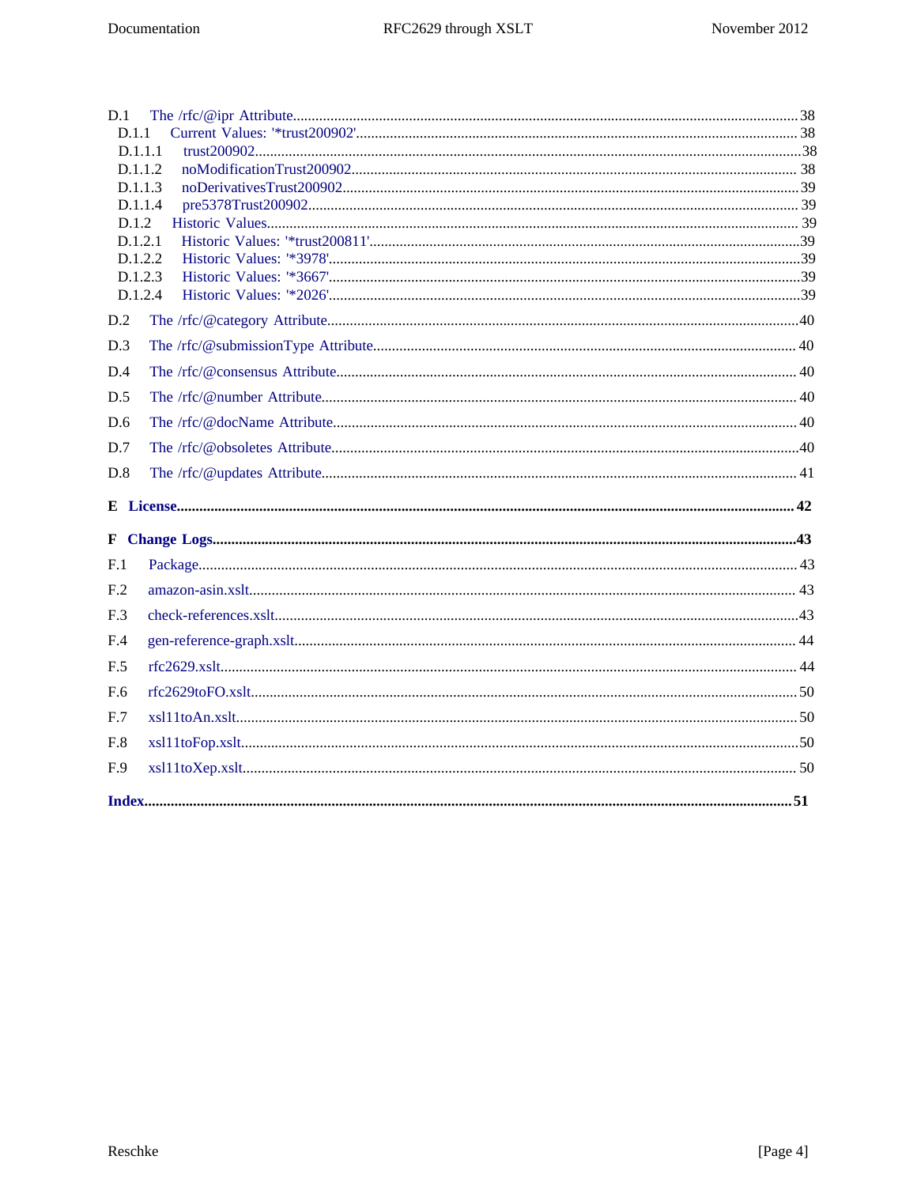D.1 The /rfc/@ipr Attribute ..... 38
D.1.1 Current Values: '*trust200902' ..... 38
D.1.1.1 trust200902 ..... 38
D.1.1.2 noModificationTrust200902 ..... 38
D.1.1.3 noDerivativesTrust200902 ..... 39
D.1.1.4 pre5378Trust200902 ..... 39
D.1.2 Historic Values ..... 39
D.1.2.1 Historic Values: '*trust200811' ..... 39
D.1.2.2 Historic Values: '*3978' ..... 39
D.1.2.3 Historic Values: '*3667' ..... 39
D.1.2.4 Historic Values: '*2026' ..... 39

D.2 The /rfc/@category Attribute ..... 40

D.3 The /rfc/@submissionType Attribute ..... 40

D.4 The /rfc/@consensus Attribute ..... 40

D.5 The /rfc/@number Attribute ..... 40

D.6 The /rfc/@docName Attribute ..... 40

D.7 The /rfc/@obsoletes Attribute ..... 40

D.8 The /rfc/@updates Attribute ..... 41

**E License ..... 42**

**F Change Logs ..... 43**

F.1 Package ..... 43

F.2 amazon-asin.xslt ..... 43

F.3 check-references.xslt ..... 43

F.4 gen-reference-graph.xslt ..... 44

F.5 rfc2629.xslt ..... 44

F.6 rfc2629toFO.xslt ..... 50

F.7 xsl11toAn.xslt ..... 50

F.8 xsl11toFop.xslt ..... 50

F.9 xsl11toXep.xslt ..... 50

**Index ..... 51**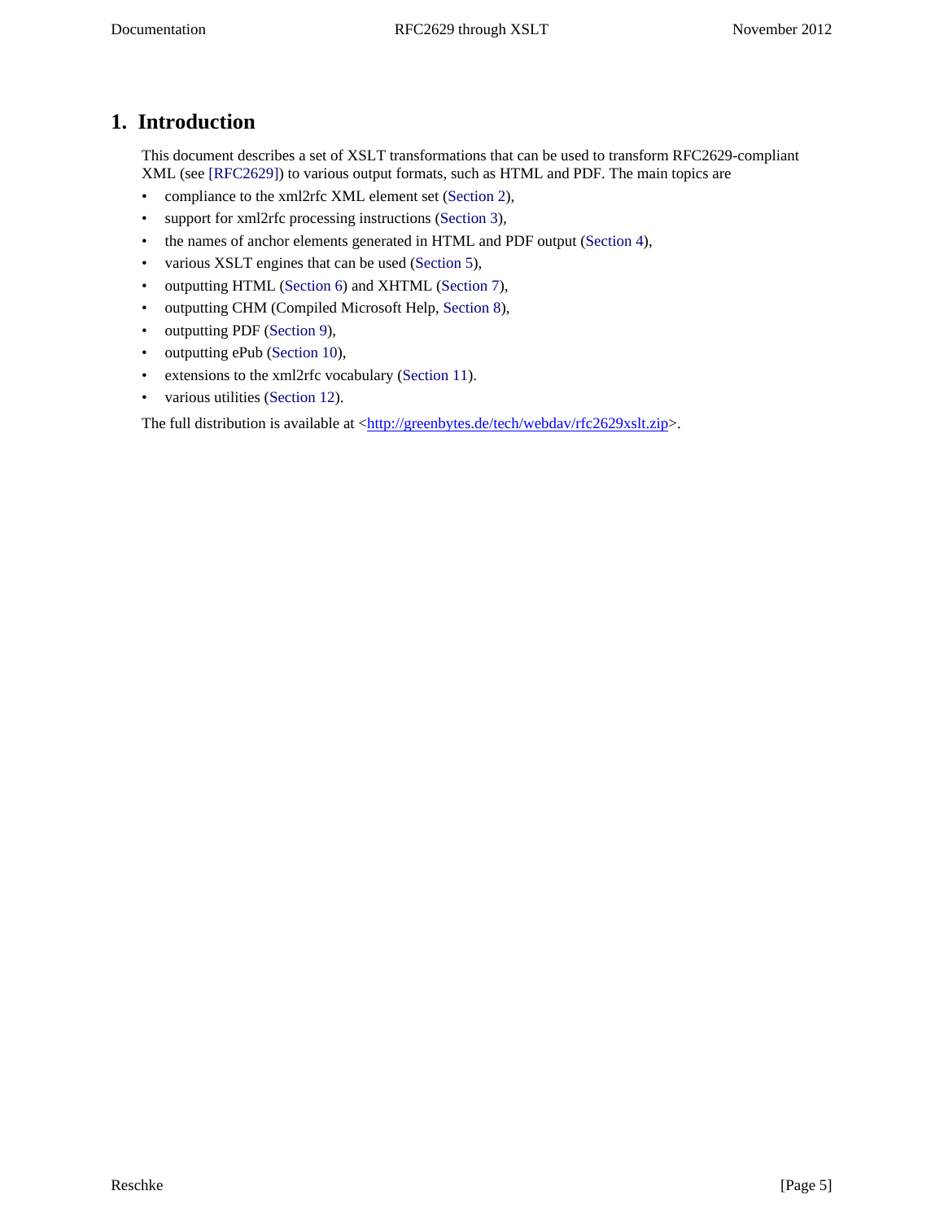# 1. Introduction

This document describes a set of XSLT transformations that can be used to transform RFC2629-compliant XML (see [RFC2629]) to various output formats, such as HTML and PDF. The main topics are

- compliance to the xml2rfc XML element set (Section 2),
- support for xml2rfc processing instructions (Section 3),
- the names of anchor elements generated in HTML and PDF output (Section 4),
- various XSLT engines that can be used (Section 5),
- outputting HTML (Section 6) and XHTML (Section 7),
- outputting CHM (Compiled Microsoft Help, Section 8),
- outputting PDF (Section 9),
- outputting ePub (Section 10),
- extensions to the xml2rfc vocabulary (Section 11).
- various utilities (Section 12).

The full distribution is available at <http://greenbytes.de/tech/webdav/rfc2629xslt.zip>.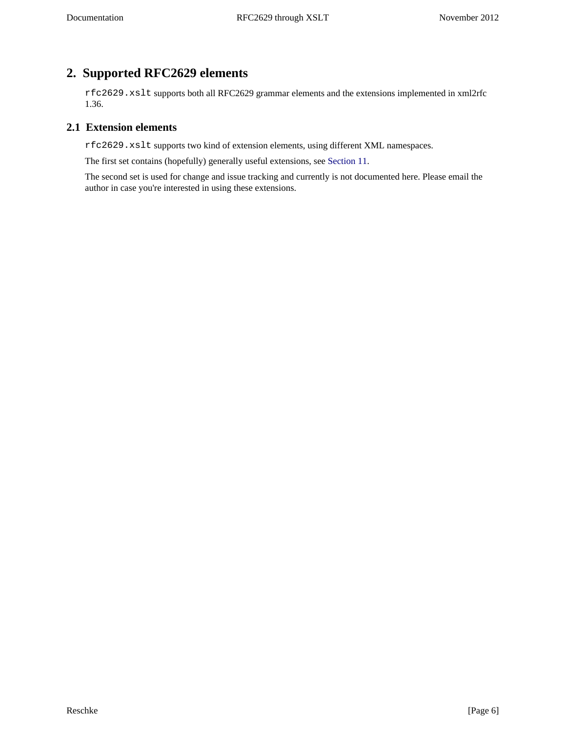# 2. Supported RFC2629 elements

`rfc2629.xslt` supports both all RFC2629 grammar elements and the extensions implemented in xml2rfc 1.36.

## 2.1 Extension elements

`rfc2629.xslt` supports two kind of extension elements, using different XML namespaces.

The first set contains (hopefully) generally useful extensions, see Section 11.

The second set is used for change and issue tracking and currently is not documented here. Please email the author in case you're interested in using these extensions.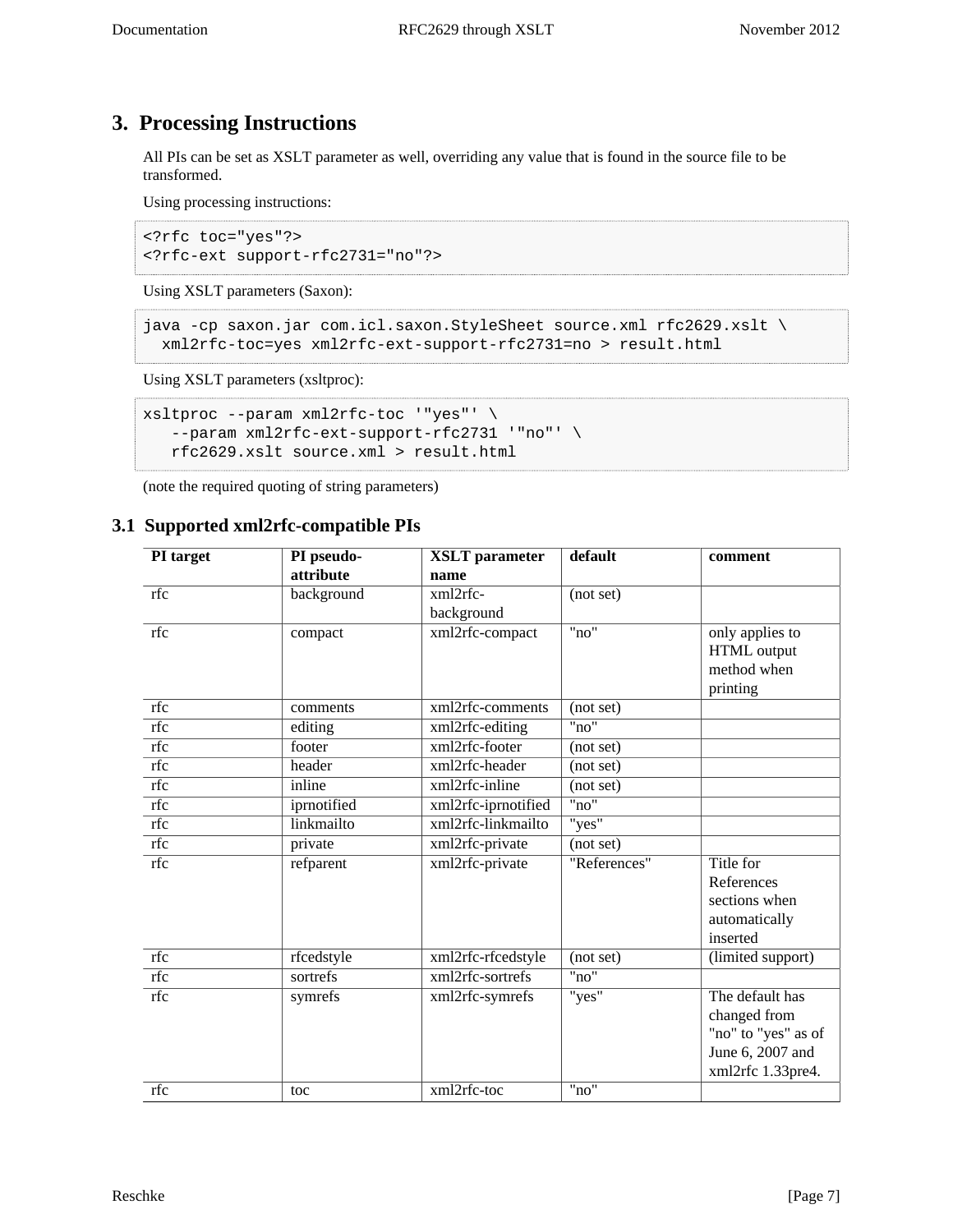# 3. Processing Instructions

All PIs can be set as XSLT parameter as well, overriding any value that is found in the source file to be transformed.

Using processing instructions:

```
<?rfc toc="yes"?>
<?rfc-ext support-rfc2731="no"?>
```

Using XSLT parameters (Saxon):

```
java -cp saxon.jar com.icl.saxon.StyleSheet source.xml rfc2629.xslt \
  xml2rfc-toc=yes xml2rfc-ext-support-rfc2731=no > result.html
```

Using XSLT parameters (xsltproc):

```
xsltproc --param xml2rfc-toc '"yes"' \
   --param xml2rfc-ext-support-rfc2731 '"no"' \
   rfc2629.xslt source.xml > result.html
```

(note the required quoting of string parameters)

## 3.1 Supported xml2rfc-compatible PIs

| PI target | PI pseudo-attribute | XSLT parameter name | default | comment |
|---|---|---|---|---|
| rfc | background | xml2rfc-background | (not set) | |
| rfc | compact | xml2rfc-compact | "no" | only applies to HTML output method when printing |
| rfc | comments | xml2rfc-comments | (not set) | |
| rfc | editing | xml2rfc-editing | "no" | |
| rfc | footer | xml2rfc-footer | (not set) | |
| rfc | header | xml2rfc-header | (not set) | |
| rfc | inline | xml2rfc-inline | (not set) | |
| rfc | iprnotified | xml2rfc-iprnotified | "no" | |
| rfc | linkmailto | xml2rfc-linkmailto | "yes" | |
| rfc | private | xml2rfc-private | (not set) | |
| rfc | refparent | xml2rfc-private | "References" | Title for References sections when automatically inserted |
| rfc | rfcedstyle | xml2rfc-rfcedstyle | (not set) | (limited support) |
| rfc | sortrefs | xml2rfc-sortrefs | "no" | |
| rfc | symrefs | xml2rfc-symrefs | "yes" | The default has changed from "no" to "yes" as of June 6, 2007 and xml2rfc 1.33pre4. |
| rfc | toc | xml2rfc-toc | "no" | |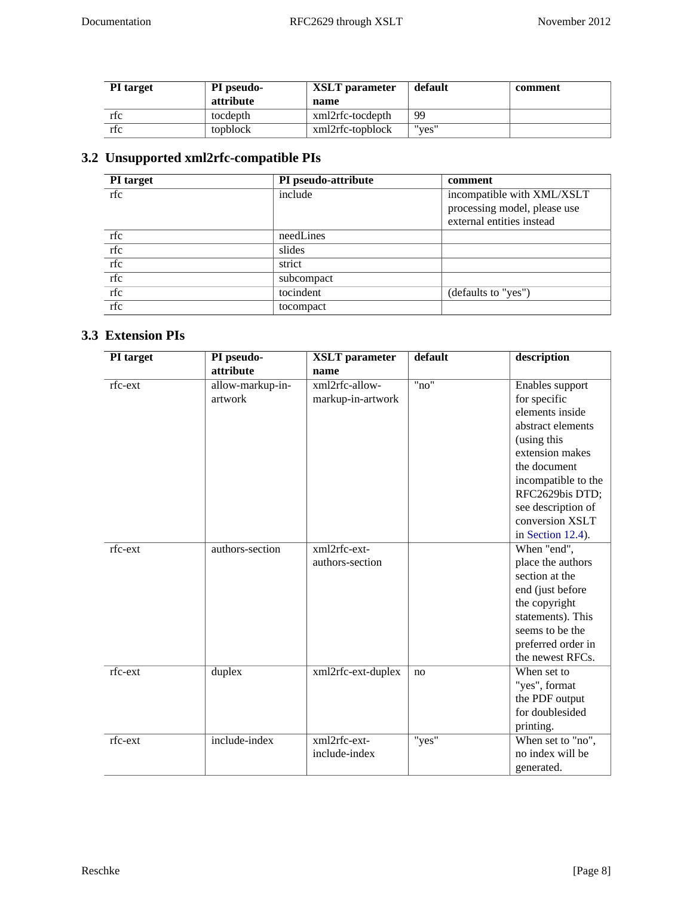| PI target | PI pseudo-attribute | XSLT parameter name | default | comment |
|---|---|---|---|---|
| rfc | tocdepth | xml2rfc-tocdepth | 99 | |
| rfc | topblock | xml2rfc-topblock | "yes" | |

## 3.2 Unsupported xml2rfc-compatible PIs

| PI target | PI pseudo-attribute | comment |
|---|---|---|
| rfc | include | incompatible with XML/XSLT processing model, please use external entities instead |
| rfc | needLines | |
| rfc | slides | |
| rfc | strict | |
| rfc | subcompact | |
| rfc | tocindent | (defaults to "yes") |
| rfc | tocompact | |

## 3.3 Extension PIs

| PI target | PI pseudo-attribute | XSLT parameter name | default | description |
|---|---|---|---|---|
| rfc-ext | allow-markup-in-artwork | xml2rfc-allow-markup-in-artwork | "no" | Enables support for specific elements inside abstract elements (using this extension makes the document incompatible to the RFC2629bis DTD; see description of conversion XSLT in Section 12.4). |
| rfc-ext | authors-section | xml2rfc-ext-authors-section | | When "end", place the authors section at the end (just before the copyright statements). This seems to be the preferred order in the newest RFCs. |
| rfc-ext | duplex | xml2rfc-ext-duplex | no | When set to "yes", format the PDF output for doublesided printing. |
| rfc-ext | include-index | xml2rfc-ext-include-index | "yes" | When set to "no", no index will be generated. |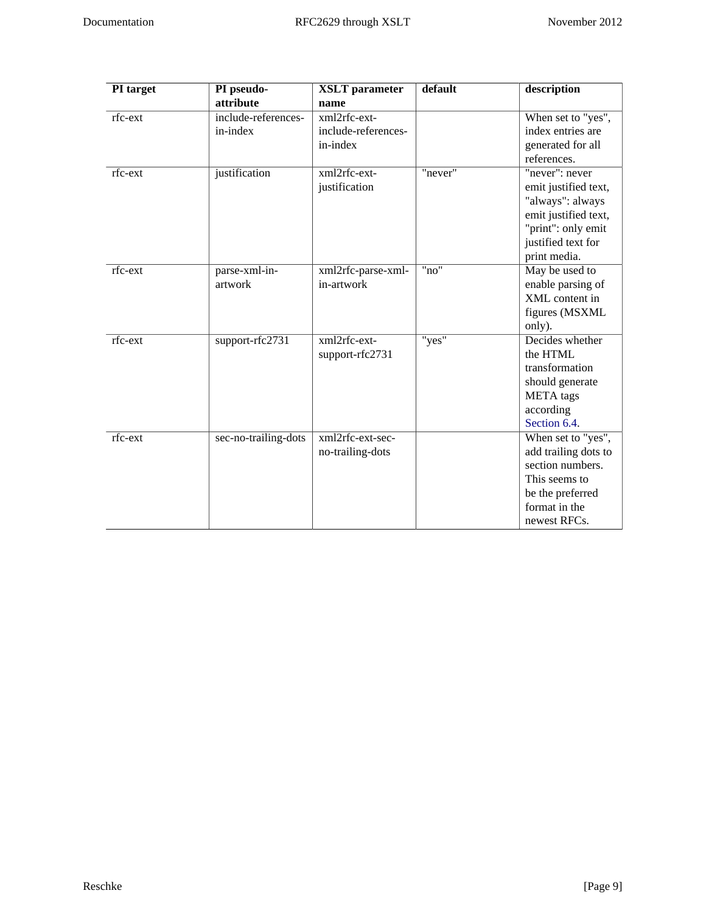| PI target | PI pseudo-attribute | XSLT parameter name | default | description |
| --- | --- | --- | --- | --- |
| rfc-ext | include-references-in-index | xml2rfc-ext-include-references-in-index | | When set to "yes", index entries are generated for all references. |
| rfc-ext | justification | xml2rfc-ext-justification | "never" | "never": never emit justified text, "always": always emit justified text, "print": only emit justified text for print media. |
| rfc-ext | parse-xml-in-artwork | xml2rfc-parse-xml-in-artwork | "no" | May be used to enable parsing of XML content in figures (MSXML only). |
| rfc-ext | support-rfc2731 | xml2rfc-ext-support-rfc2731 | "yes" | Decides whether the HTML transformation should generate META tags according Section 6.4. |
| rfc-ext | sec-no-trailing-dots | xml2rfc-ext-sec-no-trailing-dots | | When set to "yes", add trailing dots to section numbers. This seems to be the preferred format in the newest RFCs. |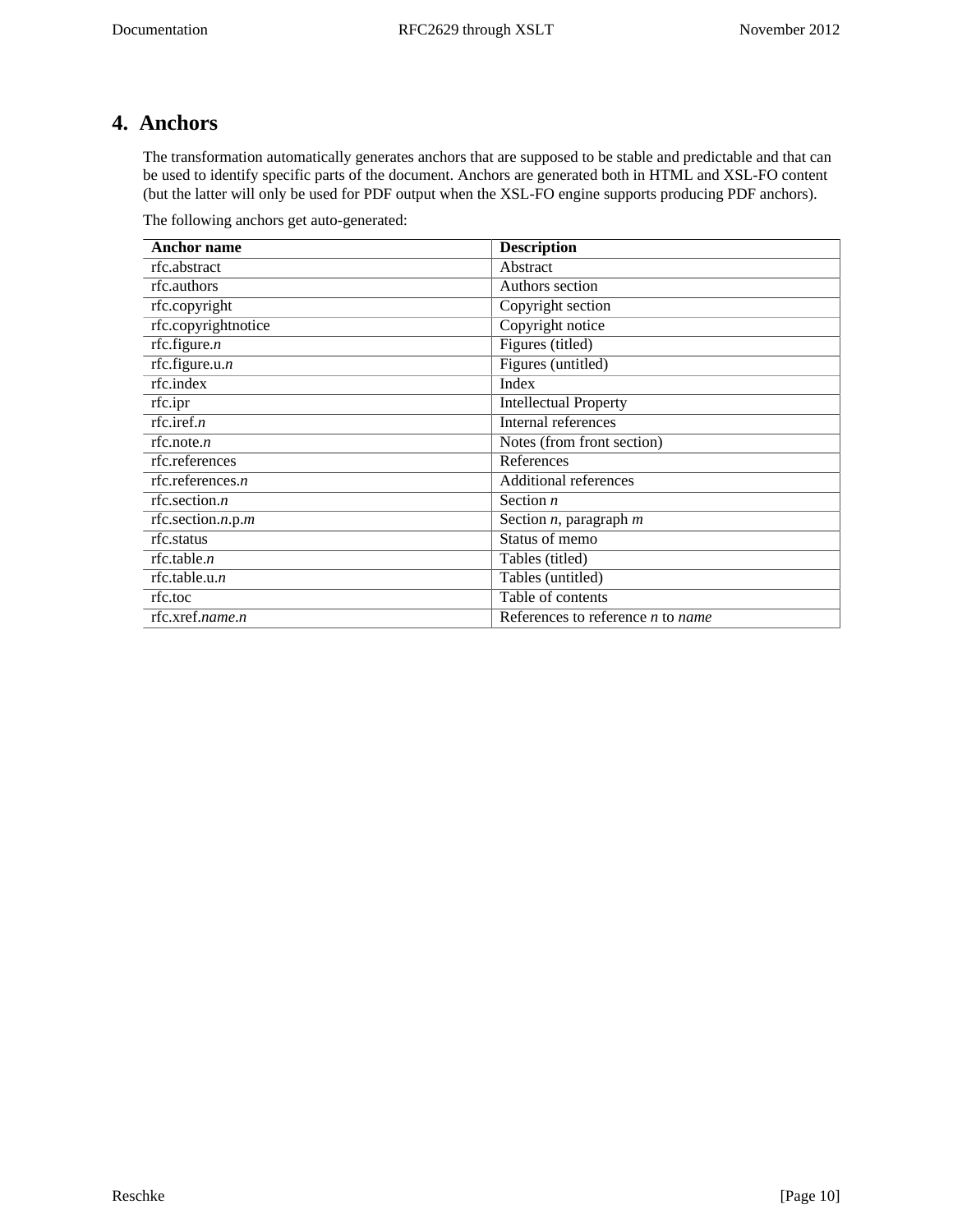## 4. Anchors

The transformation automatically generates anchors that are supposed to be stable and predictable and that can be used to identify specific parts of the document. Anchors are generated both in HTML and XSL-FO content (but the latter will only be used for PDF output when the XSL-FO engine supports producing PDF anchors).

The following anchors get auto-generated:

| Anchor name | Description |
| --- | --- |
| rfc.abstract | Abstract |
| rfc.authors | Authors section |
| rfc.copyright | Copyright section |
| rfc.copyrightnotice | Copyright notice |
| rfc.figure.*n* | Figures (titled) |
| rfc.figure.u.*n* | Figures (untitled) |
| rfc.index | Index |
| rfc.ipr | Intellectual Property |
| rfc.iref.*n* | Internal references |
| rfc.note.*n* | Notes (from front section) |
| rfc.references | References |
| rfc.references.*n* | Additional references |
| rfc.section.*n* | Section *n* |
| rfc.section.*n*.p.*m* | Section *n*, paragraph *m* |
| rfc.status | Status of memo |
| rfc.table.*n* | Tables (titled) |
| rfc.table.u.*n* | Tables (untitled) |
| rfc.toc | Table of contents |
| rfc.xref.*name*.*n* | References to reference *n* to *name* |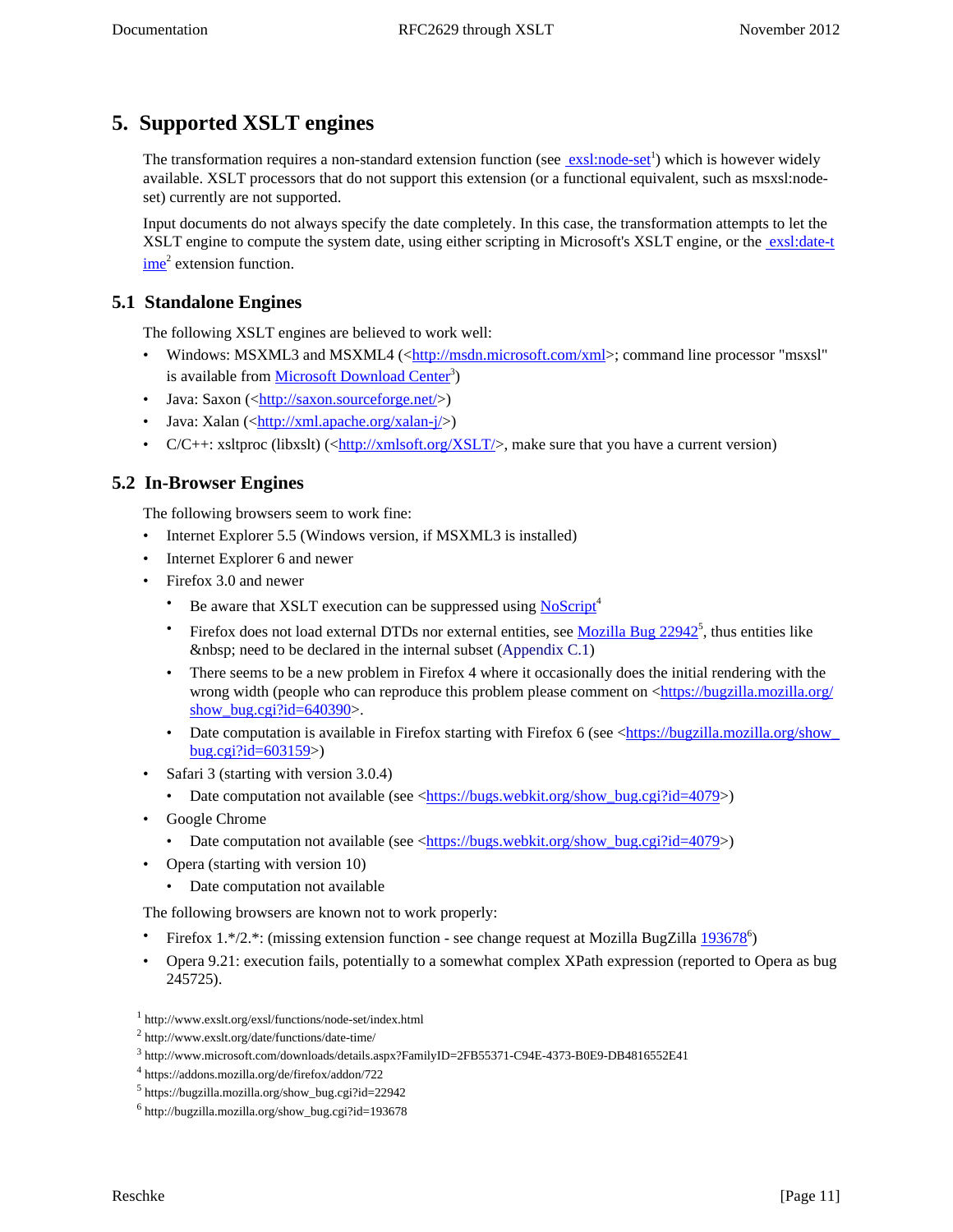# 5. Supported XSLT engines

The transformation requires a non-standard extension function (see exsl:node-set[1]) which is however widely available. XSLT processors that do not support this extension (or a functional equivalent, such as msxsl:node-set) currently are not supported.

Input documents do not always specify the date completely. In this case, the transformation attempts to let the XSLT engine to compute the system date, using either scripting in Microsoft's XSLT engine, or the exsl:date-time[2] extension function.

## 5.1 Standalone Engines

The following XSLT engines are believed to work well:

- Windows: MSXML3 and MSXML4 (<http://msdn.microsoft.com/xml>; command line processor "msxsl" is available from Microsoft Download Center[3])
- Java: Saxon (<http://saxon.sourceforge.net/>)
- Java: Xalan (<http://xml.apache.org/xalan-j/>)
- C/C++: xsltproc (libxslt) (<http://xmlsoft.org/XSLT/>, make sure that you have a current version)

## 5.2 In-Browser Engines

The following browsers seem to work fine:

- Internet Explorer 5.5 (Windows version, if MSXML3 is installed)
- Internet Explorer 6 and newer
- Firefox 3.0 and newer
  - Be aware that XSLT execution can be suppressed using NoScript[4]
  - Firefox does not load external DTDs nor external entities, see Mozilla Bug 22942[5], thus entities like &nbsp; need to be declared in the internal subset (Appendix C.1)
  - There seems to be a new problem in Firefox 4 where it occasionally does the initial rendering with the wrong width (people who can reproduce this problem please comment on <https://bugzilla.mozilla.org/show_bug.cgi?id=640390>.
  - Date computation is available in Firefox starting with Firefox 6 (see <https://bugzilla.mozilla.org/show_bug.cgi?id=603159>)
- Safari 3 (starting with version 3.0.4)
  - Date computation not available (see <https://bugs.webkit.org/show_bug.cgi?id=4079>)
- Google Chrome
  - Date computation not available (see <https://bugs.webkit.org/show_bug.cgi?id=4079>)
- Opera (starting with version 10)
  - Date computation not available

The following browsers are known not to work properly:

- Firefox 1.*/2.*: (missing extension function - see change request at Mozilla BugZilla 193678[6])
- Opera 9.21: execution fails, potentially to a somewhat complex XPath expression (reported to Opera as bug 245725).

[1] http://www.exslt.org/exsl/functions/node-set/index.html

[2] http://www.exslt.org/date/functions/date-time/

[3] http://www.microsoft.com/downloads/details.aspx?FamilyID=2FB55371-C94E-4373-B0E9-DB4816552E41

[4] https://addons.mozilla.org/de/firefox/addon/722

[5] https://bugzilla.mozilla.org/show_bug.cgi?id=22942

[6] http://bugzilla.mozilla.org/show_bug.cgi?id=193678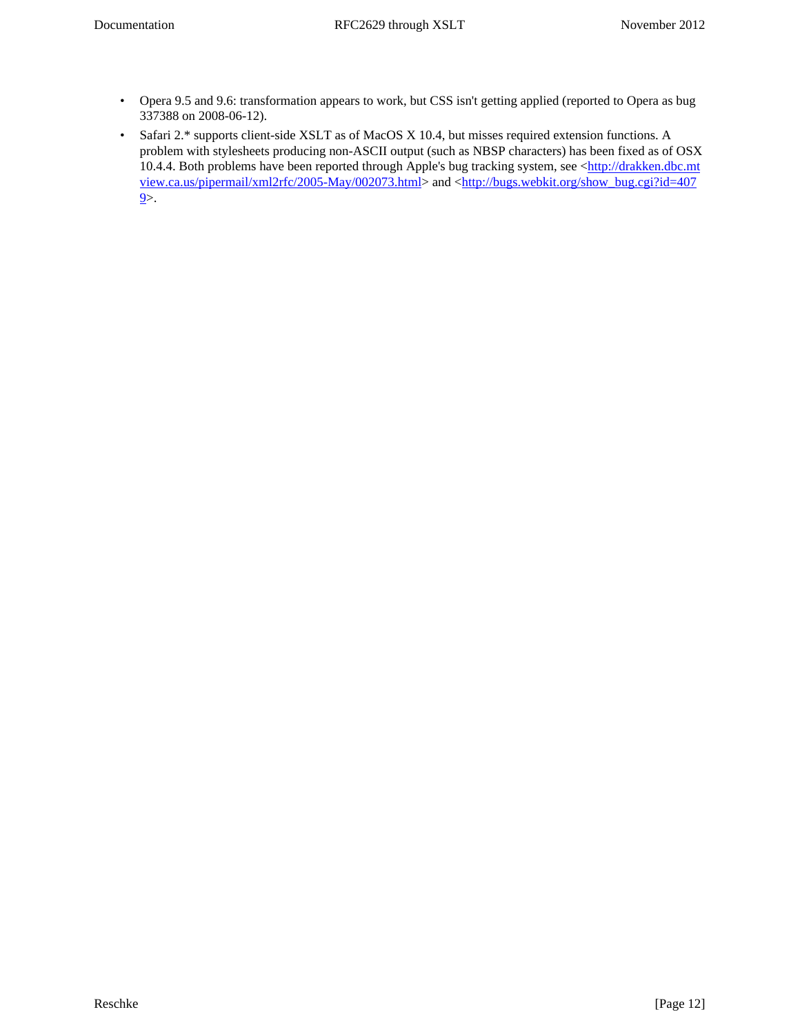- Opera 9.5 and 9.6: transformation appears to work, but CSS isn't getting applied (reported to Opera as bug 337388 on 2008-06-12).
- Safari 2.* supports client-side XSLT as of MacOS X 10.4, but misses required extension functions. A problem with stylesheets producing non-ASCII output (such as NBSP characters) has been fixed as of OSX 10.4.4. Both problems have been reported through Apple's bug tracking system, see <http://drakken.dbc.mtview.ca.us/pipermail/xml2rfc/2005-May/002073.html> and <http://bugs.webkit.org/show_bug.cgi?id=4079>.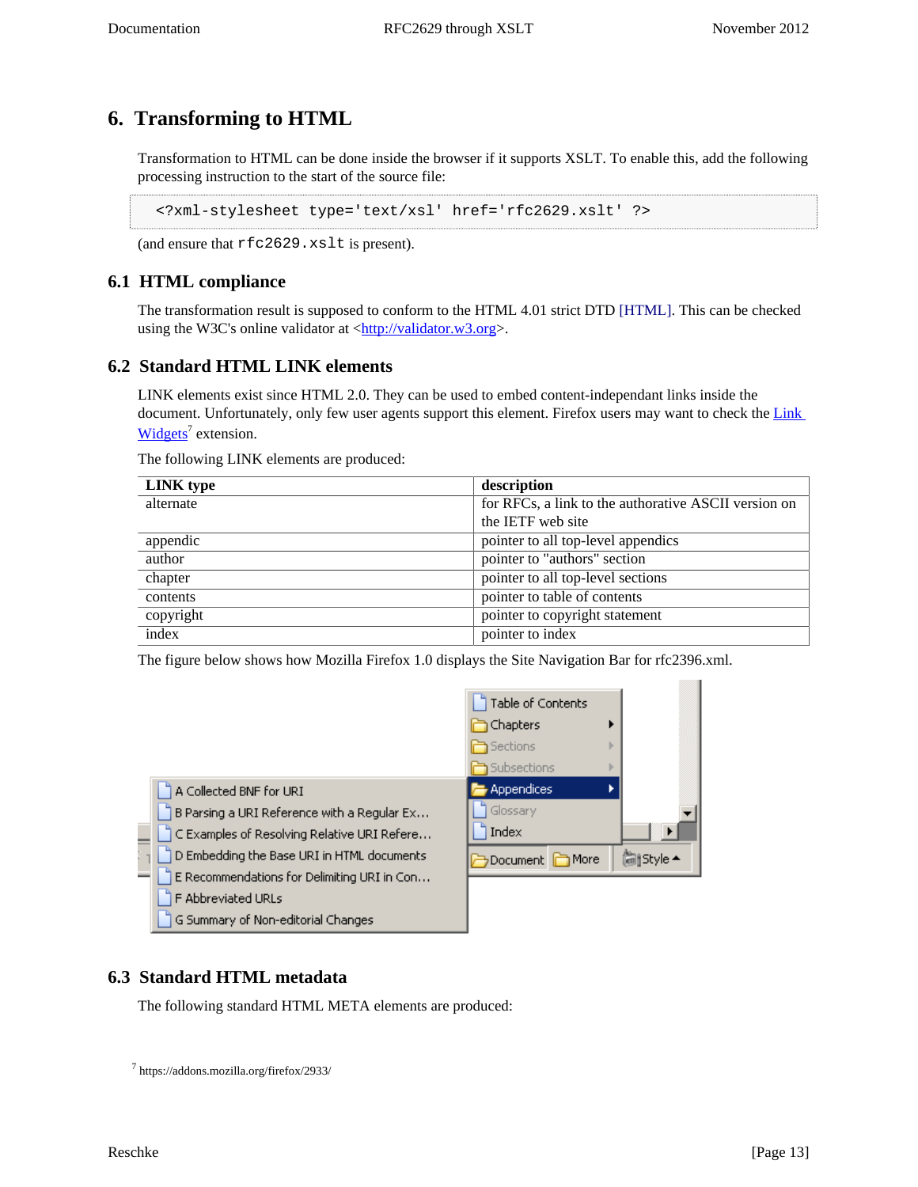# 6. Transforming to HTML

Transformation to HTML can be done inside the browser if it supports XSLT. To enable this, add the following processing instruction to the start of the source file:

```
<?xml-stylesheet type='text/xsl' href='rfc2629.xslt' ?>
```

(and ensure that `rfc2629.xslt` is present).

## 6.1 HTML compliance

The transformation result is supposed to conform to the HTML 4.01 strict DTD [HTML]. This can be checked using the W3C's online validator at <http://validator.w3.org>.

## 6.2 Standard HTML LINK elements

LINK elements exist since HTML 2.0. They can be used to embed content-independant links inside the document. Unfortunately, only few user agents support this element. Firefox users may want to check the Link Widgets[7] extension.

The following LINK elements are produced:

| LINK type | description |
| --- | --- |
| alternate | for RFCs, a link to the authorative ASCII version on the IETF web site |
| appendic | pointer to all top-level appendics |
| author | pointer to "authors" section |
| chapter | pointer to all top-level sections |
| contents | pointer to table of contents |
| copyright | pointer to copyright statement |
| index | pointer to index |

The figure below shows how Mozilla Firefox 1.0 displays the Site Navigation Bar for rfc2396.xml.

## 6.3 Standard HTML metadata

The following standard HTML META elements are produced:

[7] https://addons.mozilla.org/firefox/2933/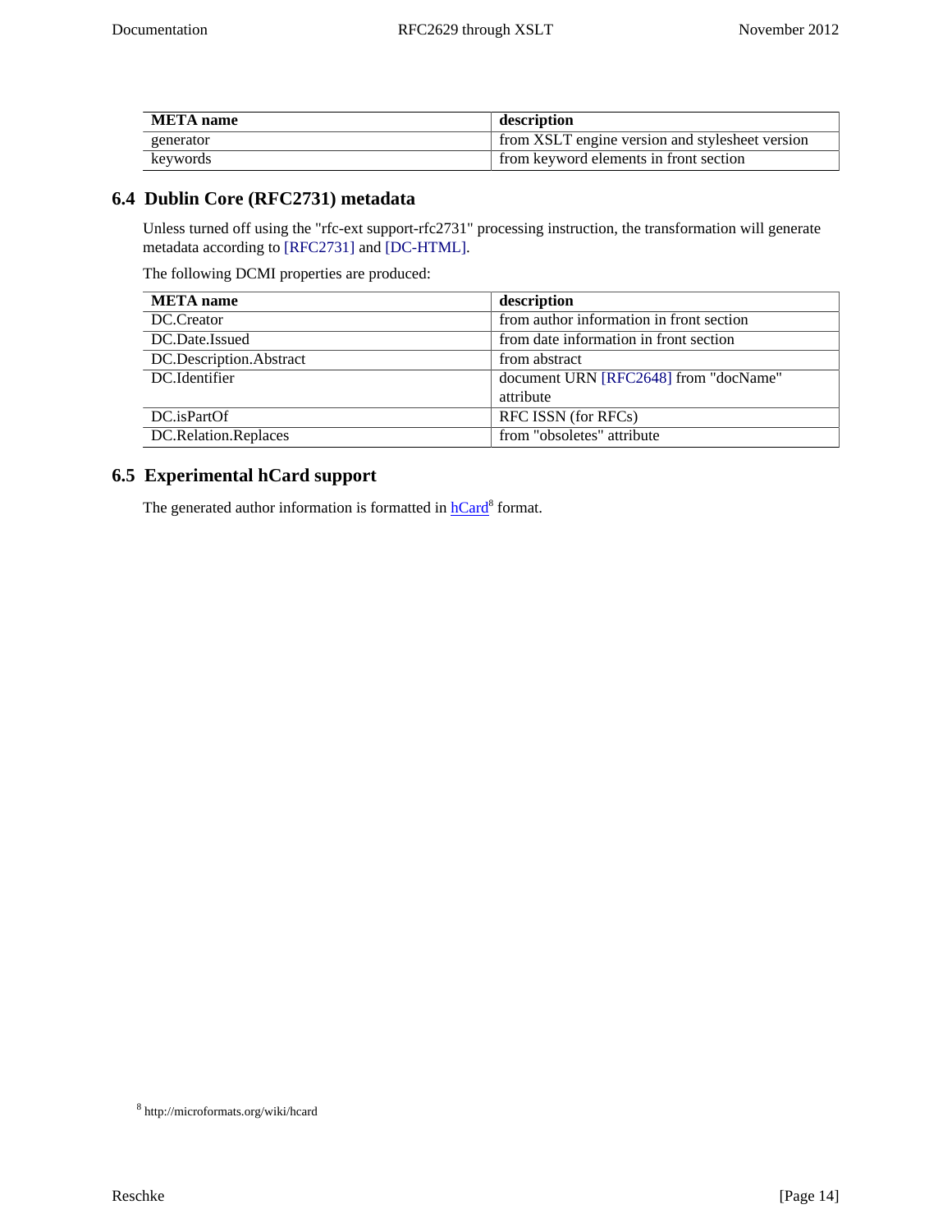| META name | description |
| --- | --- |
| generator | from XSLT engine version and stylesheet version |
| keywords | from keyword elements in front section |

## 6.4 Dublin Core (RFC2731) metadata

Unless turned off using the "rfc-ext support-rfc2731" processing instruction, the transformation will generate metadata according to [RFC2731] and [DC-HTML].

The following DCMI properties are produced:

| META name | description |
| --- | --- |
| DC.Creator | from author information in front section |
| DC.Date.Issued | from date information in front section |
| DC.Description.Abstract | from abstract |
| DC.Identifier | document URN [RFC2648] from "docName" attribute |
| DC.isPartOf | RFC ISSN (for RFCs) |
| DC.Relation.Replaces | from "obsoletes" attribute |

## 6.5 Experimental hCard support

The generated author information is formatted in hCard[8] format.

[8] http://microformats.org/wiki/hcard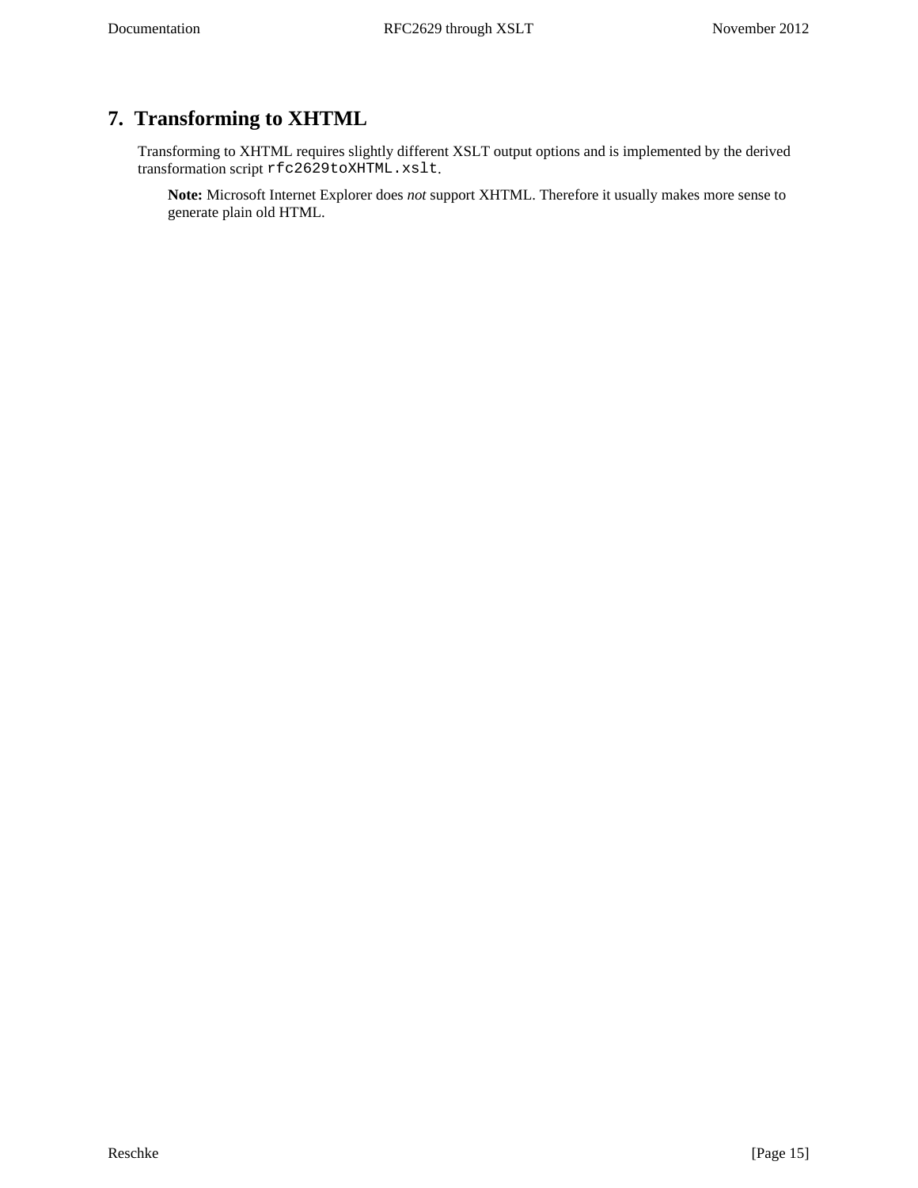## 7. Transforming to XHTML

Transforming to XHTML requires slightly different XSLT output options and is implemented by the derived transformation script `rfc2629toXHTML.xslt`.

> **Note:** Microsoft Internet Explorer does *not* support XHTML. Therefore it usually makes more sense to generate plain old HTML.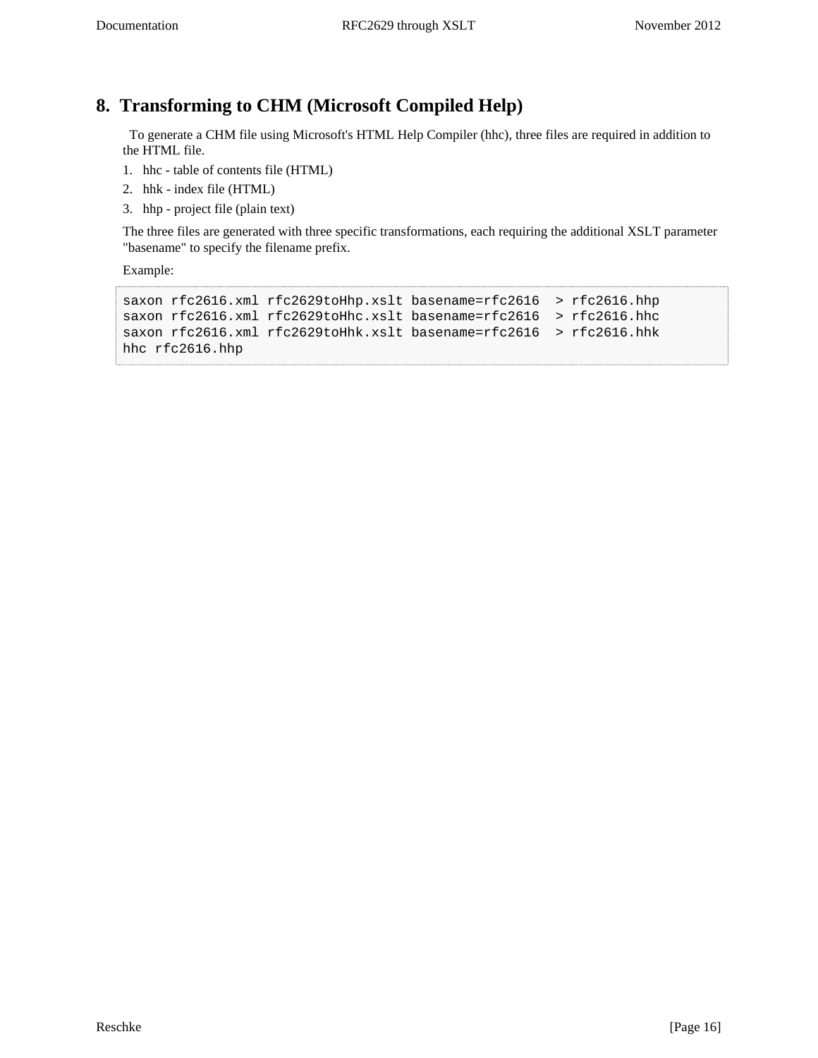## 8. Transforming to CHM (Microsoft Compiled Help)

To generate a CHM file using Microsoft's HTML Help Compiler (hhc), three files are required in addition to the HTML file.

1. hhc - table of contents file (HTML)
2. hhk - index file (HTML)
3. hhp - project file (plain text)

The three files are generated with three specific transformations, each requiring the additional XSLT parameter "basename" to specify the filename prefix.

Example:

```
saxon rfc2616.xml rfc2629toHhp.xslt basename=rfc2616  > rfc2616.hhp
saxon rfc2616.xml rfc2629toHhc.xslt basename=rfc2616  > rfc2616.hhc
saxon rfc2616.xml rfc2629toHhk.xslt basename=rfc2616  > rfc2616.hhk
hhc rfc2616.hhp
```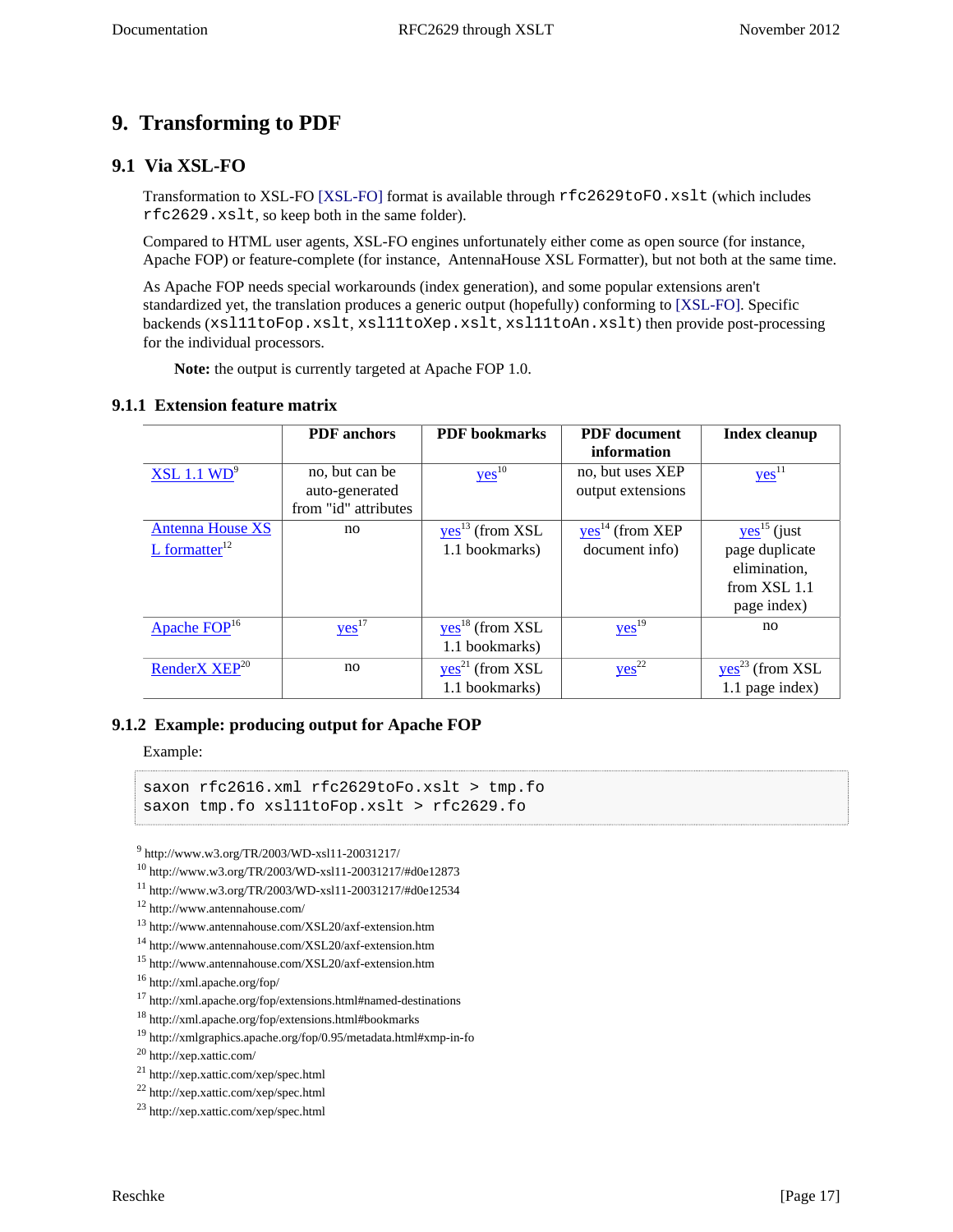# 9. Transforming to PDF

## 9.1 Via XSL-FO

Transformation to XSL-FO [XSL-FO] format is available through `rfc2629toFO.xslt` (which includes `rfc2629.xslt`, so keep both in the same folder).

Compared to HTML user agents, XSL-FO engines unfortunately either come as open source (for instance, Apache FOP) or feature-complete (for instance, AntennaHouse XSL Formatter), but not both at the same time.

As Apache FOP needs special workarounds (index generation), and some popular extensions aren't standardized yet, the translation produces a generic output (hopefully) conforming to [XSL-FO]. Specific backends (`xsl11toFop.xslt`, `xsl11toXep.xslt`, `xsl11toAn.xslt`) then provide post-processing for the individual processors.

> **Note:** the output is currently targeted at Apache FOP 1.0.

### 9.1.1 Extension feature matrix

| | PDF anchors | PDF bookmarks | PDF document information | Index cleanup |
|---|---|---|---|---|
| XSL 1.1 WD[9] | no, but can be auto-generated from "id" attributes | yes[10] | no, but uses XEP output extensions | yes[11] |
| Antenna House XSL formatter[12] | no | yes[13] (from XSL 1.1 bookmarks) | yes[14] (from XEP document info) | yes[15] (just page duplicate elimination, from XSL 1.1 page index) |
| Apache FOP[16] | yes[17] | yes[18] (from XSL 1.1 bookmarks) | yes[19] | no |
| RenderX XEP[20] | no | yes[21] (from XSL 1.1 bookmarks) | yes[22] | yes[23] (from XSL 1.1 page index) |

### 9.1.2 Example: producing output for Apache FOP

Example:

```
saxon rfc2616.xml rfc2629toFo.xslt > tmp.fo
saxon tmp.fo xsl11toFop.xslt > rfc2629.fo
```

[9] http://www.w3.org/TR/2003/WD-xsl11-20031217/
[10] http://www.w3.org/TR/2003/WD-xsl11-20031217/#d0e12873
[11] http://www.w3.org/TR/2003/WD-xsl11-20031217/#d0e12534
[12] http://www.antennahouse.com/
[13] http://www.antennahouse.com/XSL20/axf-extension.htm
[14] http://www.antennahouse.com/XSL20/axf-extension.htm
[15] http://www.antennahouse.com/XSL20/axf-extension.htm
[16] http://xml.apache.org/fop/
[17] http://xml.apache.org/fop/extensions.html#named-destinations
[18] http://xml.apache.org/fop/extensions.html#bookmarks
[19] http://xmlgraphics.apache.org/fop/0.95/metadata.html#xmp-in-fo
[20] http://xep.xattic.com/
[21] http://xep.xattic.com/xep/spec.html
[22] http://xep.xattic.com/xep/spec.html
[23] http://xep.xattic.com/xep/spec.html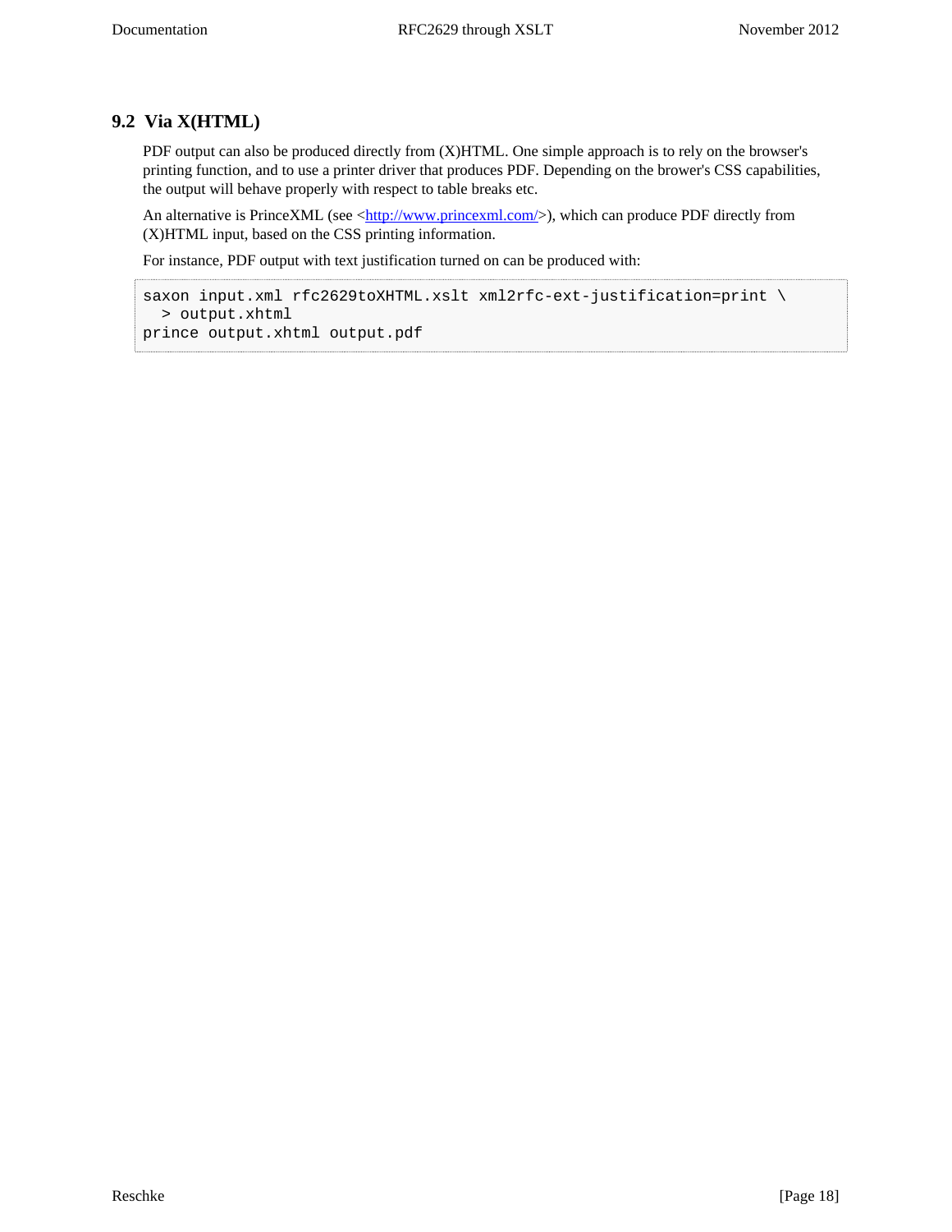## 9.2 Via X(HTML)

PDF output can also be produced directly from (X)HTML. One simple approach is to rely on the browser's printing function, and to use a printer driver that produces PDF. Depending on the brower's CSS capabilities, the output will behave properly with respect to table breaks etc.

An alternative is PrinceXML (see <http://www.princexml.com/>), which can produce PDF directly from (X)HTML input, based on the CSS printing information.

For instance, PDF output with text justification turned on can be produced with:

```
saxon input.xml rfc2629toXHTML.xslt xml2rfc-ext-justification=print \
  > output.xhtml
prince output.xhtml output.pdf
```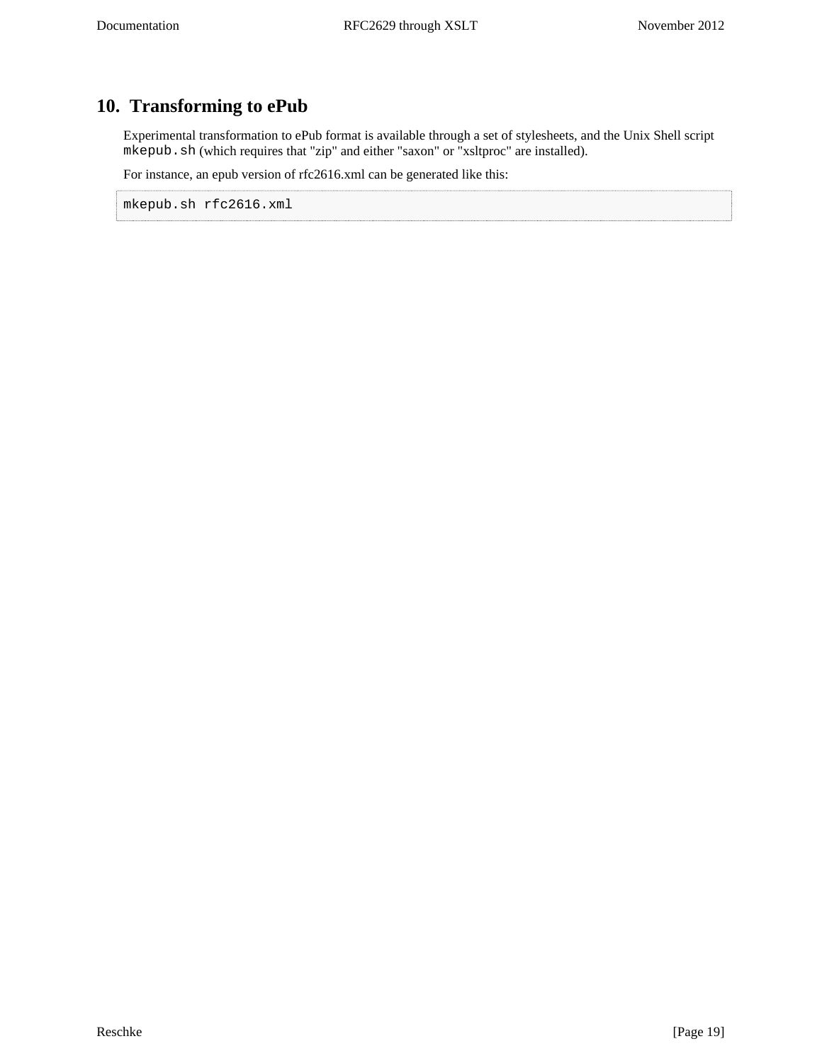## 10. Transforming to ePub

Experimental transformation to ePub format is available through a set of stylesheets, and the Unix Shell script `mkepub.sh` (which requires that "zip" and either "saxon" or "xsltproc" are installed).

For instance, an epub version of rfc2616.xml can be generated like this:

```
mkepub.sh rfc2616.xml
```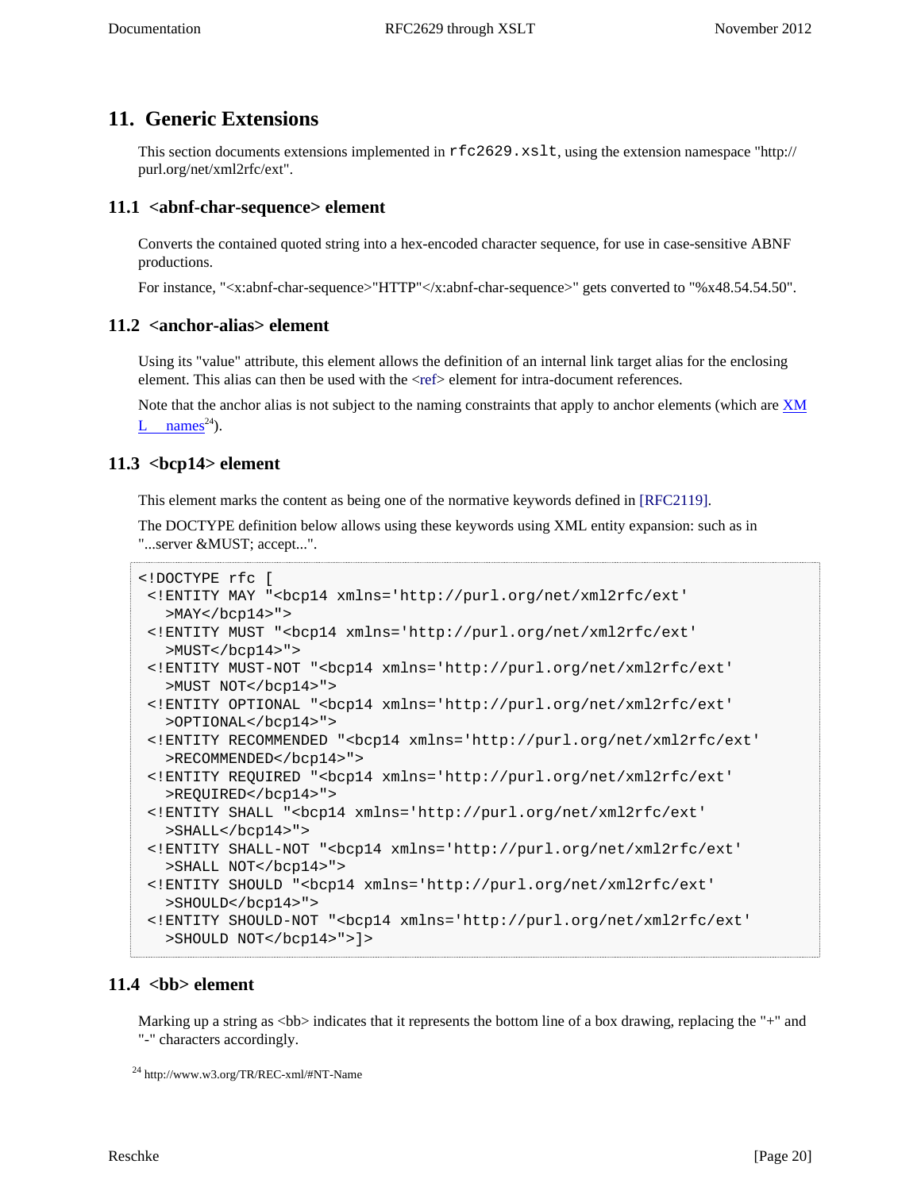## 11. Generic Extensions

This section documents extensions implemented in `rfc2629.xslt`, using the extension namespace "http://purl.org/net/xml2rfc/ext".

### 11.1 <abnf-char-sequence> element

Converts the contained quoted string into a hex-encoded character sequence, for use in case-sensitive ABNF productions.

For instance, "<x:abnf-char-sequence>"HTTP"</x:abnf-char-sequence>" gets converted to "%x48.54.54.50".

### 11.2 <anchor-alias> element

Using its "value" attribute, this element allows the definition of an internal link target alias for the enclosing element. This alias can then be used with the <ref> element for intra-document references.

Note that the anchor alias is not subject to the naming constraints that apply to anchor elements (which are XML names[24]).

### 11.3 <bcp14> element

This element marks the content as being one of the normative keywords defined in [RFC2119].

The DOCTYPE definition below allows using these keywords using XML entity expansion: such as in "...server &MUST; accept...".

```
<!DOCTYPE rfc [
 <!ENTITY MAY "<bcp14 xmlns='http://purl.org/net/xml2rfc/ext'
   >MAY</bcp14>">
 <!ENTITY MUST "<bcp14 xmlns='http://purl.org/net/xml2rfc/ext'
   >MUST</bcp14>">
 <!ENTITY MUST-NOT "<bcp14 xmlns='http://purl.org/net/xml2rfc/ext'
   >MUST NOT</bcp14>">
 <!ENTITY OPTIONAL "<bcp14 xmlns='http://purl.org/net/xml2rfc/ext'
   >OPTIONAL</bcp14>">
 <!ENTITY RECOMMENDED "<bcp14 xmlns='http://purl.org/net/xml2rfc/ext'
   >RECOMMENDED</bcp14>">
 <!ENTITY REQUIRED "<bcp14 xmlns='http://purl.org/net/xml2rfc/ext'
   >REQUIRED</bcp14>">
 <!ENTITY SHALL "<bcp14 xmlns='http://purl.org/net/xml2rfc/ext'
   >SHALL</bcp14>">
 <!ENTITY SHALL-NOT "<bcp14 xmlns='http://purl.org/net/xml2rfc/ext'
   >SHALL NOT</bcp14>">
 <!ENTITY SHOULD "<bcp14 xmlns='http://purl.org/net/xml2rfc/ext'
   >SHOULD</bcp14>">
 <!ENTITY SHOULD-NOT "<bcp14 xmlns='http://purl.org/net/xml2rfc/ext'
   >SHOULD NOT</bcp14>">]>
```

### 11.4 <bb> element

Marking up a string as <bb> indicates that it represents the bottom line of a box drawing, replacing the "+" and "-" characters accordingly.

[24] http://www.w3.org/TR/REC-xml/#NT-Name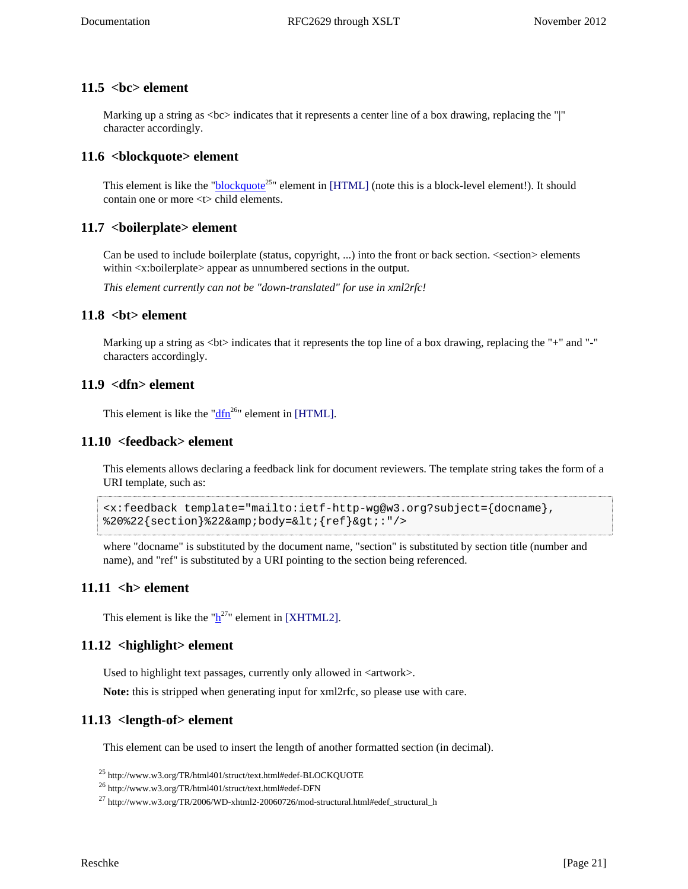### 11.5 <bc> element

Marking up a string as <bc> indicates that it represents a center line of a box drawing, replacing the "|" character accordingly.

### 11.6 <blockquote> element

This element is like the "blockquote[25]" element in [HTML] (note this is a block-level element!). It should contain one or more <t> child elements.

### 11.7 <boilerplate> element

Can be used to include boilerplate (status, copyright, ...) into the front or back section. <section> elements within <x:boilerplate> appear as unnumbered sections in the output.

*This element currently can not be "down-translated" for use in xml2rfc!*

### 11.8 <bt> element

Marking up a string as <bt> indicates that it represents the top line of a box drawing, replacing the "+" and "-" characters accordingly.

### 11.9 <dfn> element

This element is like the "dfn[26]" element in [HTML].

### 11.10 <feedback> element

This elements allows declaring a feedback link for document reviewers. The template string takes the form of a URI template, such as:

```
<x:feedback template="mailto:ietf-http-wg@w3.org?subject={docname},
%20%22{section}%22&amp;body=&lt;{ref}&gt;:"/>
```

where "docname" is substituted by the document name, "section" is substituted by section title (number and name), and "ref" is substituted by a URI pointing to the section being referenced.

### 11.11 <h> element

This element is like the "h[27]" element in [XHTML2].

### 11.12 <highlight> element

Used to highlight text passages, currently only allowed in <artwork>.

**Note:** this is stripped when generating input for xml2rfc, so please use with care.

### 11.13 <length-of> element

This element can be used to insert the length of another formatted section (in decimal).

[25] http://www.w3.org/TR/html401/struct/text.html#edef-BLOCKQUOTE
[26] http://www.w3.org/TR/html401/struct/text.html#edef-DFN
[27] http://www.w3.org/TR/2006/WD-xhtml2-20060726/mod-structural.html#edef_structural_h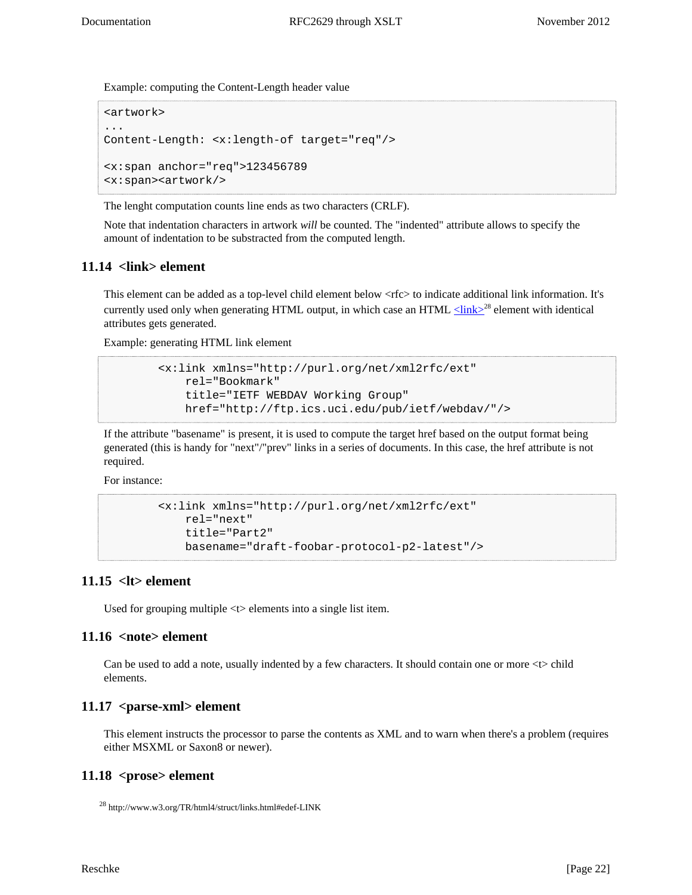Example: computing the Content-Length header value

```
<artwork>
...
Content-Length: <x:length-of target="req"/>

<x:span anchor="req">123456789
<x:span><artwork/>
```

The lenght computation counts line ends as two characters (CRLF).

Note that indentation characters in artwork *will* be counted. The "indented" attribute allows to specify the amount of indentation to be substracted from the computed length.

## 11.14 <link> element

This element can be added as a top-level child element below <rfc> to indicate additional link information. It's currently used only when generating HTML output, in which case an HTML <link>[28] element with identical attributes gets generated.

Example: generating HTML link element

```
        <x:link xmlns="http://purl.org/net/xml2rfc/ext"
            rel="Bookmark"
            title="IETF WEBDAV Working Group"
            href="http://ftp.ics.uci.edu/pub/ietf/webdav/"/>
```

If the attribute "basename" is present, it is used to compute the target href based on the output format being generated (this is handy for "next"/"prev" links in a series of documents. In this case, the href attribute is not required.

For instance:

```
        <x:link xmlns="http://purl.org/net/xml2rfc/ext"
            rel="next"
            title="Part2"
            basename="draft-foobar-protocol-p2-latest"/>
```

## 11.15 <lt> element

Used for grouping multiple <t> elements into a single list item.

## 11.16 <note> element

Can be used to add a note, usually indented by a few characters. It should contain one or more <t> child elements.

## 11.17 <parse-xml> element

This element instructs the processor to parse the contents as XML and to warn when there's a problem (requires either MSXML or Saxon8 or newer).

## 11.18 <prose> element

[28] http://www.w3.org/TR/html4/struct/links.html#edef-LINK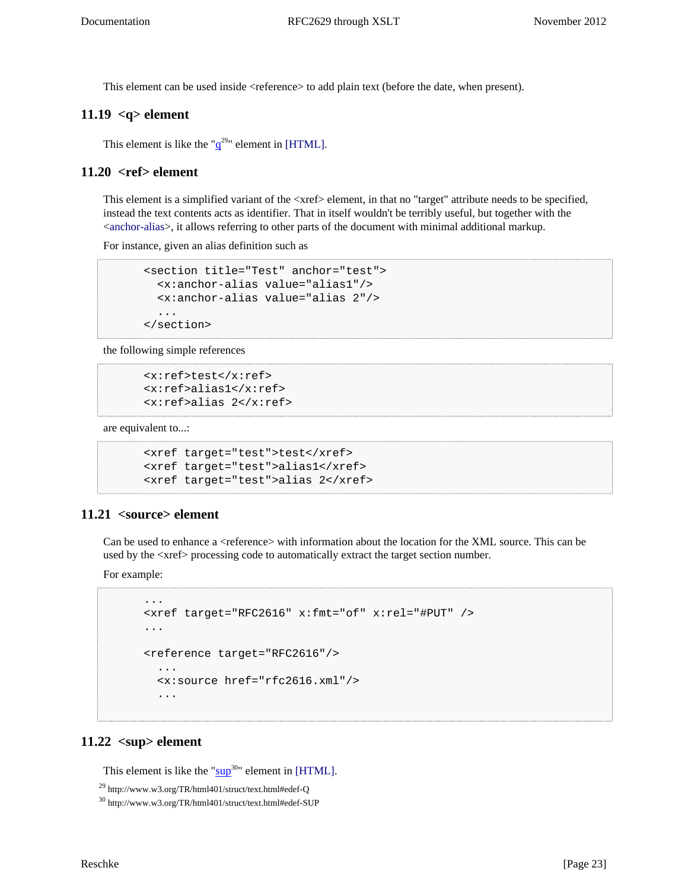This element can be used inside <reference> to add plain text (before the date, when present).

### 11.19 <q> element

This element is like the "q[29]" element in [HTML].

### 11.20 <ref> element

This element is a simplified variant of the <xref> element, in that no "target" attribute needs to be specified, instead the text contents acts as identifier. That in itself wouldn't be terribly useful, but together with the <anchor-alias>, it allows referring to other parts of the document with minimal additional markup.

For instance, given an alias definition such as

```
<section title="Test" anchor="test">
  <x:anchor-alias value="alias1"/>
  <x:anchor-alias value="alias 2"/>
  ...
</section>
```

the following simple references

```
<x:ref>test</x:ref>
<x:ref>alias1</x:ref>
<x:ref>alias 2</x:ref>
```

are equivalent to...:

```
<xref target="test">test</xref>
<xref target="test">alias1</xref>
<xref target="test">alias 2</xref>
```

### 11.21 <source> element

Can be used to enhance a <reference> with information about the location for the XML source. This can be used by the <xref> processing code to automatically extract the target section number.

For example:

```
...
<xref target="RFC2616" x:fmt="of" x:rel="#PUT" />
...

<reference target="RFC2616"/>
  ...
  <x:source href="rfc2616.xml"/>
  ...
```

### 11.22 <sup> element

This element is like the "sup[30]" element in [HTML].

[29] http://www.w3.org/TR/html401/struct/text.html#edef-Q

[30] http://www.w3.org/TR/html401/struct/text.html#edef-SUP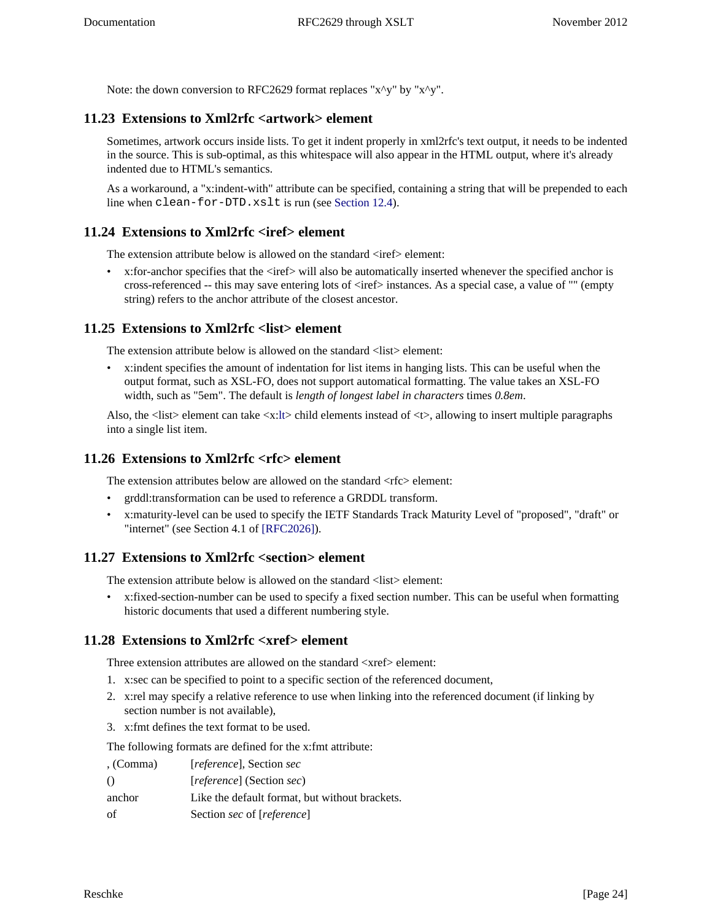Note: the down conversion to RFC2629 format replaces "x^y" by "x^y".

## 11.23 Extensions to Xml2rfc <artwork> element

Sometimes, artwork occurs inside lists. To get it indent properly in xml2rfc's text output, it needs to be indented in the source. This is sub-optimal, as this whitespace will also appear in the HTML output, where it's already indented due to HTML's semantics.

As a workaround, a "x:indent-with" attribute can be specified, containing a string that will be prepended to each line when `clean-for-DTD.xslt` is run (see Section 12.4).

## 11.24 Extensions to Xml2rfc <iref> element

The extension attribute below is allowed on the standard <iref> element:

- x:for-anchor specifies that the <iref> will also be automatically inserted whenever the specified anchor is cross-referenced -- this may save entering lots of <iref> instances. As a special case, a value of "" (empty string) refers to the anchor attribute of the closest ancestor.

## 11.25 Extensions to Xml2rfc <list> element

The extension attribute below is allowed on the standard <list> element:

- x:indent specifies the amount of indentation for list items in hanging lists. This can be useful when the output format, such as XSL-FO, does not support automatical formatting. The value takes an XSL-FO width, such as "5em". The default is *length of longest label in characters* times *0.8em*.

Also, the <list> element can take <x:lt> child elements instead of <t>, allowing to insert multiple paragraphs into a single list item.

## 11.26 Extensions to Xml2rfc <rfc> element

The extension attributes below are allowed on the standard <rfc> element:

- grddl:transformation can be used to reference a GRDDL transform.
- x:maturity-level can be used to specify the IETF Standards Track Maturity Level of "proposed", "draft" or "internet" (see Section 4.1 of [RFC2026]).

## 11.27 Extensions to Xml2rfc <section> element

The extension attribute below is allowed on the standard <list> element:

- x:fixed-section-number can be used to specify a fixed section number. This can be useful when formatting historic documents that used a different numbering style.

## 11.28 Extensions to Xml2rfc <xref> element

Three extension attributes are allowed on the standard <xref> element:

1. x:sec can be specified to point to a specific section of the referenced document,
2. x:rel may specify a relative reference to use when linking into the referenced document (if linking by section number is not available),
3. x:fmt defines the text format to be used.

The following formats are defined for the x:fmt attribute:

| | |
|---|---|
| , (Comma) | [*reference*], Section *sec* |
| () | [*reference*] (Section *sec*) |
| anchor | Like the default format, but without brackets. |
| of | Section *sec* of [*reference*] |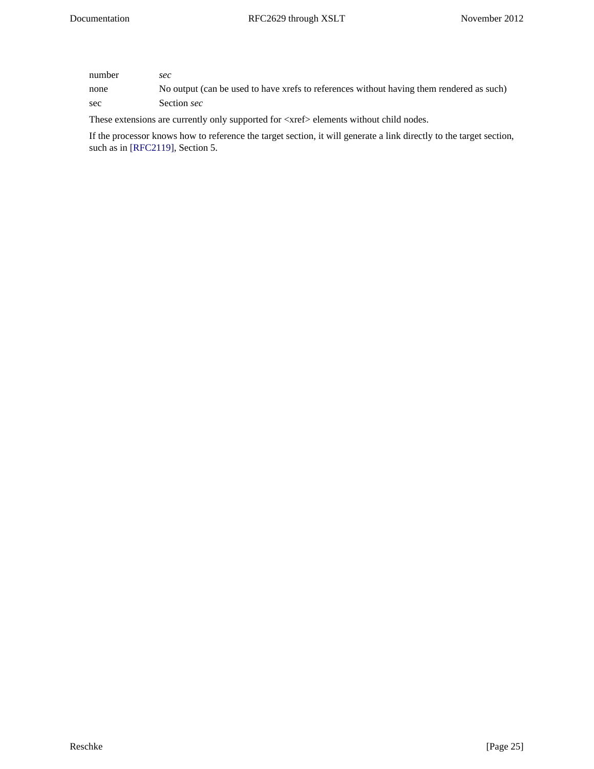| | |
|---|---|
| number | *sec* |
| none | No output (can be used to have xrefs to references without having them rendered as such) |
| sec | Section *sec* |

These extensions are currently only supported for <xref> elements without child nodes.

If the processor knows how to reference the target section, it will generate a link directly to the target section, such as in [RFC2119], Section 5.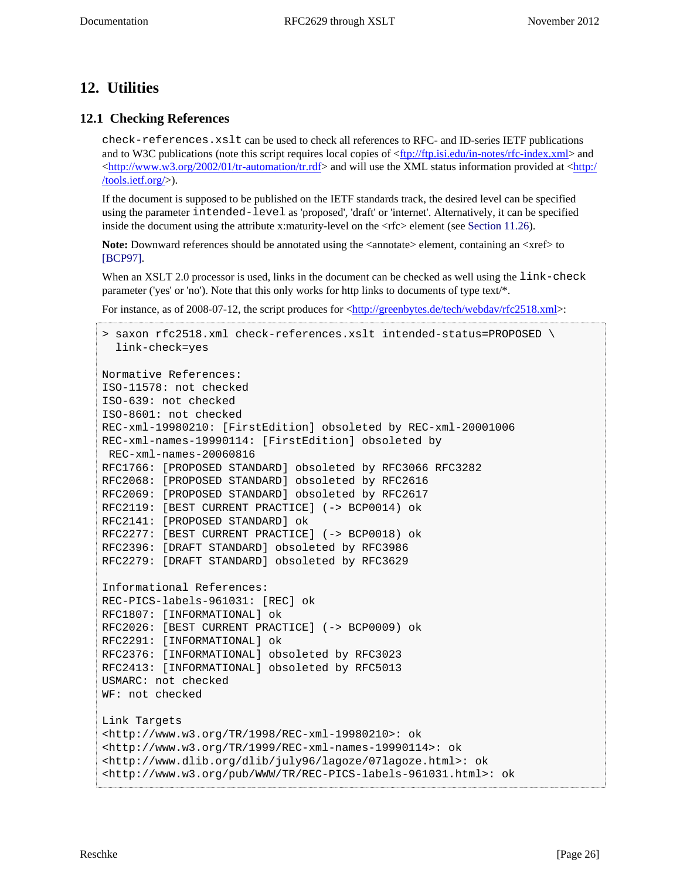# 12. Utilities

## 12.1 Checking References

`check-references.xslt` can be used to check all references to RFC- and ID-series IETF publications and to W3C publications (note this script requires local copies of <ftp://ftp.isi.edu/in-notes/rfc-index.xml> and <http://www.w3.org/2002/01/tr-automation/tr.rdf> and will use the XML status information provided at <http://tools.ietf.org/>).

If the document is supposed to be published on the IETF standards track, the desired level can be specified using the parameter `intended-level` as 'proposed', 'draft' or 'internet'. Alternatively, it can be specified inside the document using the attribute x:maturity-level on the <rfc> element (see Section 11.26).

**Note:** Downward references should be annotated using the <annotate> element, containing an <xref> to [BCP97].

When an XSLT 2.0 processor is used, links in the document can be checked as well using the `link-check` parameter ('yes' or 'no'). Note that this only works for http links to documents of type text/*.

For instance, as of 2008-07-12, the script produces for <http://greenbytes.de/tech/webdav/rfc2518.xml>:

```
> saxon rfc2518.xml check-references.xslt intended-status=PROPOSED \
  link-check=yes

Normative References:
ISO-11578: not checked
ISO-639: not checked
ISO-8601: not checked
REC-xml-19980210: [FirstEdition] obsoleted by REC-xml-20001006
REC-xml-names-19990114: [FirstEdition] obsoleted by
 REC-xml-names-20060816
RFC1766: [PROPOSED STANDARD] obsoleted by RFC3066 RFC3282
RFC2068: [PROPOSED STANDARD] obsoleted by RFC2616
RFC2069: [PROPOSED STANDARD] obsoleted by RFC2617
RFC2119: [BEST CURRENT PRACTICE] (-> BCP0014) ok
RFC2141: [PROPOSED STANDARD] ok
RFC2277: [BEST CURRENT PRACTICE] (-> BCP0018) ok
RFC2396: [DRAFT STANDARD] obsoleted by RFC3986
RFC2279: [DRAFT STANDARD] obsoleted by RFC3629

Informational References:
REC-PICS-labels-961031: [REC] ok
RFC1807: [INFORMATIONAL] ok
RFC2026: [BEST CURRENT PRACTICE] (-> BCP0009) ok
RFC2291: [INFORMATIONAL] ok
RFC2376: [INFORMATIONAL] obsoleted by RFC3023
RFC2413: [INFORMATIONAL] obsoleted by RFC5013
USMARC: not checked
WF: not checked

Link Targets
<http://www.w3.org/TR/1998/REC-xml-19980210>: ok
<http://www.w3.org/TR/1999/REC-xml-names-19990114>: ok
<http://www.dlib.org/dlib/july96/lagoze/07lagoze.html>: ok
<http://www.w3.org/pub/WWW/TR/REC-PICS-labels-961031.html>: ok
```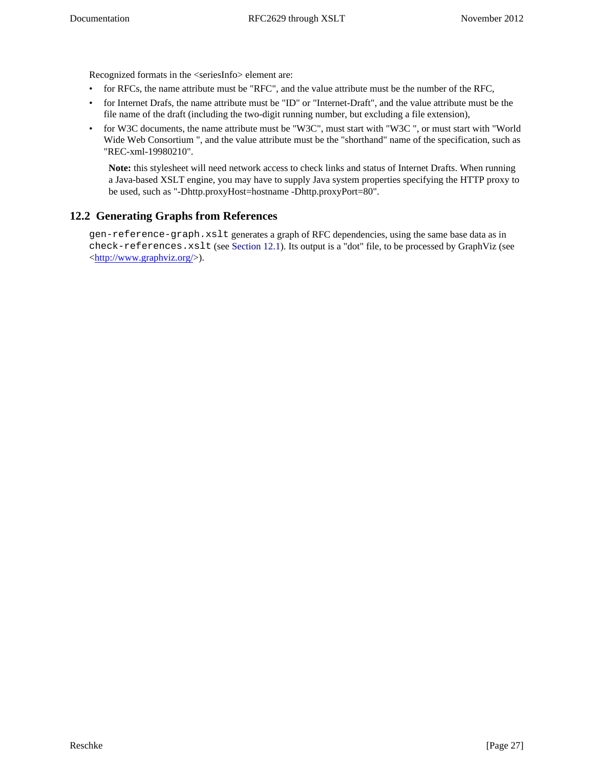Recognized formats in the <seriesInfo> element are:

- for RFCs, the name attribute must be "RFC", and the value attribute must be the number of the RFC,
- for Internet Drafs, the name attribute must be "ID" or "Internet-Draft", and the value attribute must be the file name of the draft (including the two-digit running number, but excluding a file extension),
- for W3C documents, the name attribute must be "W3C", must start with "W3C ", or must start with "World Wide Web Consortium ", and the value attribute must be the "shorthand" name of the specification, such as "REC-xml-19980210".

> **Note:** this stylesheet will need network access to check links and status of Internet Drafts. When running a Java-based XSLT engine, you may have to supply Java system properties specifying the HTTP proxy to be used, such as "-Dhttp.proxyHost=hostname -Dhttp.proxyPort=80".

## 12.2 Generating Graphs from References

`gen-reference-graph.xslt` generates a graph of RFC dependencies, using the same base data as in `check-references.xslt` (see Section 12.1). Its output is a "dot" file, to be processed by GraphViz (see <http://www.graphviz.org/>).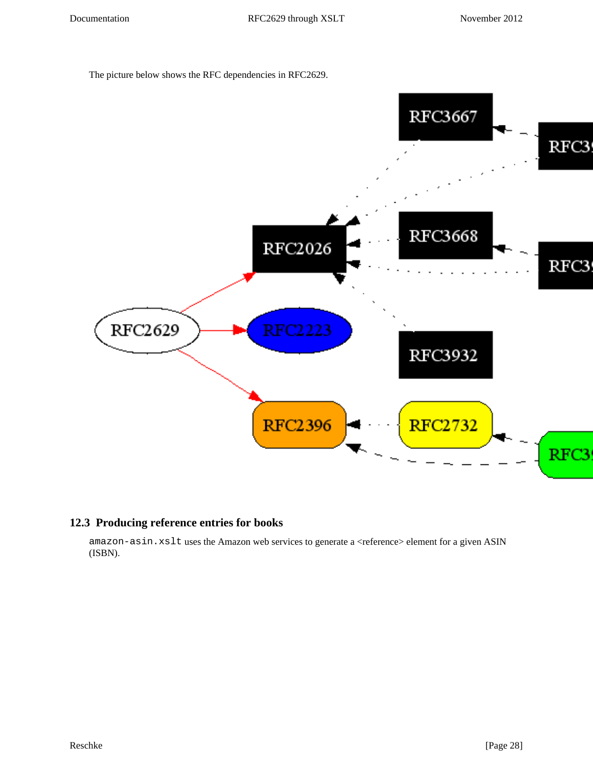The picture below shows the RFC dependencies in RFC2629.

## 12.3 Producing reference entries for books

`amazon-asin.xslt` uses the Amazon web services to generate a <reference> element for a given ASIN (ISBN).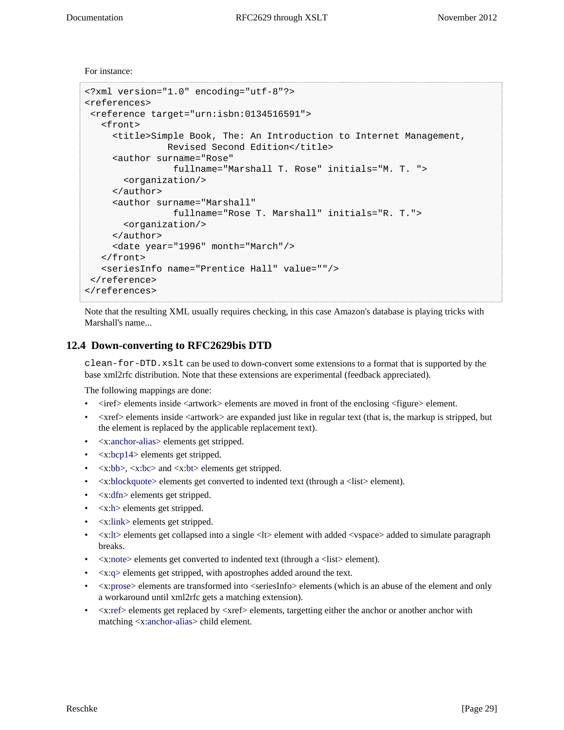For instance:

```
<?xml version="1.0" encoding="utf-8"?>
<references>
 <reference target="urn:isbn:0134516591">
   <front>
     <title>Simple Book, The: An Introduction to Internet Management,
               Revised Second Edition</title>
     <author surname="Rose"
                fullname="Marshall T. Rose" initials="M. T. ">
       <organization/>
     </author>
     <author surname="Marshall"
                fullname="Rose T. Marshall" initials="R. T.">
       <organization/>
     </author>
     <date year="1996" month="March"/>
   </front>
   <seriesInfo name="Prentice Hall" value=""/>
 </reference>
</references>
```

Note that the resulting XML usually requires checking, in this case Amazon's database is playing tricks with Marshall's name...

## 12.4 Down-converting to RFC2629bis DTD

`clean-for-DTD.xslt` can be used to down-convert some extensions to a format that is supported by the base xml2rfc distribution. Note that these extensions are experimental (feedback appreciated).

The following mappings are done:

- <iref> elements inside <artwork> elements are moved in front of the enclosing <figure> element.
- <xref> elements inside <artwork> are expanded just like in regular text (that is, the markup is stripped, but the element is replaced by the applicable replacement text).
- <x:anchor-alias> elements get stripped.
- <x:bcp14> elements get stripped.
- <x:bb>, <x:bc> and <x:bt> elements get stripped.
- <x:blockquote> elements get converted to indented text (through a <list> element).
- <x:dfn> elements get stripped.
- <x:h> elements get stripped.
- <x:link> elements get stripped.
- <x:lt> elements get collapsed into a single <lt> element with added <vspace> added to simulate paragraph breaks.
- <x:note> elements get converted to indented text (through a <list> element).
- <x:q> elements get stripped, with apostrophes added around the text.
- <x:prose> elements are transformed into <seriesInfo> elements (which is an abuse of the element and only a workaround until xml2rfc gets a matching extension).
- <x:ref> elements get replaced by <xref> elements, targetting either the anchor or another anchor with matching <x:anchor-alias> child element.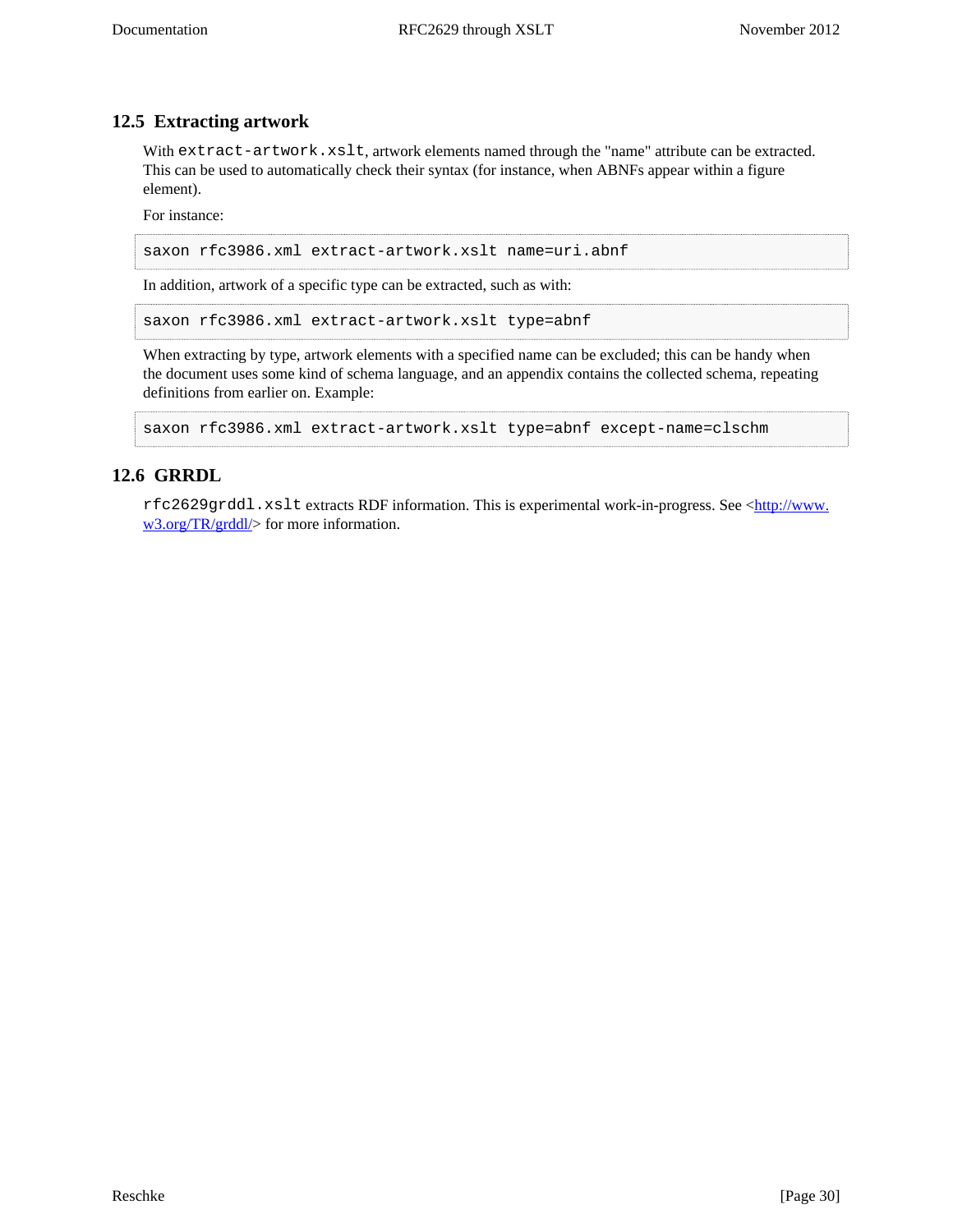## 12.5 Extracting artwork

With `extract-artwork.xslt`, artwork elements named through the "name" attribute can be extracted. This can be used to automatically check their syntax (for instance, when ABNFs appear within a figure element).

For instance:

```
saxon rfc3986.xml extract-artwork.xslt name=uri.abnf
```

In addition, artwork of a specific type can be extracted, such as with:

```
saxon rfc3986.xml extract-artwork.xslt type=abnf
```

When extracting by type, artwork elements with a specified name can be excluded; this can be handy when the document uses some kind of schema language, and an appendix contains the collected schema, repeating definitions from earlier on. Example:

```
saxon rfc3986.xml extract-artwork.xslt type=abnf except-name=clschm
```

## 12.6 GRRDL

`rfc2629grddl.xslt` extracts RDF information. This is experimental work-in-progress. See <http://www.w3.org/TR/grddl/> for more information.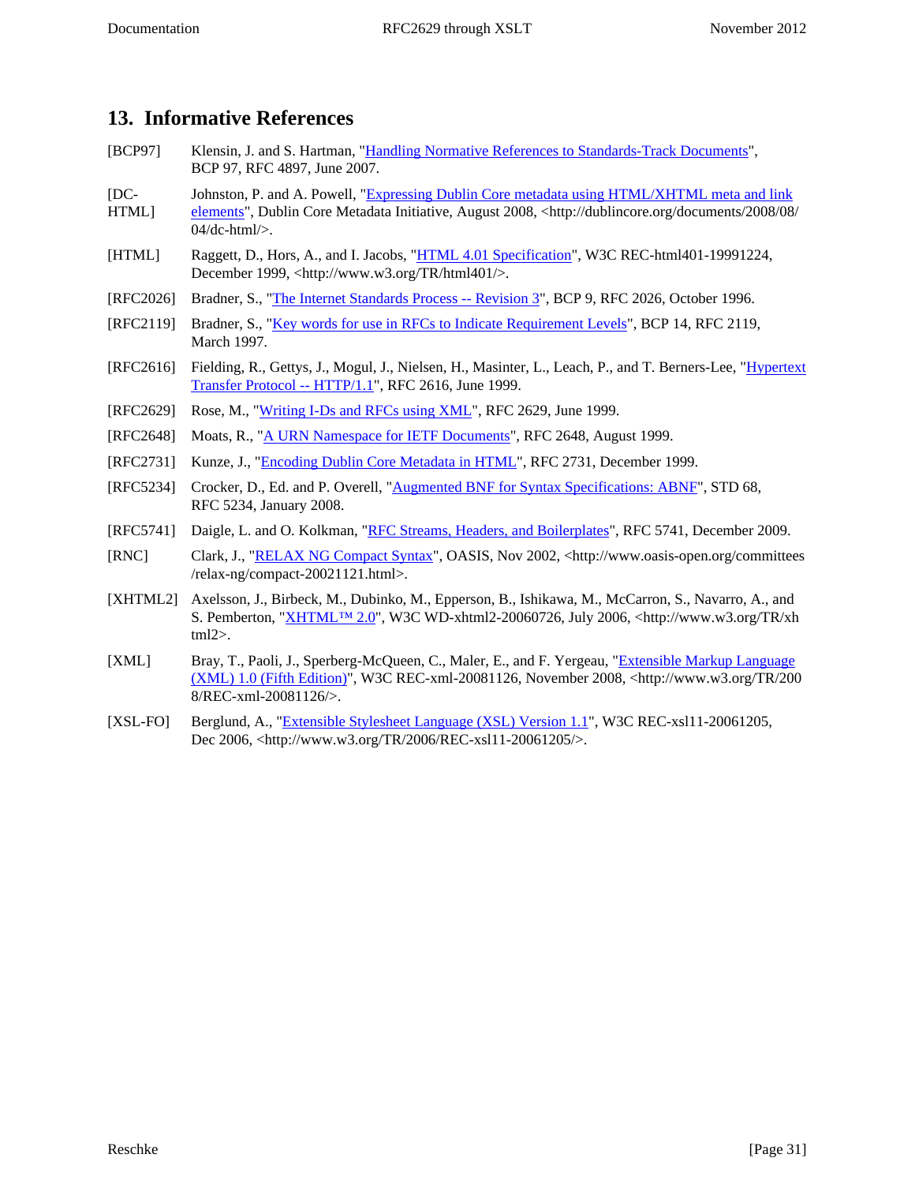## 13. Informative References

[BCP97] Klensin, J. and S. Hartman, "Handling Normative References to Standards-Track Documents", BCP 97, RFC 4897, June 2007.

[DC-HTML] Johnston, P. and A. Powell, "Expressing Dublin Core metadata using HTML/XHTML meta and link elements", Dublin Core Metadata Initiative, August 2008, <http://dublincore.org/documents/2008/08/04/dc-html/>.

[HTML] Raggett, D., Hors, A., and I. Jacobs, "HTML 4.01 Specification", W3C REC-html401-19991224, December 1999, <http://www.w3.org/TR/html401/>.

[RFC2026] Bradner, S., "The Internet Standards Process -- Revision 3", BCP 9, RFC 2026, October 1996.

[RFC2119] Bradner, S., "Key words for use in RFCs to Indicate Requirement Levels", BCP 14, RFC 2119, March 1997.

[RFC2616] Fielding, R., Gettys, J., Mogul, J., Nielsen, H., Masinter, L., Leach, P., and T. Berners-Lee, "Hypertext Transfer Protocol -- HTTP/1.1", RFC 2616, June 1999.

[RFC2629] Rose, M., "Writing I-Ds and RFCs using XML", RFC 2629, June 1999.

[RFC2648] Moats, R., "A URN Namespace for IETF Documents", RFC 2648, August 1999.

[RFC2731] Kunze, J., "Encoding Dublin Core Metadata in HTML", RFC 2731, December 1999.

[RFC5234] Crocker, D., Ed. and P. Overell, "Augmented BNF for Syntax Specifications: ABNF", STD 68, RFC 5234, January 2008.

[RFC5741] Daigle, L. and O. Kolkman, "RFC Streams, Headers, and Boilerplates", RFC 5741, December 2009.

[RNC] Clark, J., "RELAX NG Compact Syntax", OASIS, Nov 2002, <http://www.oasis-open.org/committees/relax-ng/compact-20021121.html>.

[XHTML2] Axelsson, J., Birbeck, M., Dubinko, M., Epperson, B., Ishikawa, M., McCarron, S., Navarro, A., and S. Pemberton, "XHTML™ 2.0", W3C WD-xhtml2-20060726, July 2006, <http://www.w3.org/TR/xhtml2>.

[XML] Bray, T., Paoli, J., Sperberg-McQueen, C., Maler, E., and F. Yergeau, "Extensible Markup Language (XML) 1.0 (Fifth Edition)", W3C REC-xml-20081126, November 2008, <http://www.w3.org/TR/2008/REC-xml-20081126/>.

[XSL-FO] Berglund, A., "Extensible Stylesheet Language (XSL) Version 1.1", W3C REC-xsl11-20061205, Dec 2006, <http://www.w3.org/TR/2006/REC-xsl11-20061205/>.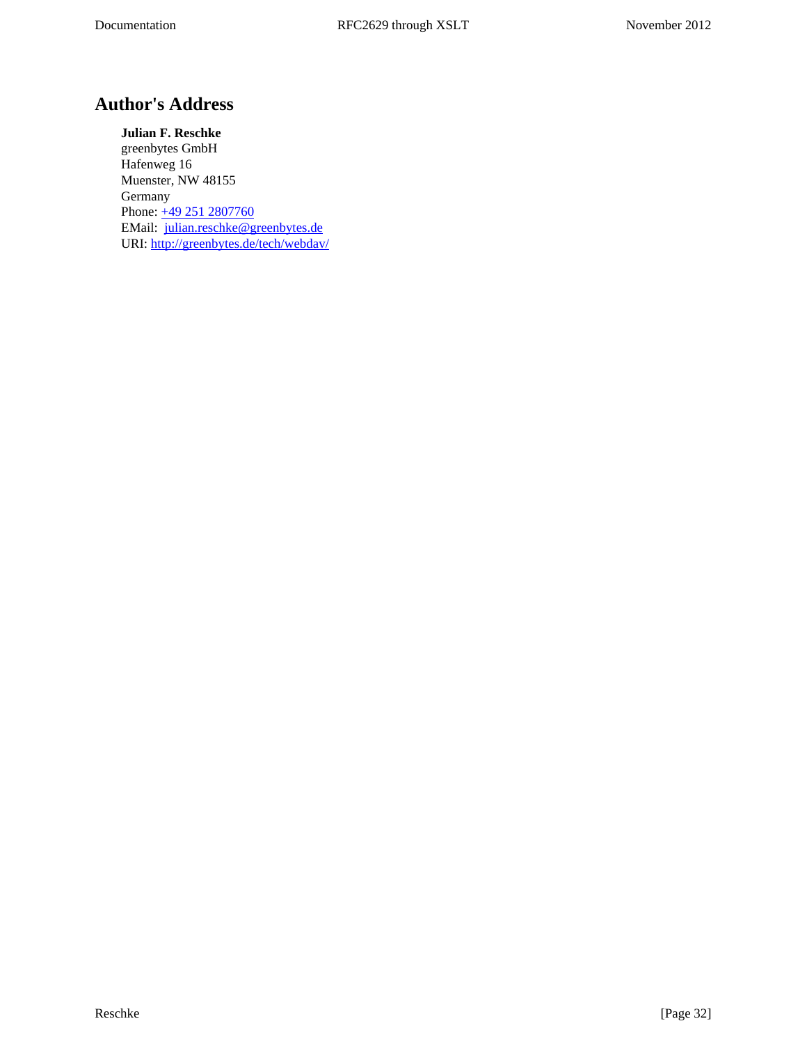# Author's Address

**Julian F. Reschke**
greenbytes GmbH
Hafenweg 16
Muenster, NW 48155
Germany
Phone: [+49 251 2807760](tel:+492512807760)
EMail: [julian.reschke@greenbytes.de](mailto:julian.reschke@greenbytes.de)
URI: [http://greenbytes.de/tech/webdav/](http://greenbytes.de/tech/webdav/)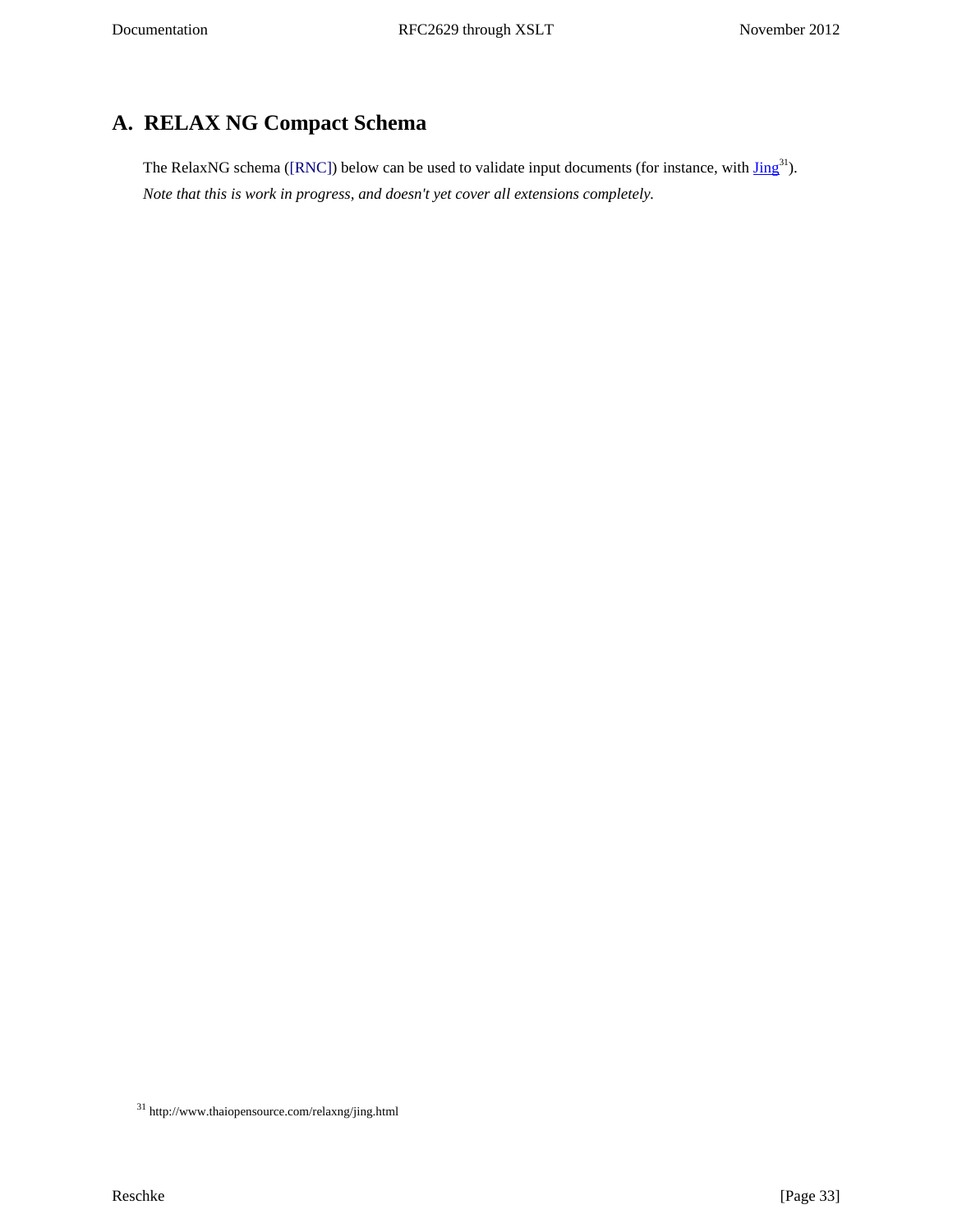# A. RELAX NG Compact Schema

The RelaxNG schema ([RNC]) below can be used to validate input documents (for instance, with Jing[31]).

*Note that this is work in progress, and doesn't yet cover all extensions completely.*

[31] http://www.thaiopensource.com/relaxng/jing.html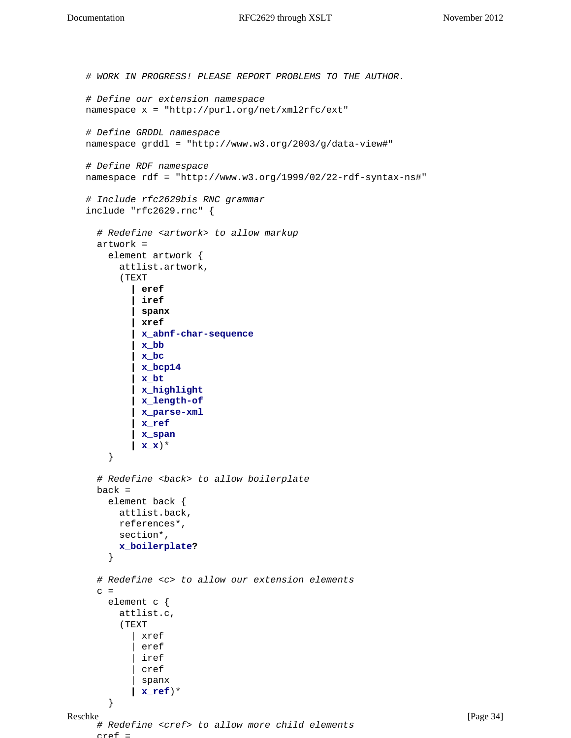```
# WORK IN PROGRESS! PLEASE REPORT PROBLEMS TO THE AUTHOR.

# Define our extension namespace
namespace x = "http://purl.org/net/xml2rfc/ext"

# Define GRDDL namespace
namespace grddl = "http://www.w3.org/2003/g/data-view#"

# Define RDF namespace
namespace rdf = "http://www.w3.org/1999/02/22-rdf-syntax-ns#"

# Include rfc2629bis RNC grammar
include "rfc2629.rnc" {

  # Redefine <artwork> to allow markup
  artwork =
    element artwork {
      attlist.artwork,
      (TEXT
        | eref
        | iref
        | spanx
        | xref
        | x_abnf-char-sequence
        | x_bb
        | x_bc
        | x_bcp14
        | x_bt
        | x_highlight
        | x_length-of
        | x_parse-xml
        | x_ref
        | x_span
        | x_x)*
    }

  # Redefine <back> to allow boilerplate
  back =
    element back {
      attlist.back,
      references*,
      section*,
      x_boilerplate?
    }

  # Redefine <c> to allow our extension elements
  c =
    element c {
      attlist.c,
      (TEXT
        | xref
        | eref
        | iref
        | cref
        | spanx
        | x_ref)*
    }

  # Redefine <cref> to allow more child elements
  cref =
```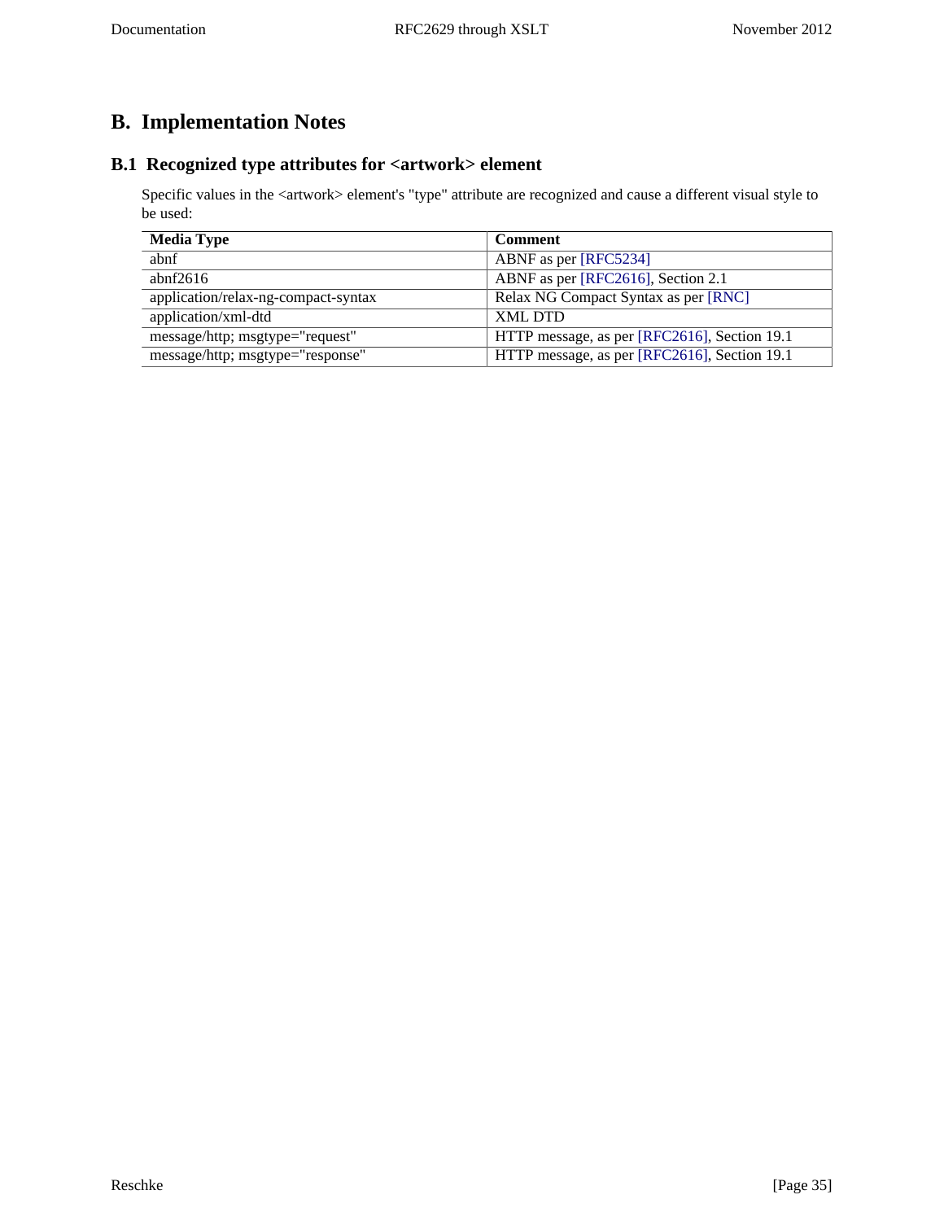# B. Implementation Notes

## B.1 Recognized type attributes for <artwork> element

Specific values in the <artwork> element's "type" attribute are recognized and cause a different visual style to be used:

| Media Type | Comment |
| --- | --- |
| abnf | ABNF as per [RFC5234] |
| abnf2616 | ABNF as per [RFC2616], Section 2.1 |
| application/relax-ng-compact-syntax | Relax NG Compact Syntax as per [RNC] |
| application/xml-dtd | XML DTD |
| message/http; msgtype="request" | HTTP message, as per [RFC2616], Section 19.1 |
| message/http; msgtype="response" | HTTP message, as per [RFC2616], Section 19.1 |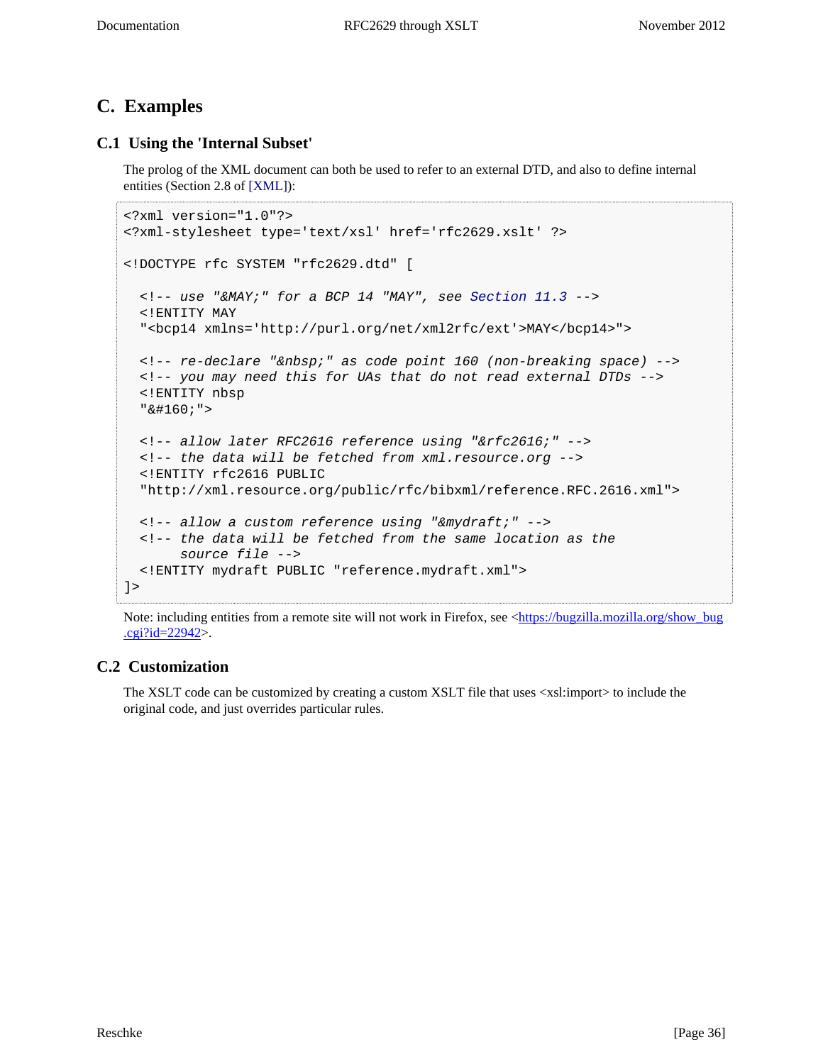# C. Examples

## C.1 Using the 'Internal Subset'

The prolog of the XML document can both be used to refer to an external DTD, and also to define internal entities (Section 2.8 of [XML]):

```
<?xml version="1.0"?>
<?xml-stylesheet type='text/xsl' href='rfc2629.xslt' ?>

<!DOCTYPE rfc SYSTEM "rfc2629.dtd" [

  <!-- use "&MAY;" for a BCP 14 "MAY", see Section 11.3 -->
  <!ENTITY MAY
  "<bcp14 xmlns='http://purl.org/net/xml2rfc/ext'>MAY</bcp14>">

  <!-- re-declare "&nbsp;" as code point 160 (non-breaking space) -->
  <!-- you may need this for UAs that do not read external DTDs -->
  <!ENTITY nbsp
  "&#160;">

  <!-- allow later RFC2616 reference using "&rfc2616;" -->
  <!-- the data will be fetched from xml.resource.org -->
  <!ENTITY rfc2616 PUBLIC
  "http://xml.resource.org/public/rfc/bibxml/reference.RFC.2616.xml">

  <!-- allow a custom reference using "&mydraft;" -->
  <!-- the data will be fetched from the same location as the
       source file -->
  <!ENTITY mydraft PUBLIC "reference.mydraft.xml">
]>
```

Note: including entities from a remote site will not work in Firefox, see <https://bugzilla.mozilla.org/show_bug.cgi?id=22942>.

## C.2 Customization

The XSLT code can be customized by creating a custom XSLT file that uses <xsl:import> to include the original code, and just overrides particular rules.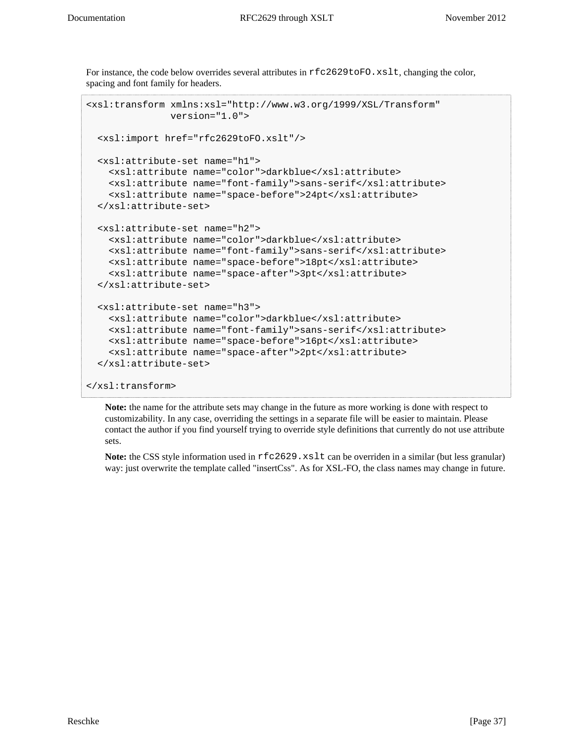For instance, the code below overrides several attributes in `rfc2629toFO.xslt`, changing the color, spacing and font family for headers.

```
<xsl:transform xmlns:xsl="http://www.w3.org/1999/XSL/Transform"
               version="1.0">

  <xsl:import href="rfc2629toFO.xslt"/>

  <xsl:attribute-set name="h1">
    <xsl:attribute name="color">darkblue</xsl:attribute>
    <xsl:attribute name="font-family">sans-serif</xsl:attribute>
    <xsl:attribute name="space-before">24pt</xsl:attribute>
  </xsl:attribute-set>

  <xsl:attribute-set name="h2">
    <xsl:attribute name="color">darkblue</xsl:attribute>
    <xsl:attribute name="font-family">sans-serif</xsl:attribute>
    <xsl:attribute name="space-before">18pt</xsl:attribute>
    <xsl:attribute name="space-after">3pt</xsl:attribute>
  </xsl:attribute-set>

  <xsl:attribute-set name="h3">
    <xsl:attribute name="color">darkblue</xsl:attribute>
    <xsl:attribute name="font-family">sans-serif</xsl:attribute>
    <xsl:attribute name="space-before">16pt</xsl:attribute>
    <xsl:attribute name="space-after">2pt</xsl:attribute>
  </xsl:attribute-set>

</xsl:transform>
```

**Note:** the name for the attribute sets may change in the future as more working is done with respect to customizability. In any case, overriding the settings in a separate file will be easier to maintain. Please contact the author if you find yourself trying to override style definitions that currently do not use attribute sets.

**Note:** the CSS style information used in `rfc2629.xslt` can be overriden in a similar (but less granular) way: just overwrite the template called "insertCss". As for XSL-FO, the class names may change in future.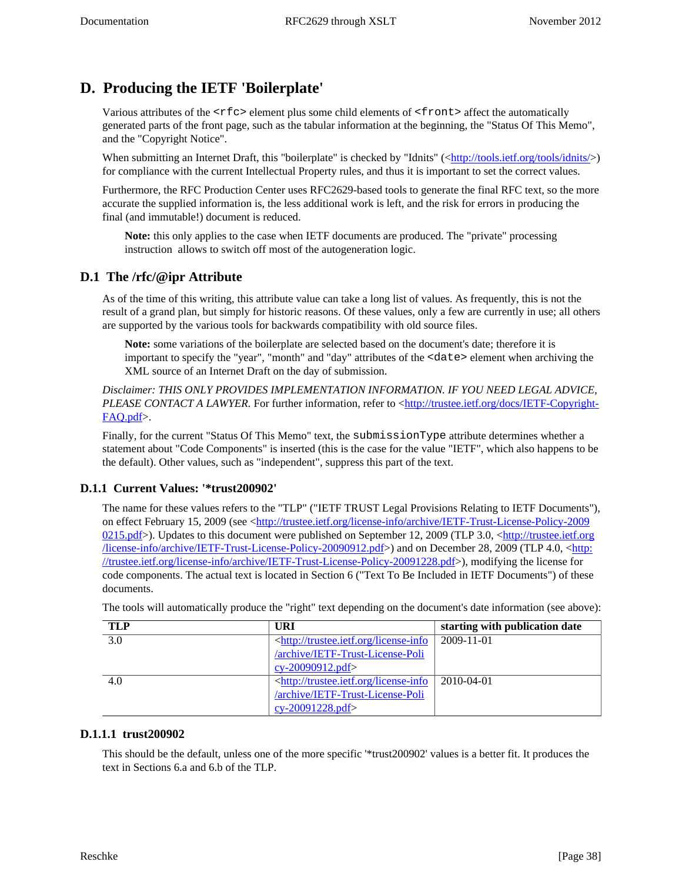# D. Producing the IETF 'Boilerplate'

Various attributes of the `<rfc>` element plus some child elements of `<front>` affect the automatically generated parts of the front page, such as the tabular information at the beginning, the "Status Of This Memo", and the "Copyright Notice".

When submitting an Internet Draft, this "boilerplate" is checked by "Idnits" (<http://tools.ietf.org/tools/idnits/>) for compliance with the current Intellectual Property rules, and thus it is important to set the correct values.

Furthermore, the RFC Production Center uses RFC2629-based tools to generate the final RFC text, so the more accurate the supplied information is, the less additional work is left, and the risk for errors in producing the final (and immutable!) document is reduced.

> **Note:** this only applies to the case when IETF documents are produced. The "private" processing instruction  allows to switch off most of the autogeneration logic.

## D.1 The /rfc/@ipr Attribute

As of the time of this writing, this attribute value can take a long list of values. As frequently, this is not the result of a grand plan, but simply for historic reasons. Of these values, only a few are currently in use; all others are supported by the various tools for backwards compatibility with old source files.

> **Note:** some variations of the boilerplate are selected based on the document's date; therefore it is important to specify the "year", "month" and "day" attributes of the `<date>` element when archiving the XML source of an Internet Draft on the day of submission.

*Disclaimer: THIS ONLY PROVIDES IMPLEMENTATION INFORMATION. IF YOU NEED LEGAL ADVICE, PLEASE CONTACT A LAWYER.* For further information, refer to <http://trustee.ietf.org/docs/IETF-Copyright-FAQ.pdf>.

Finally, for the current "Status Of This Memo" text, the `submissionType` attribute determines whether a statement about "Code Components" is inserted (this is the case for the value "IETF", which also happens to be the default). Other values, such as "independent", suppress this part of the text.

### D.1.1 Current Values: '*trust200902'

The name for these values refers to the "TLP" ("IETF TRUST Legal Provisions Relating to IETF Documents"), on effect February 15, 2009 (see <http://trustee.ietf.org/license-info/archive/IETF-Trust-License-Policy-20090215.pdf>). Updates to this document were published on September 12, 2009 (TLP 3.0, <http://trustee.ietf.org/license-info/archive/IETF-Trust-License-Policy-20090912.pdf>) and on December 28, 2009 (TLP 4.0, <http://trustee.ietf.org/license-info/archive/IETF-Trust-License-Policy-20091228.pdf>), modifying the license for code components. The actual text is located in Section 6 ("Text To Be Included in IETF Documents") of these documents.

The tools will automatically produce the "right" text depending on the document's date information (see above):

| TLP | URI | starting with publication date |
|---|---|---|
| 3.0 | <http://trustee.ietf.org/license-info/archive/IETF-Trust-License-Policy-20090912.pdf> | 2009-11-01 |
| 4.0 | <http://trustee.ietf.org/license-info/archive/IETF-Trust-License-Policy-20091228.pdf> | 2010-04-01 |

#### D.1.1.1 trust200902

This should be the default, unless one of the more specific '*trust200902' values is a better fit. It produces the text in Sections 6.a and 6.b of the TLP.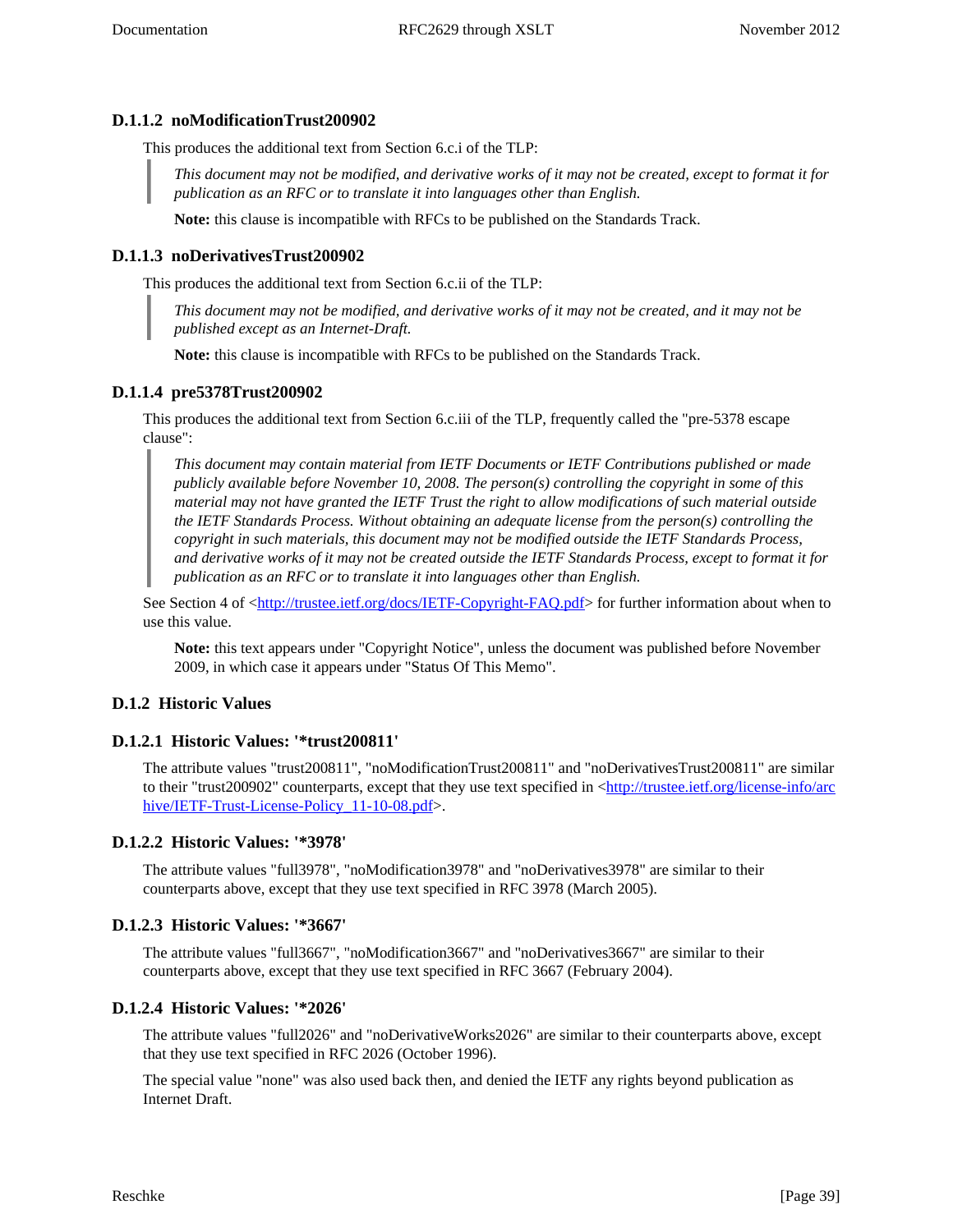#### D.1.1.2 noModificationTrust200902

This produces the additional text from Section 6.c.i of the TLP:

> *This document may not be modified, and derivative works of it may not be created, except to format it for publication as an RFC or to translate it into languages other than English.*

**Note:** this clause is incompatible with RFCs to be published on the Standards Track.

#### D.1.1.3 noDerivativesTrust200902

This produces the additional text from Section 6.c.ii of the TLP:

> *This document may not be modified, and derivative works of it may not be created, and it may not be published except as an Internet-Draft.*

**Note:** this clause is incompatible with RFCs to be published on the Standards Track.

#### D.1.1.4 pre5378Trust200902

This produces the additional text from Section 6.c.iii of the TLP, frequently called the "pre-5378 escape clause":

> *This document may contain material from IETF Documents or IETF Contributions published or made publicly available before November 10, 2008. The person(s) controlling the copyright in some of this material may not have granted the IETF Trust the right to allow modifications of such material outside the IETF Standards Process. Without obtaining an adequate license from the person(s) controlling the copyright in such materials, this document may not be modified outside the IETF Standards Process, and derivative works of it may not be created outside the IETF Standards Process, except to format it for publication as an RFC or to translate it into languages other than English.*

See Section 4 of <http://trustee.ietf.org/docs/IETF-Copyright-FAQ.pdf> for further information about when to use this value.

**Note:** this text appears under "Copyright Notice", unless the document was published before November 2009, in which case it appears under "Status Of This Memo".

### D.1.2 Historic Values

#### D.1.2.1 Historic Values: '*trust200811'

The attribute values "trust200811", "noModificationTrust200811" and "noDerivativesTrust200811" are similar to their "trust200902" counterparts, except that they use text specified in <http://trustee.ietf.org/license-info/archive/IETF-Trust-License-Policy_11-10-08.pdf>.

#### D.1.2.2 Historic Values: '*3978'

The attribute values "full3978", "noModification3978" and "noDerivatives3978" are similar to their counterparts above, except that they use text specified in RFC 3978 (March 2005).

#### D.1.2.3 Historic Values: '*3667'

The attribute values "full3667", "noModification3667" and "noDerivatives3667" are similar to their counterparts above, except that they use text specified in RFC 3667 (February 2004).

#### D.1.2.4 Historic Values: '*2026'

The attribute values "full2026" and "noDerivativeWorks2026" are similar to their counterparts above, except that they use text specified in RFC 2026 (October 1996).

The special value "none" was also used back then, and denied the IETF any rights beyond publication as Internet Draft.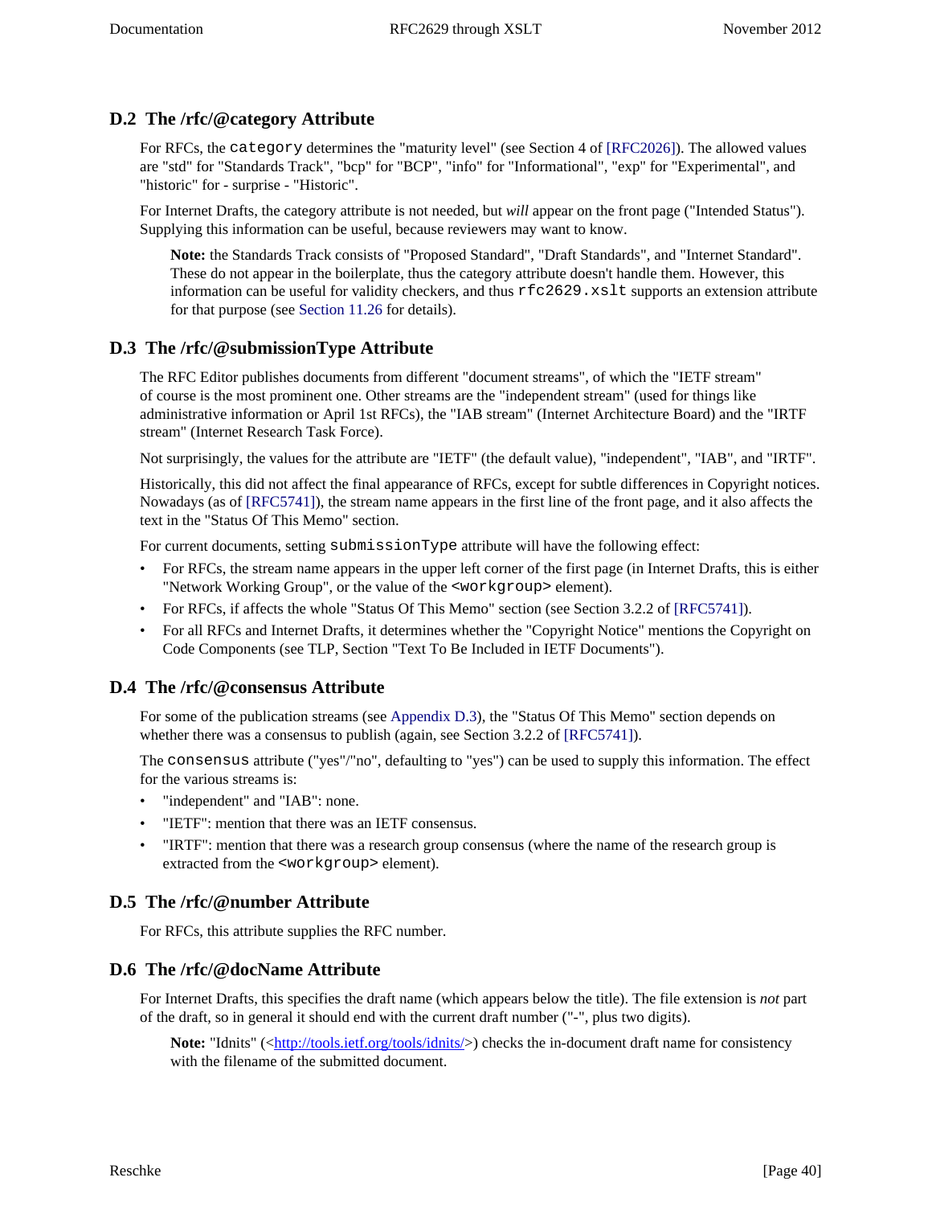## D.2 The /rfc/@category Attribute

For RFCs, the `category` determines the "maturity level" (see Section 4 of [RFC2026]). The allowed values are "std" for "Standards Track", "bcp" for "BCP", "info" for "Informational", "exp" for "Experimental", and "historic" for - surprise - "Historic".

For Internet Drafts, the category attribute is not needed, but *will* appear on the front page ("Intended Status"). Supplying this information can be useful, because reviewers may want to know.

> **Note:** the Standards Track consists of "Proposed Standard", "Draft Standards", and "Internet Standard". These do not appear in the boilerplate, thus the category attribute doesn't handle them. However, this information can be useful for validity checkers, and thus `rfc2629.xslt` supports an extension attribute for that purpose (see Section 11.26 for details).

## D.3 The /rfc/@submissionType Attribute

The RFC Editor publishes documents from different "document streams", of which the "IETF stream" of course is the most prominent one. Other streams are the "independent stream" (used for things like administrative information or April 1st RFCs), the "IAB stream" (Internet Architecture Board) and the "IRTF stream" (Internet Research Task Force).

Not surprisingly, the values for the attribute are "IETF" (the default value), "independent", "IAB", and "IRTF".

Historically, this did not affect the final appearance of RFCs, except for subtle differences in Copyright notices. Nowadays (as of [RFC5741]), the stream name appears in the first line of the front page, and it also affects the text in the "Status Of This Memo" section.

For current documents, setting `submissionType` attribute will have the following effect:

- For RFCs, the stream name appears in the upper left corner of the first page (in Internet Drafts, this is either "Network Working Group", or the value of the `<workgroup>` element).
- For RFCs, if affects the whole "Status Of This Memo" section (see Section 3.2.2 of [RFC5741]).
- For all RFCs and Internet Drafts, it determines whether the "Copyright Notice" mentions the Copyright on Code Components (see TLP, Section "Text To Be Included in IETF Documents").

## D.4 The /rfc/@consensus Attribute

For some of the publication streams (see Appendix D.3), the "Status Of This Memo" section depends on whether there was a consensus to publish (again, see Section 3.2.2 of [RFC5741]).

The `consensus` attribute ("yes"/"no", defaulting to "yes") can be used to supply this information. The effect for the various streams is:

- "independent" and "IAB": none.
- "IETF": mention that there was an IETF consensus.
- "IRTF": mention that there was a research group consensus (where the name of the research group is extracted from the `<workgroup>` element).

## D.5 The /rfc/@number Attribute

For RFCs, this attribute supplies the RFC number.

## D.6 The /rfc/@docName Attribute

For Internet Drafts, this specifies the draft name (which appears below the title). The file extension is *not* part of the draft, so in general it should end with the current draft number ("-", plus two digits).

> **Note:** "Idnits" (<http://tools.ietf.org/tools/idnits/>) checks the in-document draft name for consistency with the filename of the submitted document.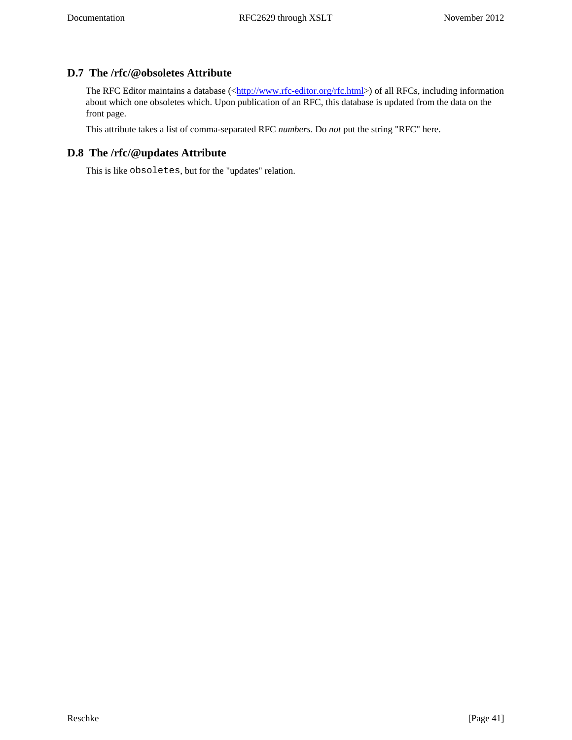### D.7 The /rfc/@obsoletes Attribute

The RFC Editor maintains a database (<http://www.rfc-editor.org/rfc.html>) of all RFCs, including information about which one obsoletes which. Upon publication of an RFC, this database is updated from the data on the front page.

This attribute takes a list of comma-separated RFC *numbers*. Do *not* put the string "RFC" here.

### D.8 The /rfc/@updates Attribute

This is like `obsoletes`, but for the "updates" relation.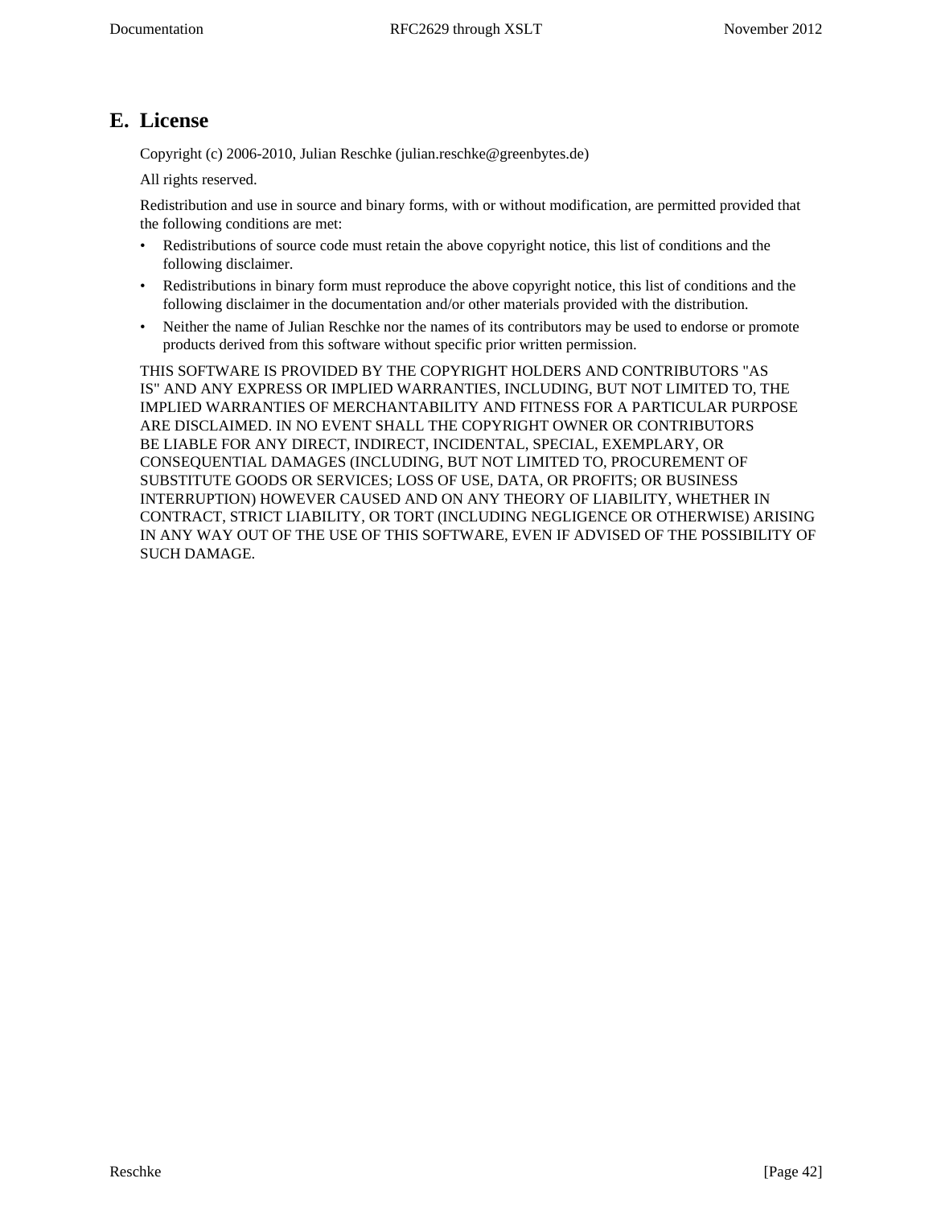## E. License

Copyright (c) 2006-2010, Julian Reschke (julian.reschke@greenbytes.de)

All rights reserved.

Redistribution and use in source and binary forms, with or without modification, are permitted provided that the following conditions are met:

- Redistributions of source code must retain the above copyright notice, this list of conditions and the following disclaimer.
- Redistributions in binary form must reproduce the above copyright notice, this list of conditions and the following disclaimer in the documentation and/or other materials provided with the distribution.
- Neither the name of Julian Reschke nor the names of its contributors may be used to endorse or promote products derived from this software without specific prior written permission.

THIS SOFTWARE IS PROVIDED BY THE COPYRIGHT HOLDERS AND CONTRIBUTORS "AS IS" AND ANY EXPRESS OR IMPLIED WARRANTIES, INCLUDING, BUT NOT LIMITED TO, THE IMPLIED WARRANTIES OF MERCHANTABILITY AND FITNESS FOR A PARTICULAR PURPOSE ARE DISCLAIMED. IN NO EVENT SHALL THE COPYRIGHT OWNER OR CONTRIBUTORS BE LIABLE FOR ANY DIRECT, INDIRECT, INCIDENTAL, SPECIAL, EXEMPLARY, OR CONSEQUENTIAL DAMAGES (INCLUDING, BUT NOT LIMITED TO, PROCUREMENT OF SUBSTITUTE GOODS OR SERVICES; LOSS OF USE, DATA, OR PROFITS; OR BUSINESS INTERRUPTION) HOWEVER CAUSED AND ON ANY THEORY OF LIABILITY, WHETHER IN CONTRACT, STRICT LIABILITY, OR TORT (INCLUDING NEGLIGENCE OR OTHERWISE) ARISING IN ANY WAY OUT OF THE USE OF THIS SOFTWARE, EVEN IF ADVISED OF THE POSSIBILITY OF SUCH DAMAGE.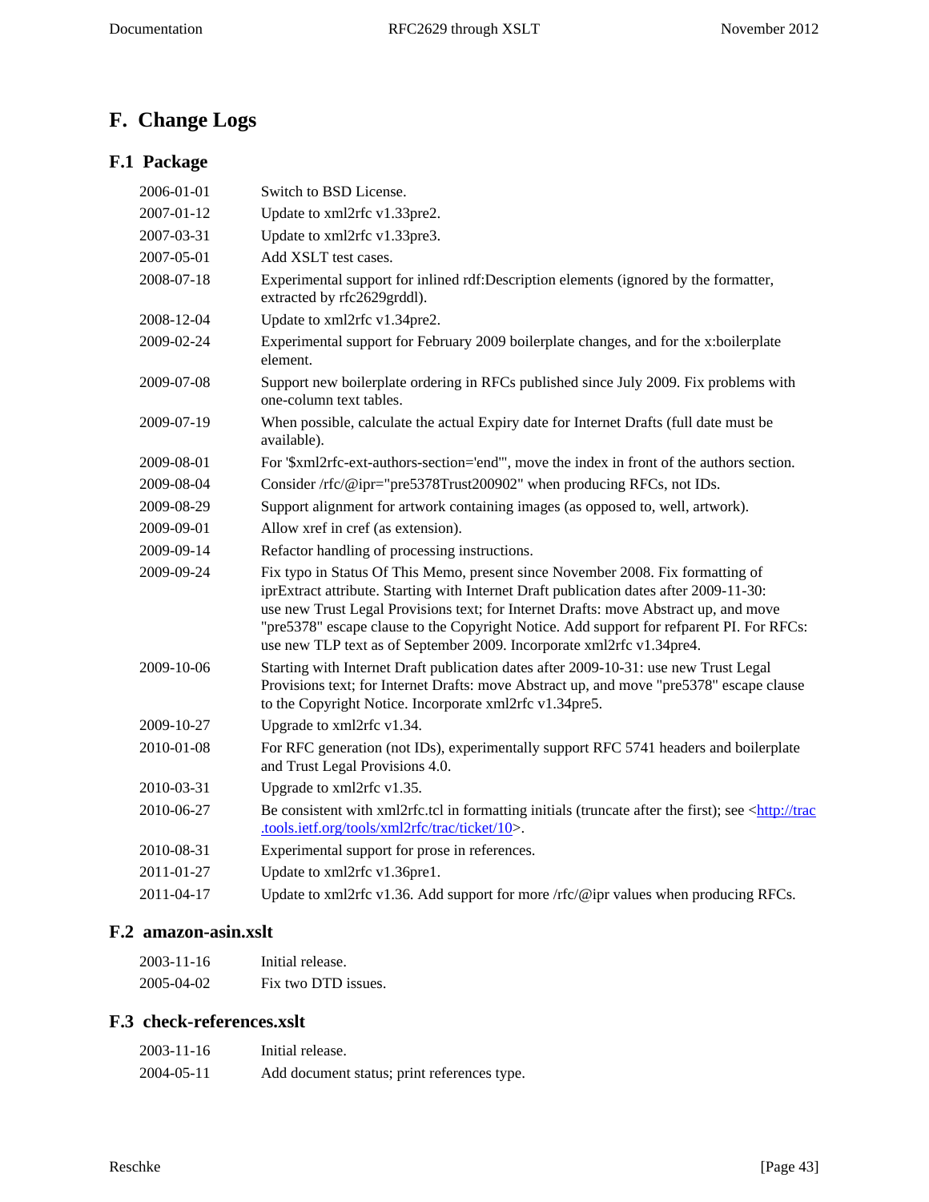# F. Change Logs

## F.1 Package

| | |
|---|---|
| 2006-01-01 | Switch to BSD License. |
| 2007-01-12 | Update to xml2rfc v1.33pre2. |
| 2007-03-31 | Update to xml2rfc v1.33pre3. |
| 2007-05-01 | Add XSLT test cases. |
| 2008-07-18 | Experimental support for inlined rdf:Description elements (ignored by the formatter, extracted by rfc2629grddl). |
| 2008-12-04 | Update to xml2rfc v1.34pre2. |
| 2009-02-24 | Experimental support for February 2009 boilerplate changes, and for the x:boilerplate element. |
| 2009-07-08 | Support new boilerplate ordering in RFCs published since July 2009. Fix problems with one-column text tables. |
| 2009-07-19 | When possible, calculate the actual Expiry date for Internet Drafts (full date must be available). |
| 2009-08-01 | For '$xml2rfc-ext-authors-section='end'", move the index in front of the authors section. |
| 2009-08-04 | Consider /rfc/@ipr="pre5378Trust200902" when producing RFCs, not IDs. |
| 2009-08-29 | Support alignment for artwork containing images (as opposed to, well, artwork). |
| 2009-09-01 | Allow xref in cref (as extension). |
| 2009-09-14 | Refactor handling of processing instructions. |
| 2009-09-24 | Fix typo in Status Of This Memo, present since November 2008. Fix formatting of iprExtract attribute. Starting with Internet Draft publication dates after 2009-11-30: use new Trust Legal Provisions text; for Internet Drafts: move Abstract up, and move "pre5378" escape clause to the Copyright Notice. Add support for refparent PI. For RFCs: use new TLP text as of September 2009. Incorporate xml2rfc v1.34pre4. |
| 2009-10-06 | Starting with Internet Draft publication dates after 2009-10-31: use new Trust Legal Provisions text; for Internet Drafts: move Abstract up, and move "pre5378" escape clause to the Copyright Notice. Incorporate xml2rfc v1.34pre5. |
| 2009-10-27 | Upgrade to xml2rfc v1.34. |
| 2010-01-08 | For RFC generation (not IDs), experimentally support RFC 5741 headers and boilerplate and Trust Legal Provisions 4.0. |
| 2010-03-31 | Upgrade to xml2rfc v1.35. |
| 2010-06-27 | Be consistent with xml2rfc.tcl in formatting initials (truncate after the first); see <[http://trac.tools.ietf.org/tools/xml2rfc/trac/ticket/10](http://trac.tools.ietf.org/tools/xml2rfc/trac/ticket/10)>. |
| 2010-08-31 | Experimental support for prose in references. |
| 2011-01-27 | Update to xml2rfc v1.36pre1. |
| 2011-04-17 | Update to xml2rfc v1.36. Add support for more /rfc/@ipr values when producing RFCs. |

## F.2 amazon-asin.xslt

| | |
|---|---|
| 2003-11-16 | Initial release. |
| 2005-04-02 | Fix two DTD issues. |

## F.3 check-references.xslt

| | |
|---|---|
| 2003-11-16 | Initial release. |
| 2004-05-11 | Add document status; print references type. |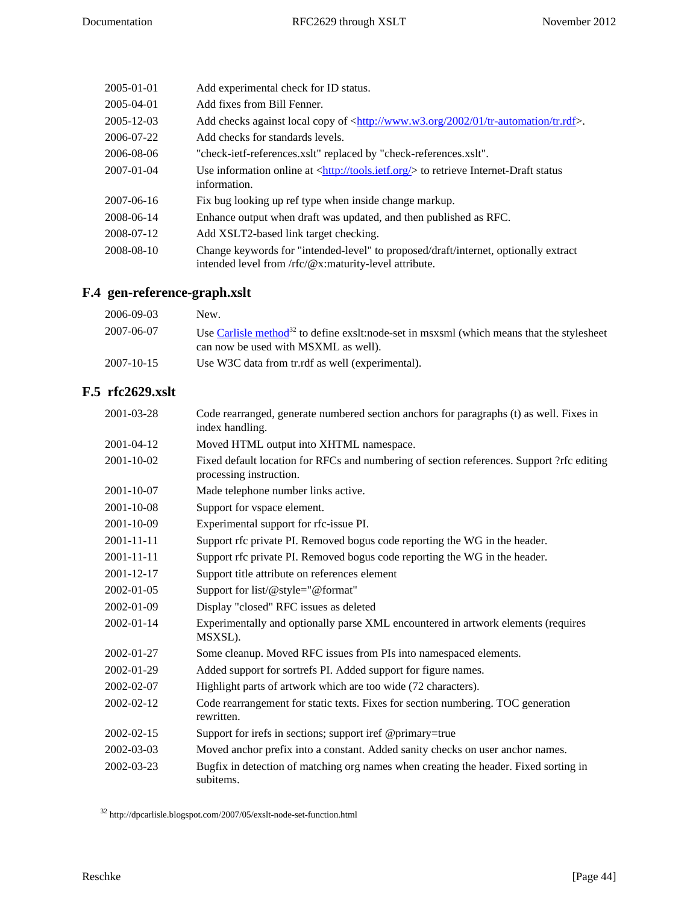| | |
|---|---|
| 2005-01-01 | Add experimental check for ID status. |
| 2005-04-01 | Add fixes from Bill Fenner. |
| 2005-12-03 | Add checks against local copy of <http://www.w3.org/2002/01/tr-automation/tr.rdf>. |
| 2006-07-22 | Add checks for standards levels. |
| 2006-08-06 | "check-ietf-references.xslt" replaced by "check-references.xslt". |
| 2007-01-04 | Use information online at <http://tools.ietf.org/> to retrieve Internet-Draft status information. |
| 2007-06-16 | Fix bug looking up ref type when inside change markup. |
| 2008-06-14 | Enhance output when draft was updated, and then published as RFC. |
| 2008-07-12 | Add XSLT2-based link target checking. |
| 2008-08-10 | Change keywords for "intended-level" to proposed/draft/internet, optionally extract intended level from /rfc/@x:maturity-level attribute. |

## F.4 gen-reference-graph.xslt

| | |
|---|---|
| 2006-09-03 | New. |
| 2007-06-07 | Use Carlisle method[32] to define exslt:node-set in msxsml (which means that the stylesheet can now be used with MSXML as well). |
| 2007-10-15 | Use W3C data from tr.rdf as well (experimental). |

## F.5 rfc2629.xslt

| | |
|---|---|
| 2001-03-28 | Code rearranged, generate numbered section anchors for paragraphs (t) as well. Fixes in index handling. |
| 2001-04-12 | Moved HTML output into XHTML namespace. |
| 2001-10-02 | Fixed default location for RFCs and numbering of section references. Support ?rfc editing processing instruction. |
| 2001-10-07 | Made telephone number links active. |
| 2001-10-08 | Support for vspace element. |
| 2001-10-09 | Experimental support for rfc-issue PI. |
| 2001-11-11 | Support rfc private PI. Removed bogus code reporting the WG in the header. |
| 2001-11-11 | Support rfc private PI. Removed bogus code reporting the WG in the header. |
| 2001-12-17 | Support title attribute on references element |
| 2002-01-05 | Support for list/@style="@format" |
| 2002-01-09 | Display "closed" RFC issues as deleted |
| 2002-01-14 | Experimentally and optionally parse XML encountered in artwork elements (requires MSXSL). |
| 2002-01-27 | Some cleanup. Moved RFC issues from PIs into namespaced elements. |
| 2002-01-29 | Added support for sortrefs PI. Added support for figure names. |
| 2002-02-07 | Highlight parts of artwork which are too wide (72 characters). |
| 2002-02-12 | Code rearrangement for static texts. Fixes for section numbering. TOC generation rewritten. |
| 2002-02-15 | Support for irefs in sections; support iref @primary=true |
| 2002-03-03 | Moved anchor prefix into a constant. Added sanity checks on user anchor names. |
| 2002-03-23 | Bugfix in detection of matching org names when creating the header. Fixed sorting in subitems. |

[32] http://dpcarlisle.blogspot.com/2007/05/exslt-node-set-function.html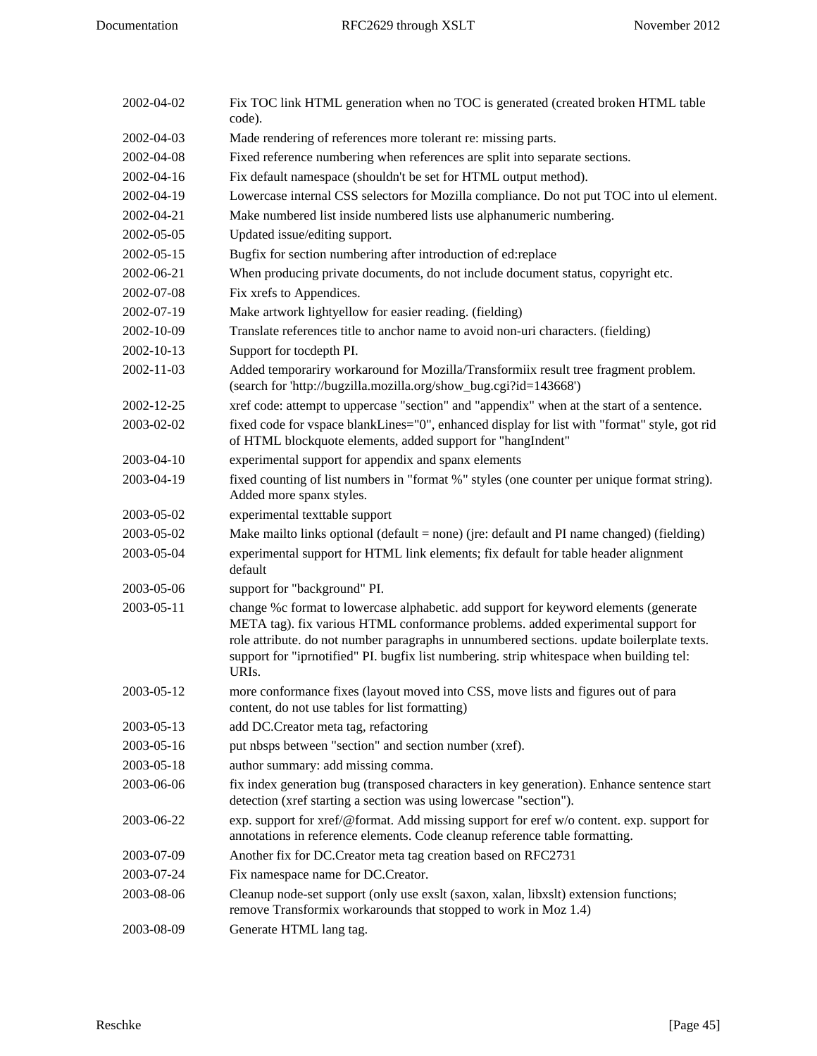| | |
|---|---|
| 2002-04-02 | Fix TOC link HTML generation when no TOC is generated (created broken HTML table code). |
| 2002-04-03 | Made rendering of references more tolerant re: missing parts. |
| 2002-04-08 | Fixed reference numbering when references are split into separate sections. |
| 2002-04-16 | Fix default namespace (shouldn't be set for HTML output method). |
| 2002-04-19 | Lowercase internal CSS selectors for Mozilla compliance. Do not put TOC into ul element. |
| 2002-04-21 | Make numbered list inside numbered lists use alphanumeric numbering. |
| 2002-05-05 | Updated issue/editing support. |
| 2002-05-15 | Bugfix for section numbering after introduction of ed:replace |
| 2002-06-21 | When producing private documents, do not include document status, copyright etc. |
| 2002-07-08 | Fix xrefs to Appendices. |
| 2002-07-19 | Make artwork lightyellow for easier reading. (fielding) |
| 2002-10-09 | Translate references title to anchor name to avoid non-uri characters. (fielding) |
| 2002-10-13 | Support for tocdepth PI. |
| 2002-11-03 | Added temporariry workaround for Mozilla/Transformiix result tree fragment problem. (search for 'http://bugzilla.mozilla.org/show_bug.cgi?id=143668') |
| 2002-12-25 | xref code: attempt to uppercase "section" and "appendix" when at the start of a sentence. |
| 2003-02-02 | fixed code for vspace blankLines="0", enhanced display for list with "format" style, got rid of HTML blockquote elements, added support for "hangIndent" |
| 2003-04-10 | experimental support for appendix and spanx elements |
| 2003-04-19 | fixed counting of list numbers in "format %" styles (one counter per unique format string). Added more spanx styles. |
| 2003-05-02 | experimental texttable support |
| 2003-05-02 | Make mailto links optional (default = none) (jre: default and PI name changed) (fielding) |
| 2003-05-04 | experimental support for HTML link elements; fix default for table header alignment default |
| 2003-05-06 | support for "background" PI. |
| 2003-05-11 | change %c format to lowercase alphabetic. add support for keyword elements (generate META tag). fix various HTML conformance problems. added experimental support for role attribute. do not number paragraphs in unnumbered sections. update boilerplate texts. support for "iprnotified" PI. bugfix list numbering. strip whitespace when building tel: URIs. |
| 2003-05-12 | more conformance fixes (layout moved into CSS, move lists and figures out of para content, do not use tables for list formatting) |
| 2003-05-13 | add DC.Creator meta tag, refactoring |
| 2003-05-16 | put nbsps between "section" and section number (xref). |
| 2003-05-18 | author summary: add missing comma. |
| 2003-06-06 | fix index generation bug (transposed characters in key generation). Enhance sentence start detection (xref starting a section was using lowercase "section"). |
| 2003-06-22 | exp. support for xref/@format. Add missing support for eref w/o content. exp. support for annotations in reference elements. Code cleanup reference table formatting. |
| 2003-07-09 | Another fix for DC.Creator meta tag creation based on RFC2731 |
| 2003-07-24 | Fix namespace name for DC.Creator. |
| 2003-08-06 | Cleanup node-set support (only use exslt (saxon, xalan, libxslt) extension functions; remove Transformix workarounds that stopped to work in Moz 1.4) |
| 2003-08-09 | Generate HTML lang tag. |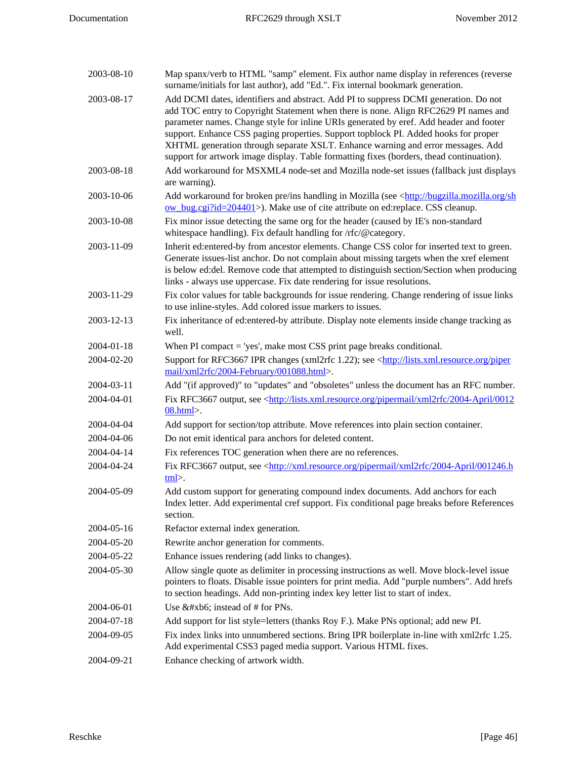| | |
|---|---|
| 2003-08-10 | Map spanx/verb to HTML "samp" element. Fix author name display in references (reverse surname/initials for last author), add "Ed.". Fix internal bookmark generation. |
| 2003-08-17 | Add DCMI dates, identifiers and abstract. Add PI to suppress DCMI generation. Do not add TOC entry to Copyright Statement when there is none. Align RFC2629 PI names and parameter names. Change style for inline URIs generated by eref. Add header and footer support. Enhance CSS paging properties. Support topblock PI. Added hooks for proper XHTML generation through separate XSLT. Enhance warning and error messages. Add support for artwork image display. Table formatting fixes (borders, thead continuation). |
| 2003-08-18 | Add workaround for MSXML4 node-set and Mozilla node-set issues (fallback just displays are warning). |
| 2003-10-06 | Add workaround for broken pre/ins handling in Mozilla (see <http://bugzilla.mozilla.org/show_bug.cgi?id=204401>). Make use of cite attribute on ed:replace. CSS cleanup. |
| 2003-10-08 | Fix minor issue detecting the same org for the header (caused by IE's non-standard whitespace handling). Fix default handling for /rfc/@category. |
| 2003-11-09 | Inherit ed:entered-by from ancestor elements. Change CSS color for inserted text to green. Generate issues-list anchor. Do not complain about missing targets when the xref element is below ed:del. Remove code that attempted to distinguish section/Section when producing links - always use uppercase. Fix date rendering for issue resolutions. |
| 2003-11-29 | Fix color values for table backgrounds for issue rendering. Change rendering of issue links to use inline-styles. Add colored issue markers to issues. |
| 2003-12-13 | Fix inheritance of ed:entered-by attribute. Display note elements inside change tracking as well. |
| 2004-01-18 | When PI compact = 'yes', make most CSS print page breaks conditional. |
| 2004-02-20 | Support for RFC3667 IPR changes (xml2rfc 1.22); see <http://lists.xml.resource.org/pipermail/xml2rfc/2004-February/001088.html>. |
| 2004-03-11 | Add "(if approved)" to "updates" and "obsoletes" unless the document has an RFC number. |
| 2004-04-01 | Fix RFC3667 output, see <http://lists.xml.resource.org/pipermail/xml2rfc/2004-April/001208.html>. |
| 2004-04-04 | Add support for section/top attribute. Move references into plain section container. |
| 2004-04-06 | Do not emit identical para anchors for deleted content. |
| 2004-04-14 | Fix references TOC generation when there are no references. |
| 2004-04-24 | Fix RFC3667 output, see <http://xml.resource.org/pipermail/xml2rfc/2004-April/001246.html>. |
| 2004-05-09 | Add custom support for generating compound index documents. Add anchors for each Index letter. Add experimental cref support. Fix conditional page breaks before References section. |
| 2004-05-16 | Refactor external index generation. |
| 2004-05-20 | Rewrite anchor generation for comments. |
| 2004-05-22 | Enhance issues rendering (add links to changes). |
| 2004-05-30 | Allow single quote as delimiter in processing instructions as well. Move block-level issue pointers to floats. Disable issue pointers for print media. Add "purple numbers". Add hrefs to section headings. Add non-printing index key letter list to start of index. |
| 2004-06-01 | Use &#xb6; instead of # for PNs. |
| 2004-07-18 | Add support for list style=letters (thanks Roy F.). Make PNs optional; add new PI. |
| 2004-09-05 | Fix index links into unnumbered sections. Bring IPR boilerplate in-line with xml2rfc 1.25. Add experimental CSS3 paged media support. Various HTML fixes. |
| 2004-09-21 | Enhance checking of artwork width. |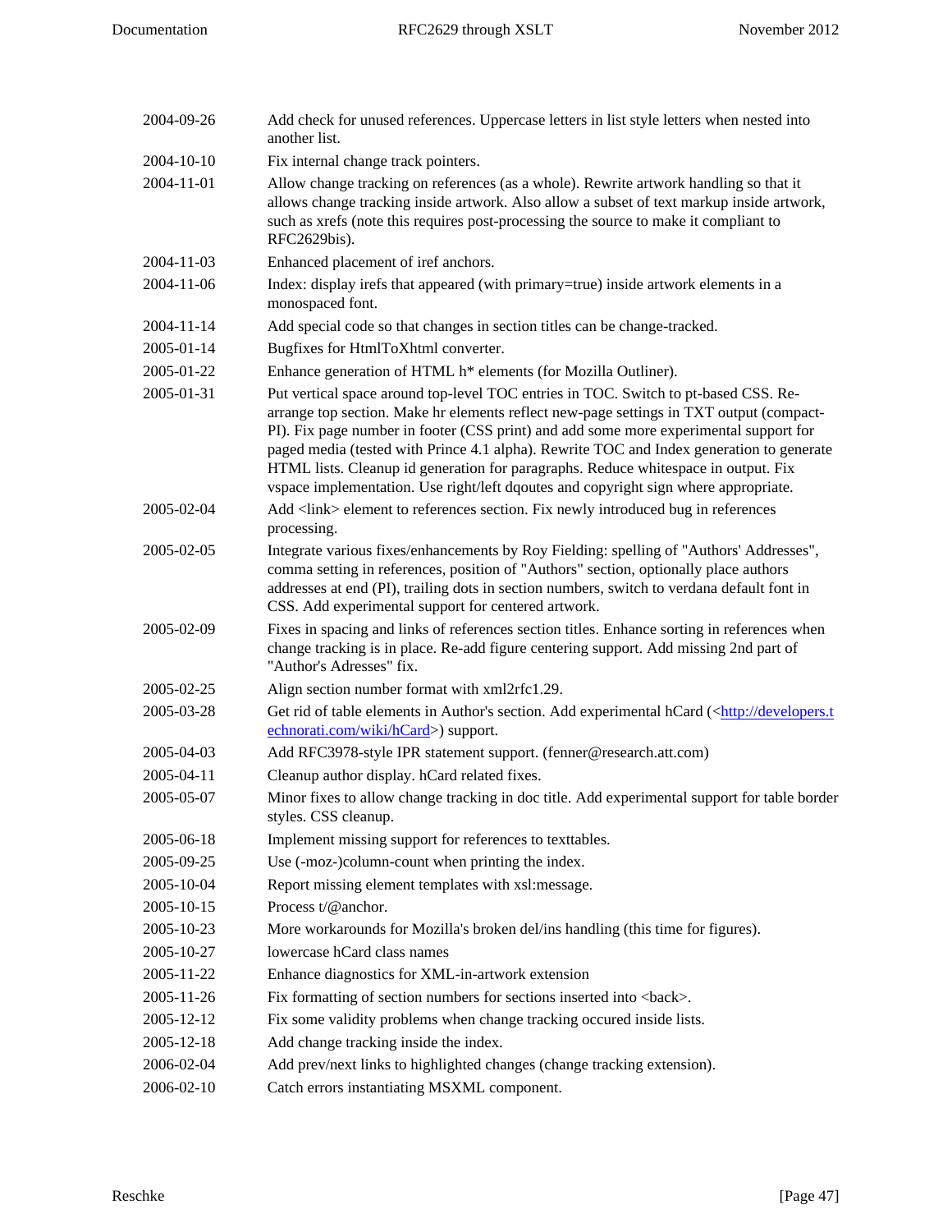| | |
|---|---|
| 2004-09-26 | Add check for unused references. Uppercase letters in list style letters when nested into another list. |
| 2004-10-10 | Fix internal change track pointers. |
| 2004-11-01 | Allow change tracking on references (as a whole). Rewrite artwork handling so that it allows change tracking inside artwork. Also allow a subset of text markup inside artwork, such as xrefs (note this requires post-processing the source to make it compliant to RFC2629bis). |
| 2004-11-03 | Enhanced placement of iref anchors. |
| 2004-11-06 | Index: display irefs that appeared (with primary=true) inside artwork elements in a monospaced font. |
| 2004-11-14 | Add special code so that changes in section titles can be change-tracked. |
| 2005-01-14 | Bugfixes for HtmlToXhtml converter. |
| 2005-01-22 | Enhance generation of HTML h* elements (for Mozilla Outliner). |
| 2005-01-31 | Put vertical space around top-level TOC entries in TOC. Switch to pt-based CSS. Re-arrange top section. Make hr elements reflect new-page settings in TXT output (compact-PI). Fix page number in footer (CSS print) and add some more experimental support for paged media (tested with Prince 4.1 alpha). Rewrite TOC and Index generation to generate HTML lists. Cleanup id generation for paragraphs. Reduce whitespace in output. Fix vspace implementation. Use right/left dqoutes and copyright sign where appropriate. |
| 2005-02-04 | Add <link> element to references section. Fix newly introduced bug in references processing. |
| 2005-02-05 | Integrate various fixes/enhancements by Roy Fielding: spelling of "Authors' Addresses", comma setting in references, position of "Authors" section, optionally place authors addresses at end (PI), trailing dots in section numbers, switch to verdana default font in CSS. Add experimental support for centered artwork. |
| 2005-02-09 | Fixes in spacing and links of references section titles. Enhance sorting in references when change tracking is in place. Re-add figure centering support. Add missing 2nd part of "Author's Adresses" fix. |
| 2005-02-25 | Align section number format with xml2rfc1.29. |
| 2005-03-28 | Get rid of table elements in Author's section. Add experimental hCard (<http://developers.technorati.com/wiki/hCard>) support. |
| 2005-04-03 | Add RFC3978-style IPR statement support. (fenner@research.att.com) |
| 2005-04-11 | Cleanup author display. hCard related fixes. |
| 2005-05-07 | Minor fixes to allow change tracking in doc title. Add experimental support for table border styles. CSS cleanup. |
| 2005-06-18 | Implement missing support for references to texttables. |
| 2005-09-25 | Use (-moz-)column-count when printing the index. |
| 2005-10-04 | Report missing element templates with xsl:message. |
| 2005-10-15 | Process t/@anchor. |
| 2005-10-23 | More workarounds for Mozilla's broken del/ins handling (this time for figures). |
| 2005-10-27 | lowercase hCard class names |
| 2005-11-22 | Enhance diagnostics for XML-in-artwork extension |
| 2005-11-26 | Fix formatting of section numbers for sections inserted into <back>. |
| 2005-12-12 | Fix some validity problems when change tracking occured inside lists. |
| 2005-12-18 | Add change tracking inside the index. |
| 2006-02-04 | Add prev/next links to highlighted changes (change tracking extension). |
| 2006-02-10 | Catch errors instantiating MSXML component. |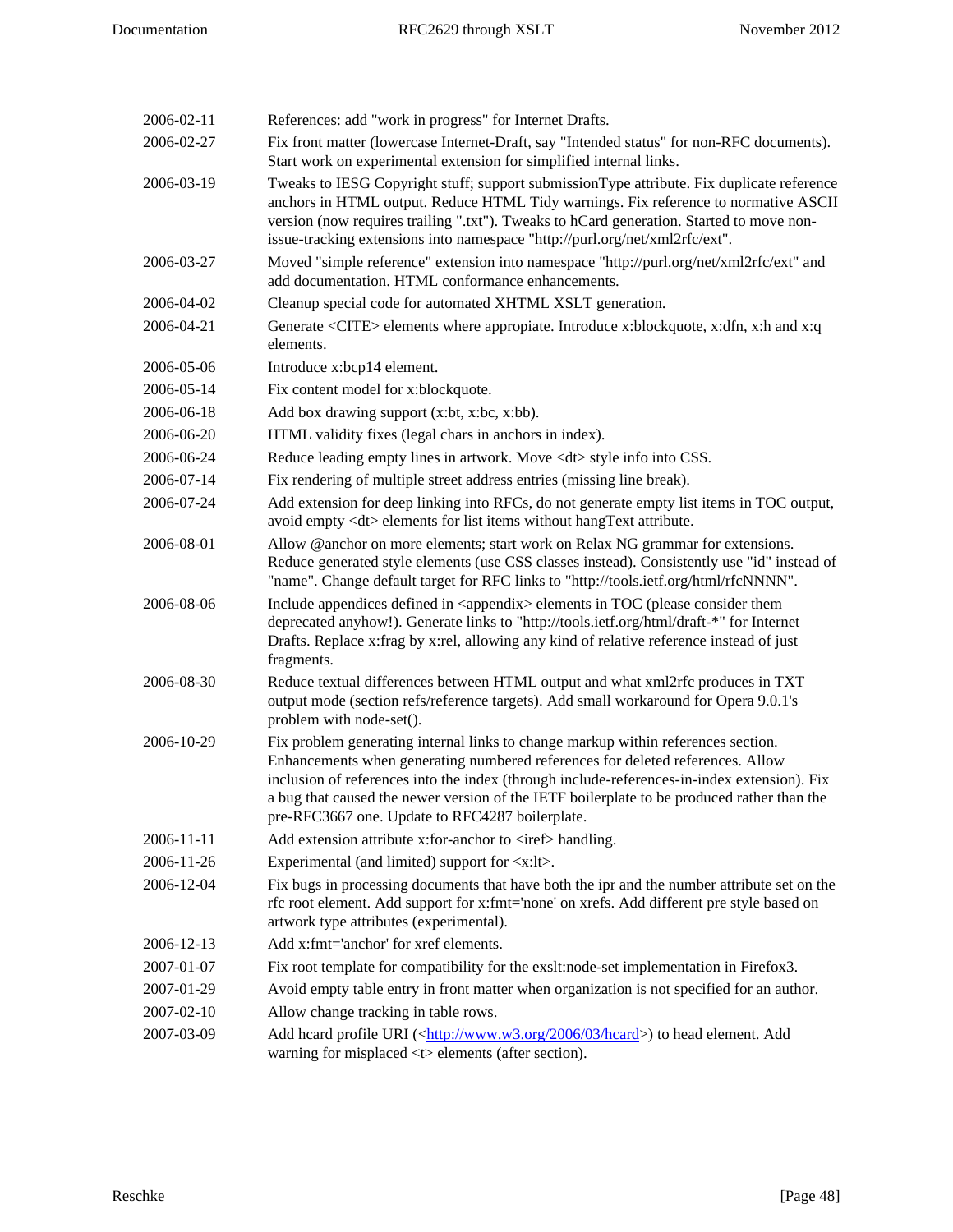| | |
|---|---|
| 2006-02-11 | References: add "work in progress" for Internet Drafts. |
| 2006-02-27 | Fix front matter (lowercase Internet-Draft, say "Intended status" for non-RFC documents). Start work on experimental extension for simplified internal links. |
| 2006-03-19 | Tweaks to IESG Copyright stuff; support submissionType attribute. Fix duplicate reference anchors in HTML output. Reduce HTML Tidy warnings. Fix reference to normative ASCII version (now requires trailing ".txt"). Tweaks to hCard generation. Started to move non-issue-tracking extensions into namespace "http://purl.org/net/xml2rfc/ext". |
| 2006-03-27 | Moved "simple reference" extension into namespace "http://purl.org/net/xml2rfc/ext" and add documentation. HTML conformance enhancements. |
| 2006-04-02 | Cleanup special code for automated XHTML XSLT generation. |
| 2006-04-21 | Generate <CITE> elements where appropiate. Introduce x:blockquote, x:dfn, x:h and x:q elements. |
| 2006-05-06 | Introduce x:bcp14 element. |
| 2006-05-14 | Fix content model for x:blockquote. |
| 2006-06-18 | Add box drawing support (x:bt, x:bc, x:bb). |
| 2006-06-20 | HTML validity fixes (legal chars in anchors in index). |
| 2006-06-24 | Reduce leading empty lines in artwork. Move <dt> style info into CSS. |
| 2006-07-14 | Fix rendering of multiple street address entries (missing line break). |
| 2006-07-24 | Add extension for deep linking into RFCs, do not generate empty list items in TOC output, avoid empty <dt> elements for list items without hangText attribute. |
| 2006-08-01 | Allow @anchor on more elements; start work on Relax NG grammar for extensions. Reduce generated style elements (use CSS classes instead). Consistently use "id" instead of "name". Change default target for RFC links to "http://tools.ietf.org/html/rfcNNNN". |
| 2006-08-06 | Include appendices defined in <appendix> elements in TOC (please consider them deprecated anyhow!). Generate links to "http://tools.ietf.org/html/draft-*" for Internet Drafts. Replace x:frag by x:rel, allowing any kind of relative reference instead of just fragments. |
| 2006-08-30 | Reduce textual differences between HTML output and what xml2rfc produces in TXT output mode (section refs/reference targets). Add small workaround for Opera 9.0.1's problem with node-set(). |
| 2006-10-29 | Fix problem generating internal links to change markup within references section. Enhancements when generating numbered references for deleted references. Allow inclusion of references into the index (through include-references-in-index extension). Fix a bug that caused the newer version of the IETF boilerplate to be produced rather than the pre-RFC3667 one. Update to RFC4287 boilerplate. |
| 2006-11-11 | Add extension attribute x:for-anchor to <iref> handling. |
| 2006-11-26 | Experimental (and limited) support for <x:lt>. |
| 2006-12-04 | Fix bugs in processing documents that have both the ipr and the number attribute set on the rfc root element. Add support for x:fmt='none' on xrefs. Add different pre style based on artwork type attributes (experimental). |
| 2006-12-13 | Add x:fmt='anchor' for xref elements. |
| 2007-01-07 | Fix root template for compatibility for the exslt:node-set implementation in Firefox3. |
| 2007-01-29 | Avoid empty table entry in front matter when organization is not specified for an author. |
| 2007-02-10 | Allow change tracking in table rows. |
| 2007-03-09 | Add hcard profile URI (<http://www.w3.org/2006/03/hcard>) to head element. Add warning for misplaced <t> elements (after section). |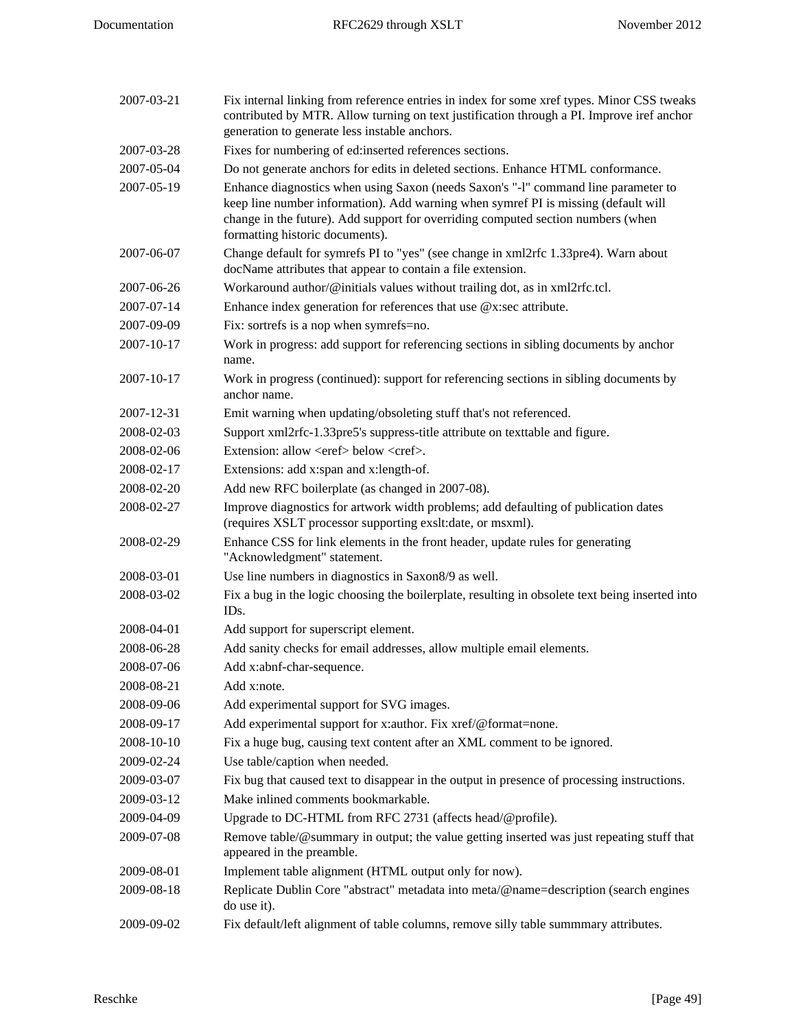| | |
|---|---|
| 2007-03-21 | Fix internal linking from reference entries in index for some xref types. Minor CSS tweaks contributed by MTR. Allow turning on text justification through a PI. Improve iref anchor generation to generate less instable anchors. |
| 2007-03-28 | Fixes for numbering of ed:inserted references sections. |
| 2007-05-04 | Do not generate anchors for edits in deleted sections. Enhance HTML conformance. |
| 2007-05-19 | Enhance diagnostics when using Saxon (needs Saxon's "-l" command line parameter to keep line number information). Add warning when symref PI is missing (default will change in the future). Add support for overriding computed section numbers (when formatting historic documents). |
| 2007-06-07 | Change default for symrefs PI to "yes" (see change in xml2rfc 1.33pre4). Warn about docName attributes that appear to contain a file extension. |
| 2007-06-26 | Workaround author/@initials values without trailing dot, as in xml2rfc.tcl. |
| 2007-07-14 | Enhance index generation for references that use @x:sec attribute. |
| 2007-09-09 | Fix: sortrefs is a nop when symrefs=no. |
| 2007-10-17 | Work in progress: add support for referencing sections in sibling documents by anchor name. |
| 2007-10-17 | Work in progress (continued): support for referencing sections in sibling documents by anchor name. |
| 2007-12-31 | Emit warning when updating/obsoleting stuff that's not referenced. |
| 2008-02-03 | Support xml2rfc-1.33pre5's suppress-title attribute on texttable and figure. |
| 2008-02-06 | Extension: allow <eref> below <cref>. |
| 2008-02-17 | Extensions: add x:span and x:length-of. |
| 2008-02-20 | Add new RFC boilerplate (as changed in 2007-08). |
| 2008-02-27 | Improve diagnostics for artwork width problems; add defaulting of publication dates (requires XSLT processor supporting exslt:date, or msxml). |
| 2008-02-29 | Enhance CSS for link elements in the front header, update rules for generating "Acknowledgment" statement. |
| 2008-03-01 | Use line numbers in diagnostics in Saxon8/9 as well. |
| 2008-03-02 | Fix a bug in the logic choosing the boilerplate, resulting in obsolete text being inserted into IDs. |
| 2008-04-01 | Add support for superscript element. |
| 2008-06-28 | Add sanity checks for email addresses, allow multiple email elements. |
| 2008-07-06 | Add x:abnf-char-sequence. |
| 2008-08-21 | Add x:note. |
| 2008-09-06 | Add experimental support for SVG images. |
| 2008-09-17 | Add experimental support for x:author. Fix xref/@format=none. |
| 2008-10-10 | Fix a huge bug, causing text content after an XML comment to be ignored. |
| 2009-02-24 | Use table/caption when needed. |
| 2009-03-07 | Fix bug that caused text to disappear in the output in presence of processing instructions. |
| 2009-03-12 | Make inlined comments bookmarkable. |
| 2009-04-09 | Upgrade to DC-HTML from RFC 2731 (affects head/@profile). |
| 2009-07-08 | Remove table/@summary in output; the value getting inserted was just repeating stuff that appeared in the preamble. |
| 2009-08-01 | Implement table alignment (HTML output only for now). |
| 2009-08-18 | Replicate Dublin Core "abstract" metadata into meta/@name=description (search engines do use it). |
| 2009-09-02 | Fix default/left alignment of table columns, remove silly table summmary attributes. |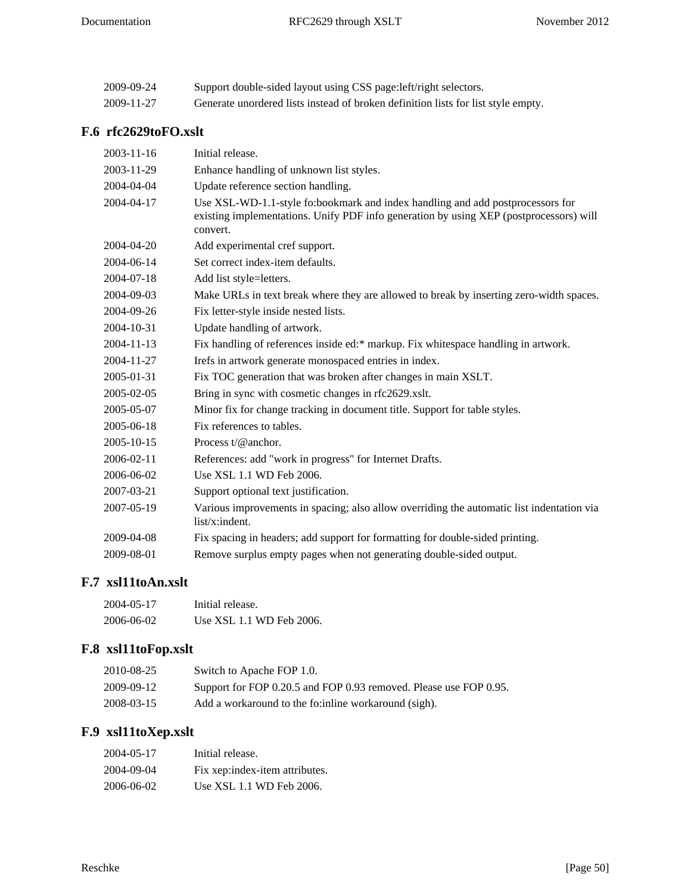2009-09-24 Support double-sided layout using CSS page:left/right selectors.

2009-11-27 Generate unordered lists instead of broken definition lists for list style empty.

## F.6 rfc2629toFO.xslt

2003-11-16 Initial release.

2003-11-29 Enhance handling of unknown list styles.

2004-04-04 Update reference section handling.

2004-04-17 Use XSL-WD-1.1-style fo:bookmark and index handling and add postprocessors for existing implementations. Unify PDF info generation by using XEP (postprocessors) will convert.

2004-04-20 Add experimental cref support.

2004-06-14 Set correct index-item defaults.

2004-07-18 Add list style=letters.

2004-09-03 Make URLs in text break where they are allowed to break by inserting zero-width spaces.

2004-09-26 Fix letter-style inside nested lists.

2004-10-31 Update handling of artwork.

2004-11-13 Fix handling of references inside ed:* markup. Fix whitespace handling in artwork.

2004-11-27 Irefs in artwork generate monospaced entries in index.

2005-01-31 Fix TOC generation that was broken after changes in main XSLT.

2005-02-05 Bring in sync with cosmetic changes in rfc2629.xslt.

2005-05-07 Minor fix for change tracking in document title. Support for table styles.

2005-06-18 Fix references to tables.

2005-10-15 Process t/@anchor.

2006-02-11 References: add "work in progress" for Internet Drafts.

2006-06-02 Use XSL 1.1 WD Feb 2006.

2007-03-21 Support optional text justification.

2007-05-19 Various improvements in spacing; also allow overriding the automatic list indentation via list/x:indent.

2009-04-08 Fix spacing in headers; add support for formatting for double-sided printing.

2009-08-01 Remove surplus empty pages when not generating double-sided output.

## F.7 xsl11toAn.xslt

2004-05-17 Initial release.

2006-06-02 Use XSL 1.1 WD Feb 2006.

## F.8 xsl11toFop.xslt

2010-08-25 Switch to Apache FOP 1.0.

2009-09-12 Support for FOP 0.20.5 and FOP 0.93 removed. Please use FOP 0.95.

2008-03-15 Add a workaround to the fo:inline workaround (sigh).

## F.9 xsl11toXep.xslt

2004-05-17 Initial release.

2004-09-04 Fix xep:index-item attributes.

2006-06-02 Use XSL 1.1 WD Feb 2006.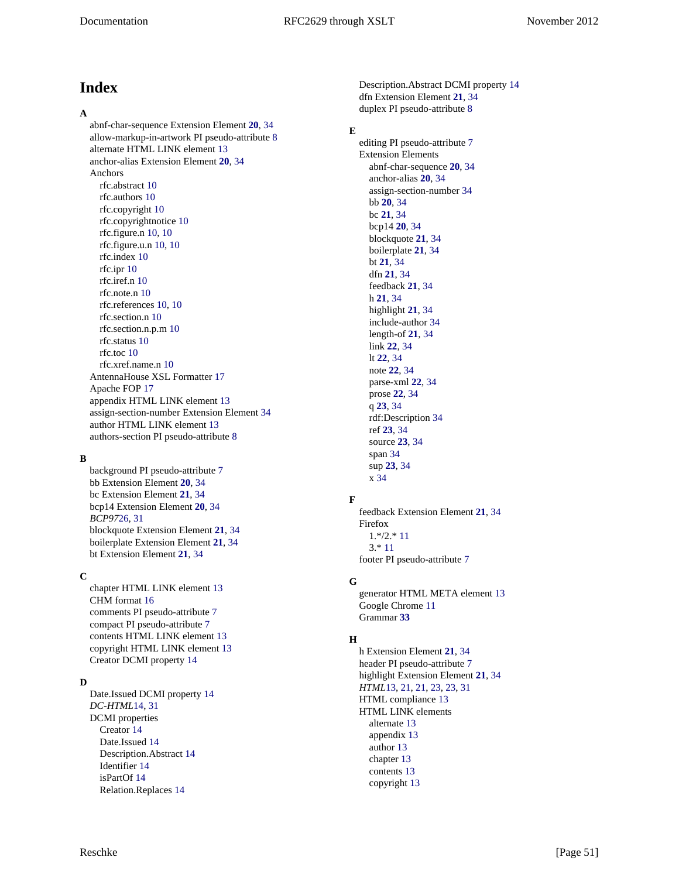# Index

**A**

- abnf-char-sequence Extension Element **20**, 34
- allow-markup-in-artwork PI pseudo-attribute 8
- alternate HTML LINK element 13
- anchor-alias Extension Element **20**, 34
- Anchors
  - rfc.abstract 10
  - rfc.authors 10
  - rfc.copyright 10
  - rfc.copyrightnotice 10
  - rfc.figure.n 10, 10
  - rfc.figure.u.n 10, 10
  - rfc.index 10
  - rfc.ipr 10
  - rfc.iref.n 10
  - rfc.note.n 10
  - rfc.references 10, 10
  - rfc.section.n 10
  - rfc.section.n.p.m 10
  - rfc.status 10
  - rfc.toc 10
  - rfc.xref.name.n 10
- AntennaHouse XSL Formatter 17
- Apache FOP 17
- appendix HTML LINK element 13
- assign-section-number Extension Element 34
- author HTML LINK element 13
- authors-section PI pseudo-attribute 8

**B**

- background PI pseudo-attribute 7
- bb Extension Element **20**, 34
- bc Extension Element **21**, 34
- bcp14 Extension Element **20**, 34
- *BCP97*26, 31
- blockquote Extension Element **21**, 34
- boilerplate Extension Element **21**, 34
- bt Extension Element **21**, 34

**C**

- chapter HTML LINK element 13
- CHM format 16
- comments PI pseudo-attribute 7
- compact PI pseudo-attribute 7
- contents HTML LINK element 13
- copyright HTML LINK element 13
- Creator DCMI property 14

**D**

- Date.Issued DCMI property 14
- *DC-HTML*14, 31
- DCMI properties
  - Creator 14
  - Date.Issued 14
  - Description.Abstract 14
  - Identifier 14
  - isPartOf 14
  - Relation.Replaces 14
- Description.Abstract DCMI property 14
- dfn Extension Element **21**, 34
- duplex PI pseudo-attribute 8

**E**

- editing PI pseudo-attribute 7
- Extension Elements
  - abnf-char-sequence **20**, 34
  - anchor-alias **20**, 34
  - assign-section-number 34
  - bb **20**, 34
  - bc **21**, 34
  - bcp14 **20**, 34
  - blockquote **21**, 34
  - boilerplate **21**, 34
  - bt **21**, 34
  - dfn **21**, 34
  - feedback **21**, 34
  - h **21**, 34
  - highlight **21**, 34
  - include-author 34
  - length-of **21**, 34
  - link **22**, 34
  - lt **22**, 34
  - note **22**, 34
  - parse-xml **22**, 34
  - prose **22**, 34
  - q **23**, 34
  - rdf:Description 34
  - ref **23**, 34
  - source **23**, 34
  - span 34
  - sup **23**, 34
  - x 34

**F**

- feedback Extension Element **21**, 34
- Firefox
  - 1.*/2.* 11
  - 3.* 11
- footer PI pseudo-attribute 7

**G**

- generator HTML META element 13
- Google Chrome 11
- Grammar **33**

**H**

- h Extension Element **21**, 34
- header PI pseudo-attribute 7
- highlight Extension Element **21**, 34
- *HTML*13, 21, 21, 23, 23, 31
- HTML compliance 13
- HTML LINK elements
  - alternate 13
  - appendix 13
  - author 13
  - chapter 13
  - contents 13
  - copyright 13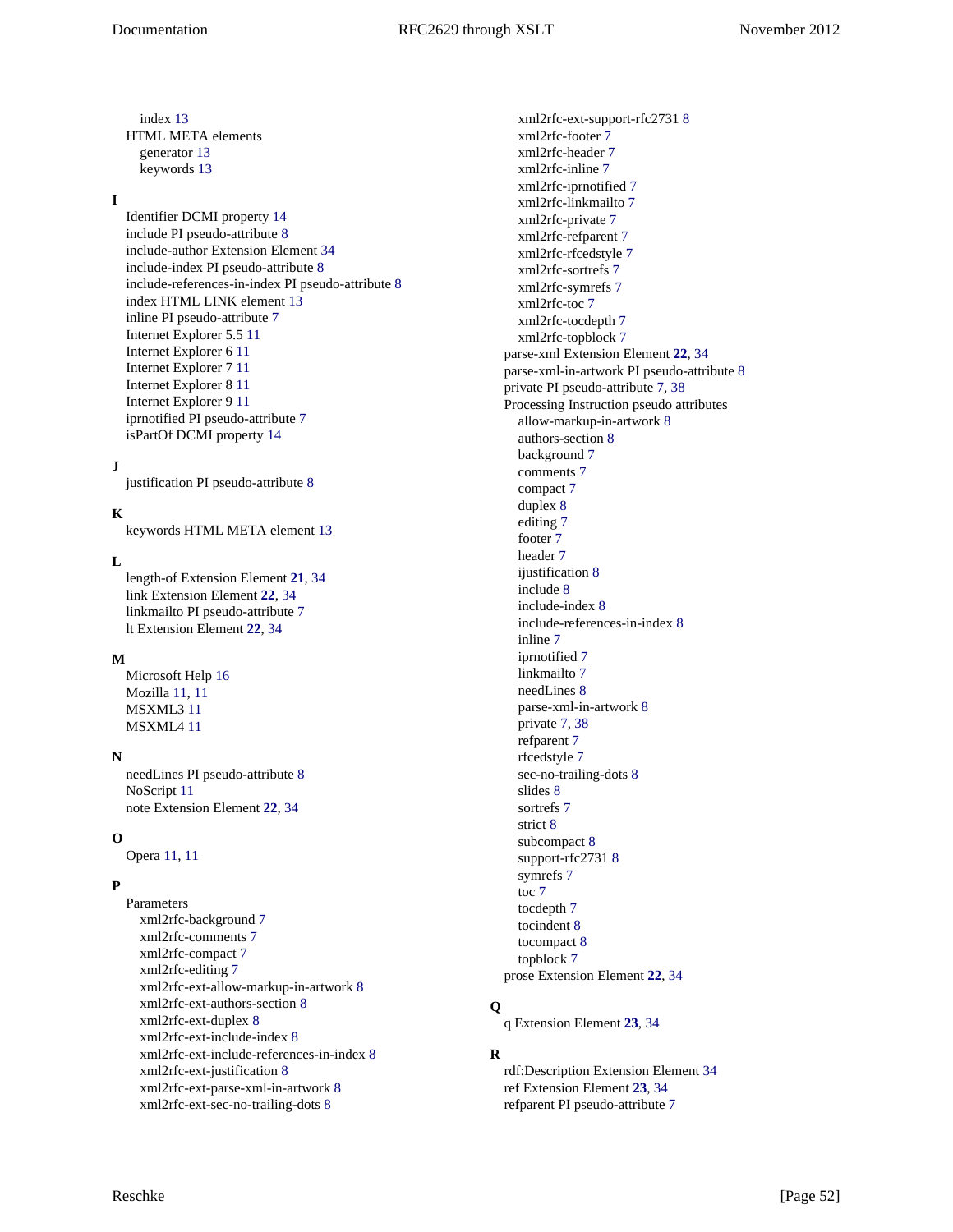index 13
  HTML META elements
   generator 13
   keywords 13

**I**

- Identifier DCMI property 14
- include PI pseudo-attribute 8
- include-author Extension Element 34
- include-index PI pseudo-attribute 8
- include-references-in-index PI pseudo-attribute 8
- index HTML LINK element 13
- inline PI pseudo-attribute 7
- Internet Explorer 5.5 11
- Internet Explorer 6 11
- Internet Explorer 7 11
- Internet Explorer 8 11
- Internet Explorer 9 11
- iprnotified PI pseudo-attribute 7
- isPartOf DCMI property 14

**J**

- justification PI pseudo-attribute 8

**K**

- keywords HTML META element 13

**L**

- length-of Extension Element **21**, 34
- link Extension Element **22**, 34
- linkmailto PI pseudo-attribute 7
- lt Extension Element **22**, 34

**M**

- Microsoft Help 16
- Mozilla 11, 11
- MSXML3 11
- MSXML4 11

**N**

- needLines PI pseudo-attribute 8
- NoScript 11
- note Extension Element **22**, 34

**O**

- Opera 11, 11

**P**

- Parameters
  - xml2rfc-background 7
  - xml2rfc-comments 7
  - xml2rfc-compact 7
  - xml2rfc-editing 7
  - xml2rfc-ext-allow-markup-in-artwork 8
  - xml2rfc-ext-authors-section 8
  - xml2rfc-ext-duplex 8
  - xml2rfc-ext-include-index 8
  - xml2rfc-ext-include-references-in-index 8
  - xml2rfc-ext-justification 8
  - xml2rfc-ext-parse-xml-in-artwork 8
  - xml2rfc-ext-sec-no-trailing-dots 8
  - xml2rfc-ext-support-rfc2731 8
  - xml2rfc-footer 7
  - xml2rfc-header 7
  - xml2rfc-inline 7
  - xml2rfc-iprnotified 7
  - xml2rfc-linkmailto 7
  - xml2rfc-private 7
  - xml2rfc-refparent 7
  - xml2rfc-rfcedstyle 7
  - xml2rfc-sortrefs 7
  - xml2rfc-symrefs 7
  - xml2rfc-toc 7
  - xml2rfc-tocdepth 7
  - xml2rfc-topblock 7
- parse-xml Extension Element **22**, 34
- parse-xml-in-artwork PI pseudo-attribute 8
- private PI pseudo-attribute 7, 38
- Processing Instruction pseudo attributes
  - allow-markup-in-artwork 8
  - authors-section 8
  - background 7
  - comments 7
  - compact 7
  - duplex 8
  - editing 7
  - footer 7
  - header 7
  - ijustification 8
  - include 8
  - include-index 8
  - include-references-in-index 8
  - inline 7
  - iprnotified 7
  - linkmailto 7
  - needLines 8
  - parse-xml-in-artwork 8
  - private 7, 38
  - refparent 7
  - rfcedstyle 7
  - sec-no-trailing-dots 8
  - slides 8
  - sortrefs 7
  - strict 8
  - subcompact 8
  - support-rfc2731 8
  - symrefs 7
  - toc 7
  - tocdepth 7
  - tocindent 8
  - tocompact 8
  - topblock 7
- prose Extension Element **22**, 34

**Q**

- q Extension Element **23**, 34

**R**

- rdf:Description Extension Element 34
- ref Extension Element **23**, 34
- refparent PI pseudo-attribute 7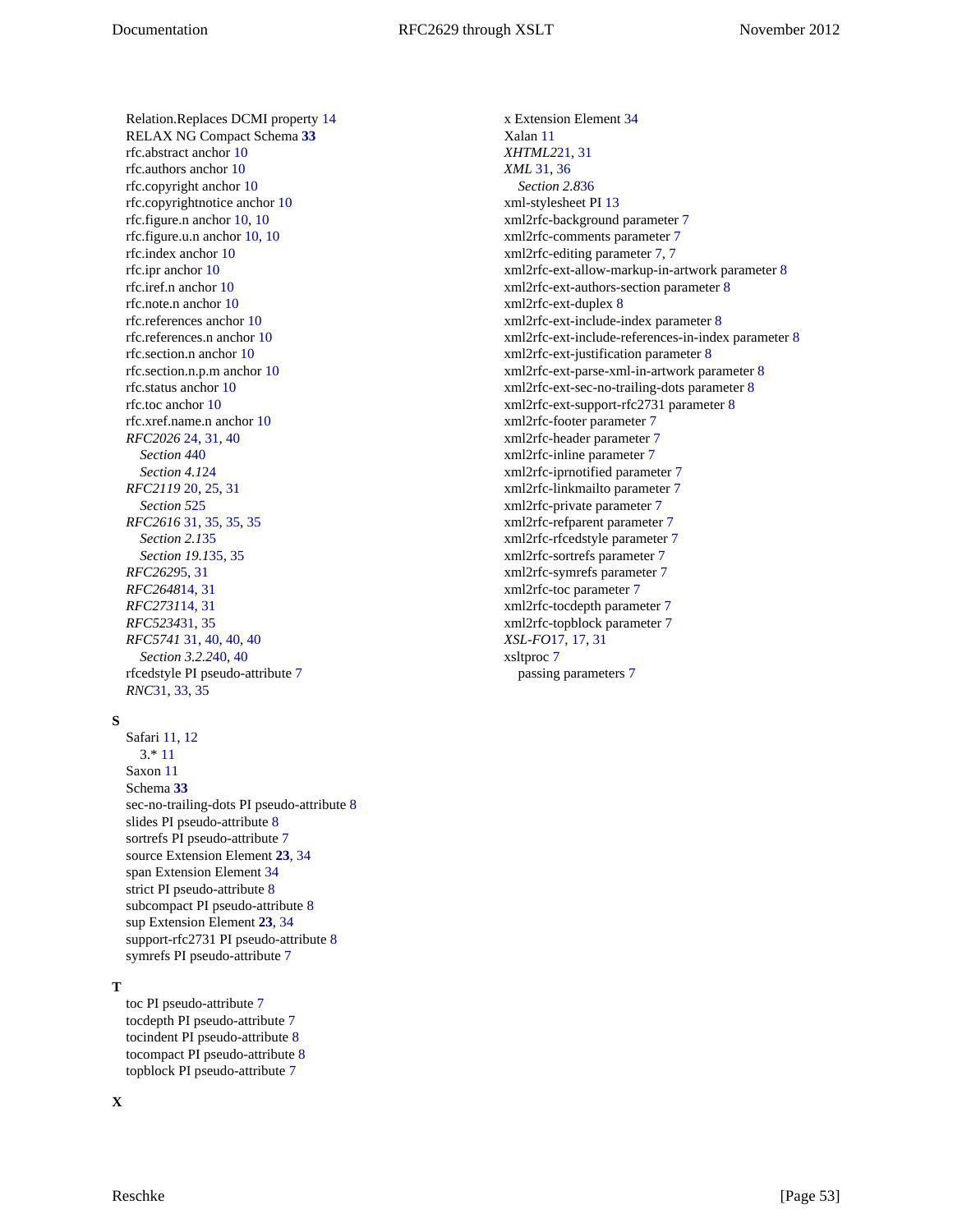Relation.Replaces DCMI property 14
RELAX NG Compact Schema **33**
rfc.abstract anchor 10
rfc.authors anchor 10
rfc.copyright anchor 10
rfc.copyrightnotice anchor 10
rfc.figure.n anchor 10, 10
rfc.figure.u.n anchor 10, 10
rfc.index anchor 10
rfc.ipr anchor 10
rfc.iref.n anchor 10
rfc.note.n anchor 10
rfc.references anchor 10
rfc.references.n anchor 10
rfc.section.n anchor 10
rfc.section.n.p.m anchor 10
rfc.status anchor 10
rfc.toc anchor 10
rfc.xref.name.n anchor 10
*RFC2026* 24, 31, 40
  *Section 4*40
  *Section 4.1*24
*RFC2119* 20, 25, 31
  *Section 5*25
*RFC2616* 31, 35, 35, 35
  *Section 2.1*35
  *Section 19.1*35, 35
*RFC2629*5, 31
*RFC2648*14, 31
*RFC2731*14, 31
*RFC5234*31, 35
*RFC5741* 31, 40, 40, 40
  *Section 3.2.2*40, 40
rfcedstyle PI pseudo-attribute 7
*RNC*31, 33, 35

**S**

Safari 11, 12
  3.* 11
Saxon 11
Schema **33**
sec-no-trailing-dots PI pseudo-attribute 8
slides PI pseudo-attribute 8
sortrefs PI pseudo-attribute 7
source Extension Element **23**, 34
span Extension Element 34
strict PI pseudo-attribute 8
subcompact PI pseudo-attribute 8
sup Extension Element **23**, 34
support-rfc2731 PI pseudo-attribute 8
symrefs PI pseudo-attribute 7

**T**

toc PI pseudo-attribute 7
tocdepth PI pseudo-attribute 7
tocindent PI pseudo-attribute 8
tocompact PI pseudo-attribute 8
topblock PI pseudo-attribute 7

**X**

x Extension Element 34
Xalan 11
*XHTML2*21, 31
*XML* 31, 36
  *Section 2.8*36
xml-stylesheet PI 13
xml2rfc-background parameter 7
xml2rfc-comments parameter 7
xml2rfc-editing parameter 7, 7
xml2rfc-ext-allow-markup-in-artwork parameter 8
xml2rfc-ext-authors-section parameter 8
xml2rfc-ext-duplex 8
xml2rfc-ext-include-index parameter 8
xml2rfc-ext-include-references-in-index parameter 8
xml2rfc-ext-justification parameter 8
xml2rfc-ext-parse-xml-in-artwork parameter 8
xml2rfc-ext-sec-no-trailing-dots parameter 8
xml2rfc-ext-support-rfc2731 parameter 8
xml2rfc-footer parameter 7
xml2rfc-header parameter 7
xml2rfc-inline parameter 7
xml2rfc-iprnotified parameter 7
xml2rfc-linkmailto parameter 7
xml2rfc-private parameter 7
xml2rfc-refparent parameter 7
xml2rfc-rfcedstyle parameter 7
xml2rfc-sortrefs parameter 7
xml2rfc-symrefs parameter 7
xml2rfc-toc parameter 7
xml2rfc-tocdepth parameter 7
xml2rfc-topblock parameter 7
*XSL-FO*17, 17, 31
xsltproc 7
  passing parameters 7